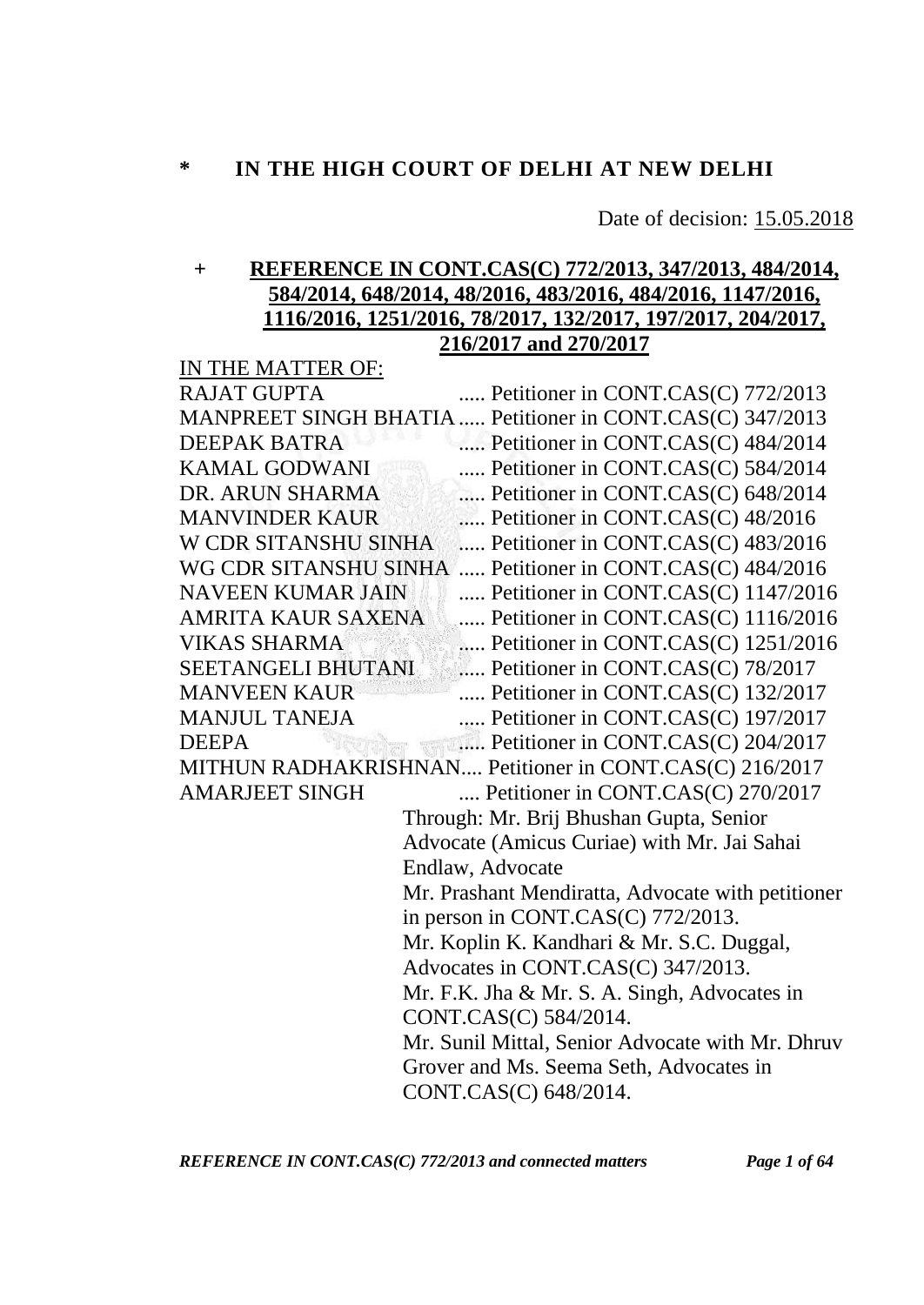**\*   IN THE HIGH COURT OF DELHI AT NEW DELHI**

Date of decision: 15.05.2018

**+   REFERENCE IN CONT.CAS(C) 772/2013, 347/2013, 484/2014, 584/2014, 648/2014, 48/2016, 483/2016, 484/2016, 1147/2016, 1116/2016, 1251/2016, 78/2017, 132/2017, 197/2017, 204/2017, 216/2017 and 270/2017**

IN THE MATTER OF:

| | |
|---|---|
| RAJAT GUPTA | ..... Petitioner in CONT.CAS(C) 772/2013 |
| MANPREET SINGH BHATIA | ..... Petitioner in CONT.CAS(C) 347/2013 |
| DEEPAK BATRA | ..... Petitioner in CONT.CAS(C) 484/2014 |
| KAMAL GODWANI | ..... Petitioner in CONT.CAS(C) 584/2014 |
| DR. ARUN SHARMA | ..... Petitioner in CONT.CAS(C) 648/2014 |
| MANVINDER KAUR | ..... Petitioner in CONT.CAS(C) 48/2016 |
| W CDR SITANSHU SINHA | ..... Petitioner in CONT.CAS(C) 483/2016 |
| WG CDR SITANSHU SINHA | ..... Petitioner in CONT.CAS(C) 484/2016 |
| NAVEEN KUMAR JAIN | ..... Petitioner in CONT.CAS(C) 1147/2016 |
| AMRITA KAUR SAXENA | ..... Petitioner in CONT.CAS(C) 1116/2016 |
| VIKAS SHARMA | ..... Petitioner in CONT.CAS(C) 1251/2016 |
| SEETANGELI BHUTANI | ..... Petitioner in CONT.CAS(C) 78/2017 |
| MANVEEN KAUR | ..... Petitioner in CONT.CAS(C) 132/2017 |
| MANJUL TANEJA | ..... Petitioner in CONT.CAS(C) 197/2017 |
| DEEPA | ..... Petitioner in CONT.CAS(C) 204/2017 |
| MITHUN RADHAKRISHNAN | .... Petitioner in CONT.CAS(C) 216/2017 |
| AMARJEET SINGH | .... Petitioner in CONT.CAS(C) 270/2017 |

Through: Mr. Brij Bhushan Gupta, Senior Advocate (Amicus Curiae) with Mr. Jai Sahai Endlaw, Advocate

Mr. Prashant Mendiratta, Advocate with petitioner in person in CONT.CAS(C) 772/2013.

Mr. Koplin K. Kandhari & Mr. S.C. Duggal, Advocates in CONT.CAS(C) 347/2013.

Mr. F.K. Jha & Mr. S. A. Singh, Advocates in CONT.CAS(C) 584/2014.

Mr. Sunil Mittal, Senior Advocate with Mr. Dhruv Grover and Ms. Seema Seth, Advocates in CONT.CAS(C) 648/2014.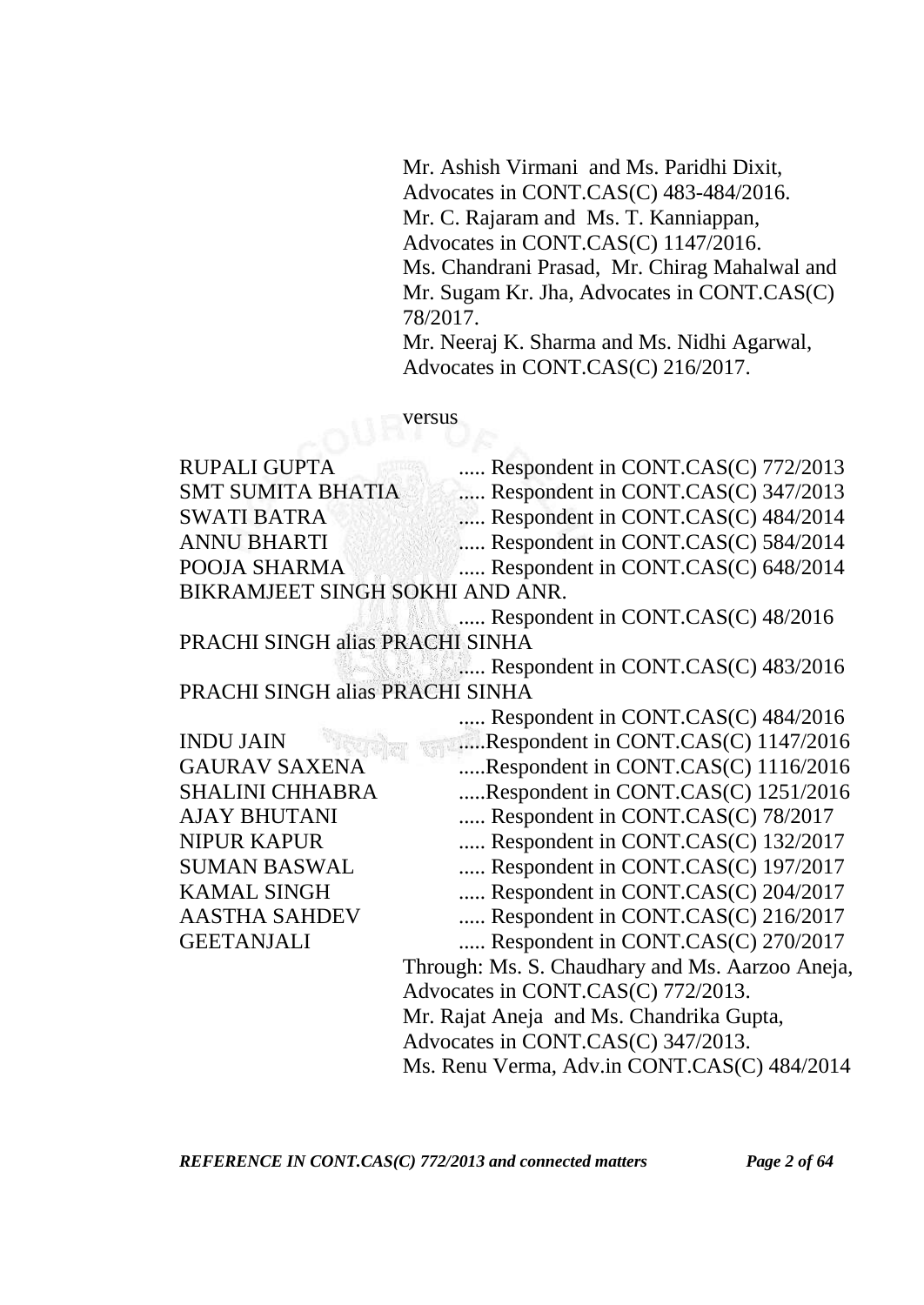Mr. Ashish Virmani and Ms. Paridhi Dixit, Advocates in CONT.CAS(C) 483-484/2016.
Mr. C. Rajaram and Ms. T. Kanniappan, Advocates in CONT.CAS(C) 1147/2016.
Ms. Chandrani Prasad, Mr. Chirag Mahalwal and Mr. Sugam Kr. Jha, Advocates in CONT.CAS(C) 78/2017.
Mr. Neeraj K. Sharma and Ms. Nidhi Agarwal, Advocates in CONT.CAS(C) 216/2017.

versus

RUPALI GUPTA ..... Respondent in CONT.CAS(C) 772/2013
SMT SUMITA BHATIA ..... Respondent in CONT.CAS(C) 347/2013
SWATI BATRA ..... Respondent in CONT.CAS(C) 484/2014
ANNU BHARTI ..... Respondent in CONT.CAS(C) 584/2014
POOJA SHARMA ..... Respondent in CONT.CAS(C) 648/2014
BIKRAMJEET SINGH SOKHI AND ANR. ..... Respondent in CONT.CAS(C) 48/2016
PRACHI SINGH alias PRACHI SINHA ..... Respondent in CONT.CAS(C) 483/2016
PRACHI SINGH alias PRACHI SINHA ..... Respondent in CONT.CAS(C) 484/2016
INDU JAIN .....Respondent in CONT.CAS(C) 1147/2016
GAURAV SAXENA .....Respondent in CONT.CAS(C) 1116/2016
SHALINI CHHABRA .....Respondent in CONT.CAS(C) 1251/2016
AJAY BHUTANI ..... Respondent in CONT.CAS(C) 78/2017
NIPUR KAPUR ..... Respondent in CONT.CAS(C) 132/2017
SUMAN BASWAL ..... Respondent in CONT.CAS(C) 197/2017
KAMAL SINGH ..... Respondent in CONT.CAS(C) 204/2017
AASTHA SAHDEV ..... Respondent in CONT.CAS(C) 216/2017
GEETANJALI ..... Respondent in CONT.CAS(C) 270/2017

Through: Ms. S. Chaudhary and Ms. Aarzoo Aneja, Advocates in CONT.CAS(C) 772/2013.
Mr. Rajat Aneja and Ms. Chandrika Gupta, Advocates in CONT.CAS(C) 347/2013.
Ms. Renu Verma, Adv.in CONT.CAS(C) 484/2014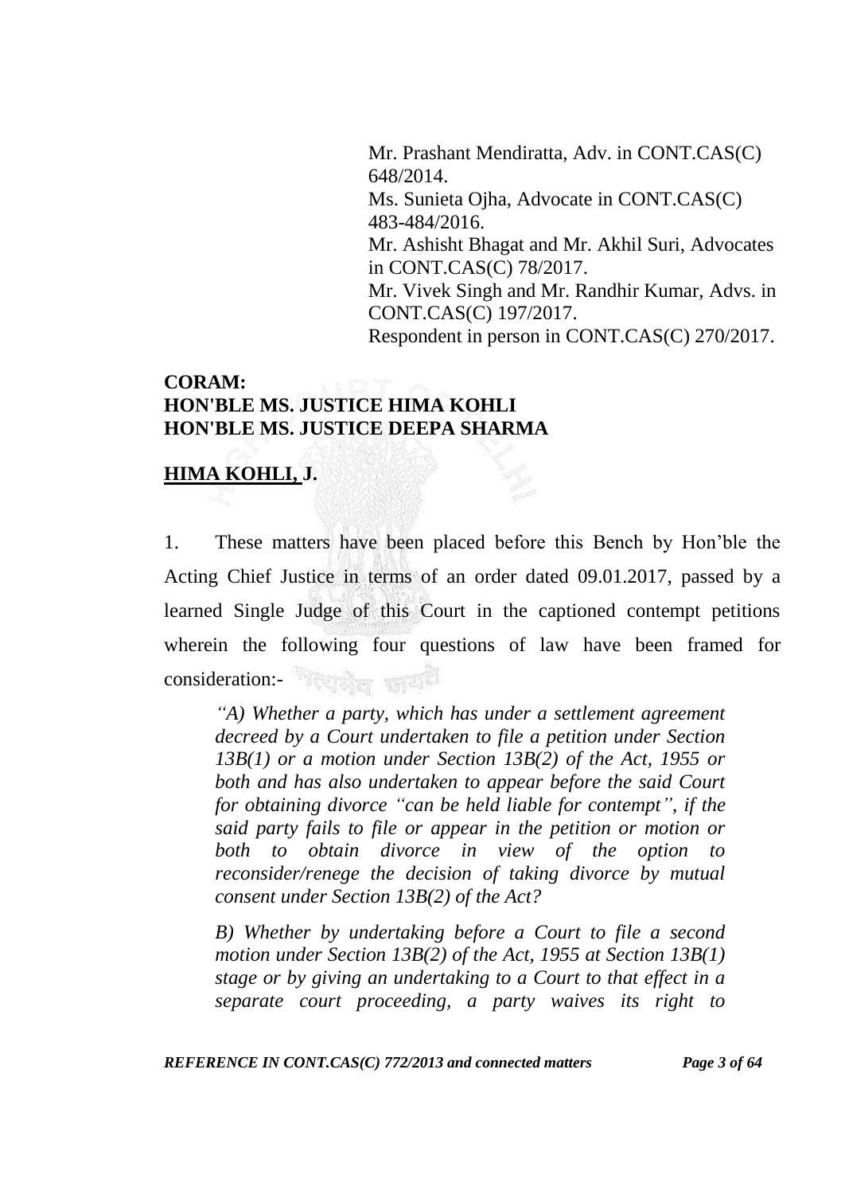Mr. Prashant Mendiratta, Adv. in CONT.CAS(C) 648/2014.
Ms. Sunieta Ojha, Advocate in CONT.CAS(C) 483-484/2016.
Mr. Ashisht Bhagat and Mr. Akhil Suri, Advocates in CONT.CAS(C) 78/2017.
Mr. Vivek Singh and Mr. Randhir Kumar, Advs. in CONT.CAS(C) 197/2017.
Respondent in person in CONT.CAS(C) 270/2017.

**CORAM:**
**HON'BLE MS. JUSTICE HIMA KOHLI**
**HON'BLE MS. JUSTICE DEEPA SHARMA**

**HIMA KOHLI, J.**

1. These matters have been placed before this Bench by Hon'ble the Acting Chief Justice in terms of an order dated 09.01.2017, passed by a learned Single Judge of this Court in the captioned contempt petitions wherein the following four questions of law have been framed for consideration:-

> *"A) Whether a party, which has under a settlement agreement decreed by a Court undertaken to file a petition under Section 13B(1) or a motion under Section 13B(2) of the Act, 1955 or both and has also undertaken to appear before the said Court for obtaining divorce "can be held liable for contempt", if the said party fails to file or appear in the petition or motion or both to obtain divorce in view of the option to reconsider/renege the decision of taking divorce by mutual consent under Section 13B(2) of the Act?*
>
> *B) Whether by undertaking before a Court to file a second motion under Section 13B(2) of the Act, 1955 at Section 13B(1) stage or by giving an undertaking to a Court to that effect in a separate court proceeding, a party waives its right to*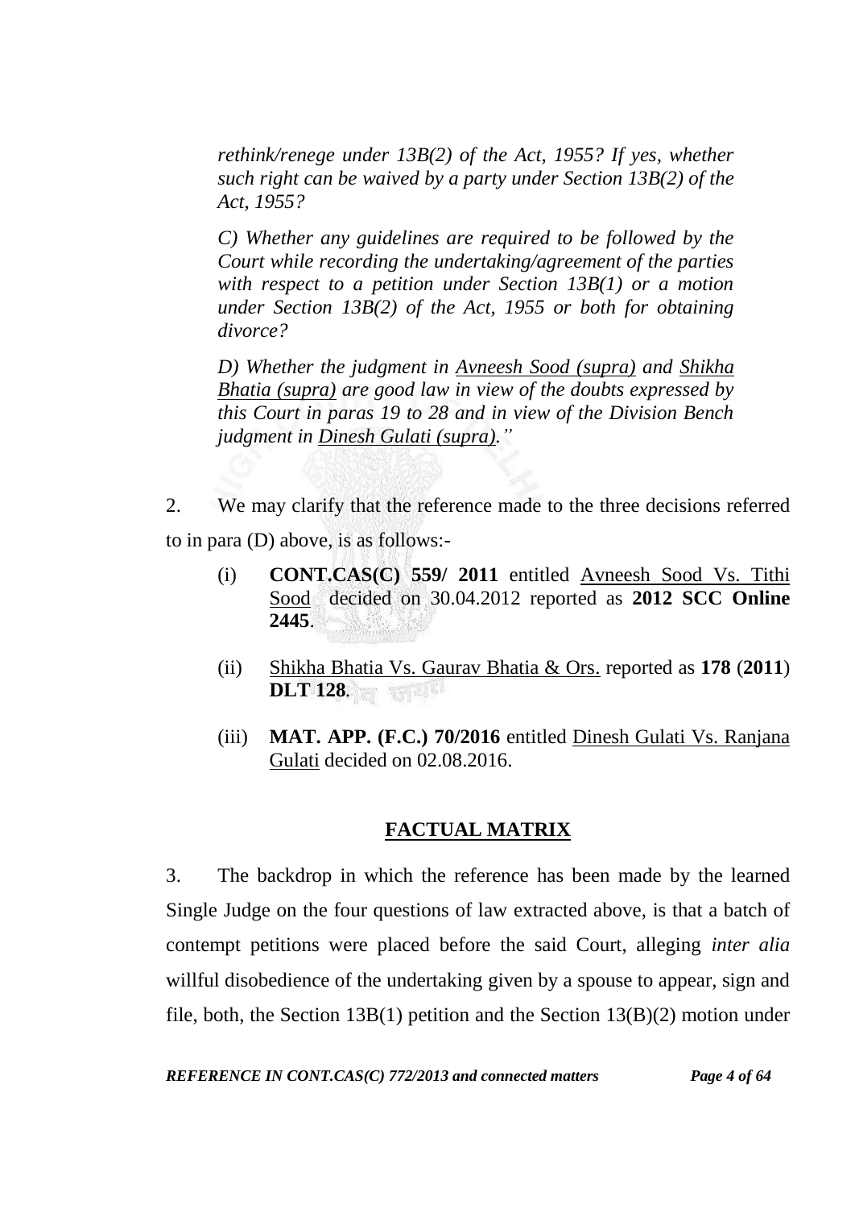*rethink/renege under 13B(2) of the Act, 1955? If yes, whether such right can be waived by a party under Section 13B(2) of the Act, 1955?*

*C) Whether any guidelines are required to be followed by the Court while recording the undertaking/agreement of the parties with respect to a petition under Section 13B(1) or a motion under Section 13B(2) of the Act, 1955 or both for obtaining divorce?*

*D) Whether the judgment in Avneesh Sood (supra) and Shikha Bhatia (supra) are good law in view of the doubts expressed by this Court in paras 19 to 28 and in view of the Division Bench judgment in Dinesh Gulati (supra)."*

2. We may clarify that the reference made to the three decisions referred to in para (D) above, is as follows:-

(i) **CONT.CAS(C) 559/ 2011** entitled Avneesh Sood Vs. Tithi Sood decided on 30.04.2012 reported as **2012 SCC Online 2445**.

(ii) Shikha Bhatia Vs. Gaurav Bhatia & Ors. reported as **178** (**2011**) **DLT 128**.

(iii) **MAT. APP. (F.C.) 70/2016** entitled Dinesh Gulati Vs. Ranjana Gulati decided on 02.08.2016.

## FACTUAL MATRIX

3. The backdrop in which the reference has been made by the learned Single Judge on the four questions of law extracted above, is that a batch of contempt petitions were placed before the said Court, alleging *inter alia* willful disobedience of the undertaking given by a spouse to appear, sign and file, both, the Section 13B(1) petition and the Section 13(B)(2) motion under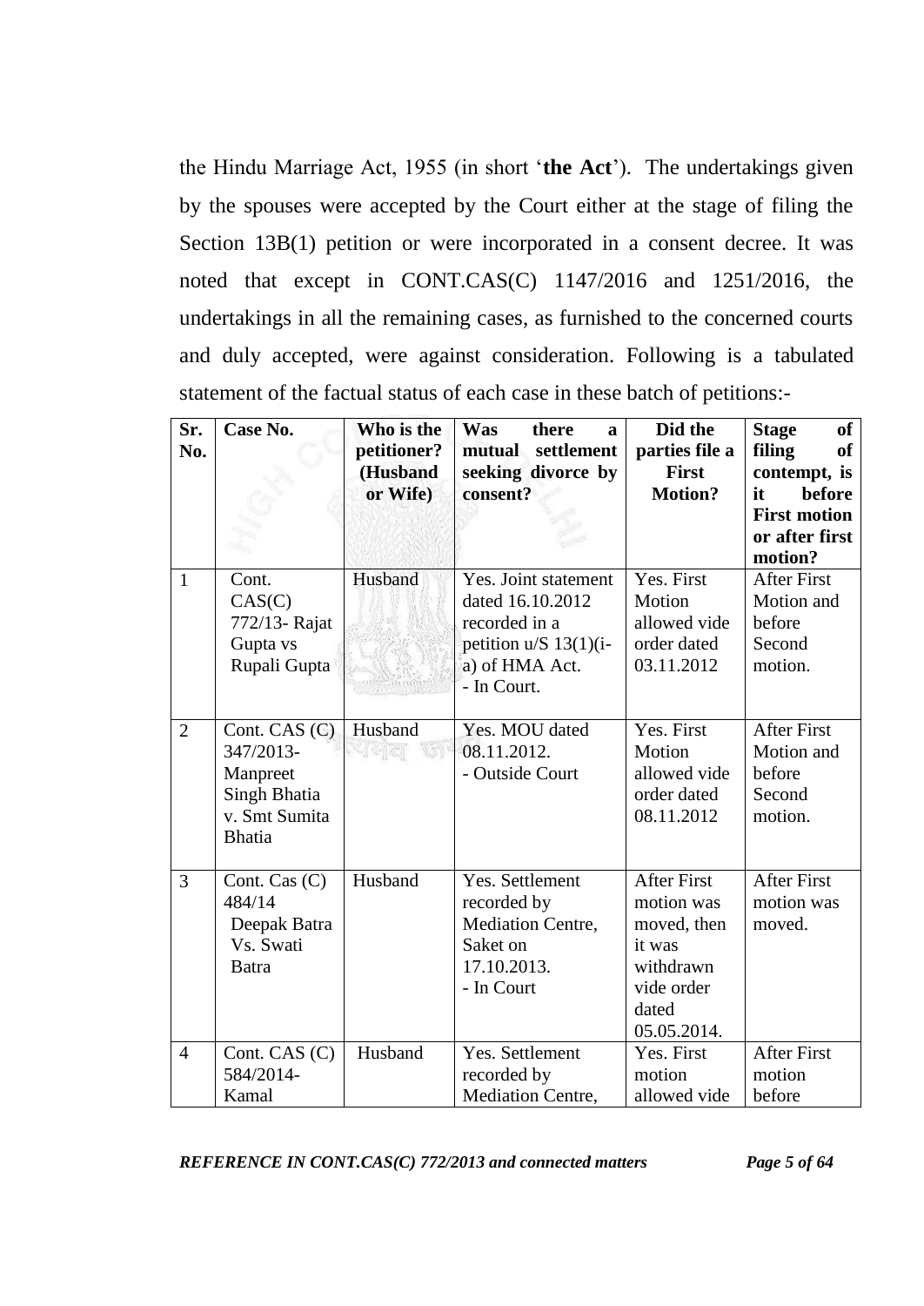the Hindu Marriage Act, 1955 (in short '**the Act**'). The undertakings given by the spouses were accepted by the Court either at the stage of filing the Section 13B(1) petition or were incorporated in a consent decree. It was noted that except in CONT.CAS(C) 1147/2016 and 1251/2016, the undertakings in all the remaining cases, as furnished to the concerned courts and duly accepted, were against consideration. Following is a tabulated statement of the factual status of each case in these batch of petitions:-

| Sr. No. | Case No. | Who is the petitioner? (Husband or Wife) | Was there a mutual settlement seeking divorce by consent? | Did the parties file a First Motion? | Stage of filing of contempt, is it before First motion or after first motion? |
|---|---|---|---|---|---|
| 1 | Cont. CAS(C) 772/13- Rajat Gupta vs Rupali Gupta | Husband | Yes. Joint statement dated 16.10.2012 recorded in a petition u/S 13(1)(i-a) of HMA Act. - In Court. | Yes. First Motion allowed vide order dated 03.11.2012 | After First Motion and before Second motion. |
| 2 | Cont. CAS (C) 347/2013- Manpreet Singh Bhatia v. Smt Sumita Bhatia | Husband | Yes. MOU dated 08.11.2012. - Outside Court | Yes. First Motion allowed vide order dated 08.11.2012 | After First Motion and before Second motion. |
| 3 | Cont. Cas (C) 484/14 Deepak Batra Vs. Swati Batra | Husband | Yes. Settlement recorded by Mediation Centre, Saket on 17.10.2013. - In Court | After First motion was moved, then it was withdrawn vide order dated 05.05.2014. | After First motion was moved. |
| 4 | Cont. CAS (C) 584/2014- Kamal | Husband | Yes. Settlement recorded by Mediation Centre, | Yes. First motion allowed vide | After First motion before |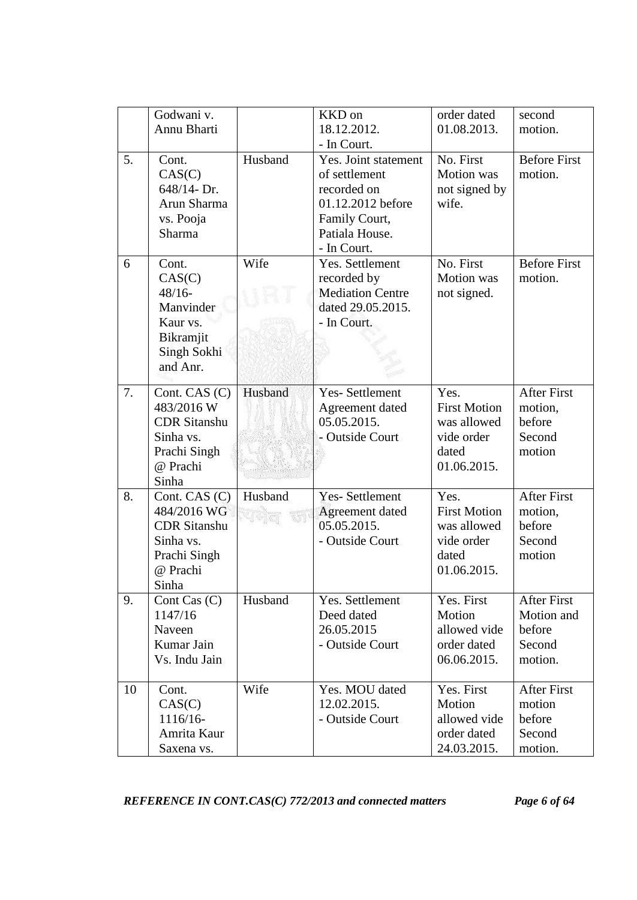| | | | | | |
|---|---|---|---|---|---|
| | Godwani v. Annu Bharti | | KKD on 18.12.2012. - In Court. | order dated 01.08.2013. | second motion. |
| 5. | Cont. CAS(C) 648/14- Dr. Arun Sharma vs. Pooja Sharma | Husband | Yes. Joint statement of settlement recorded on 01.12.2012 before Family Court, Patiala House. - In Court. | No. First Motion was not signed by wife. | Before First motion. |
| 6 | Cont. CAS(C) 48/16- Manvinder Kaur vs. Bikramjit Singh Sokhi and Anr. | Wife | Yes. Settlement recorded by Mediation Centre dated 29.05.2015. - In Court. | No. First Motion was not signed. | Before First motion. |
| 7. | Cont. CAS (C) 483/2016 W CDR Sitanshu Sinha vs. Prachi Singh @ Prachi Sinha | Husband | Yes- Settlement Agreement dated 05.05.2015. - Outside Court | Yes. First Motion was allowed vide order dated 01.06.2015. | After First motion, before Second motion |
| 8. | Cont. CAS (C) 484/2016 WG CDR Sitanshu Sinha vs. Prachi Singh @ Prachi Sinha | Husband | Yes- Settlement Agreement dated 05.05.2015. - Outside Court | Yes. First Motion was allowed vide order dated 01.06.2015. | After First motion, before Second motion |
| 9. | Cont Cas (C) 1147/16 Naveen Kumar Jain Vs. Indu Jain | Husband | Yes. Settlement Deed dated 26.05.2015 - Outside Court | Yes. First Motion allowed vide order dated 06.06.2015. | After First Motion and before Second motion. |
| 10 | Cont. CAS(C) 1116/16- Amrita Kaur Saxena vs. | Wife | Yes. MOU dated 12.02.2015. - Outside Court | Yes. First Motion allowed vide order dated 24.03.2015. | After First motion before Second motion. |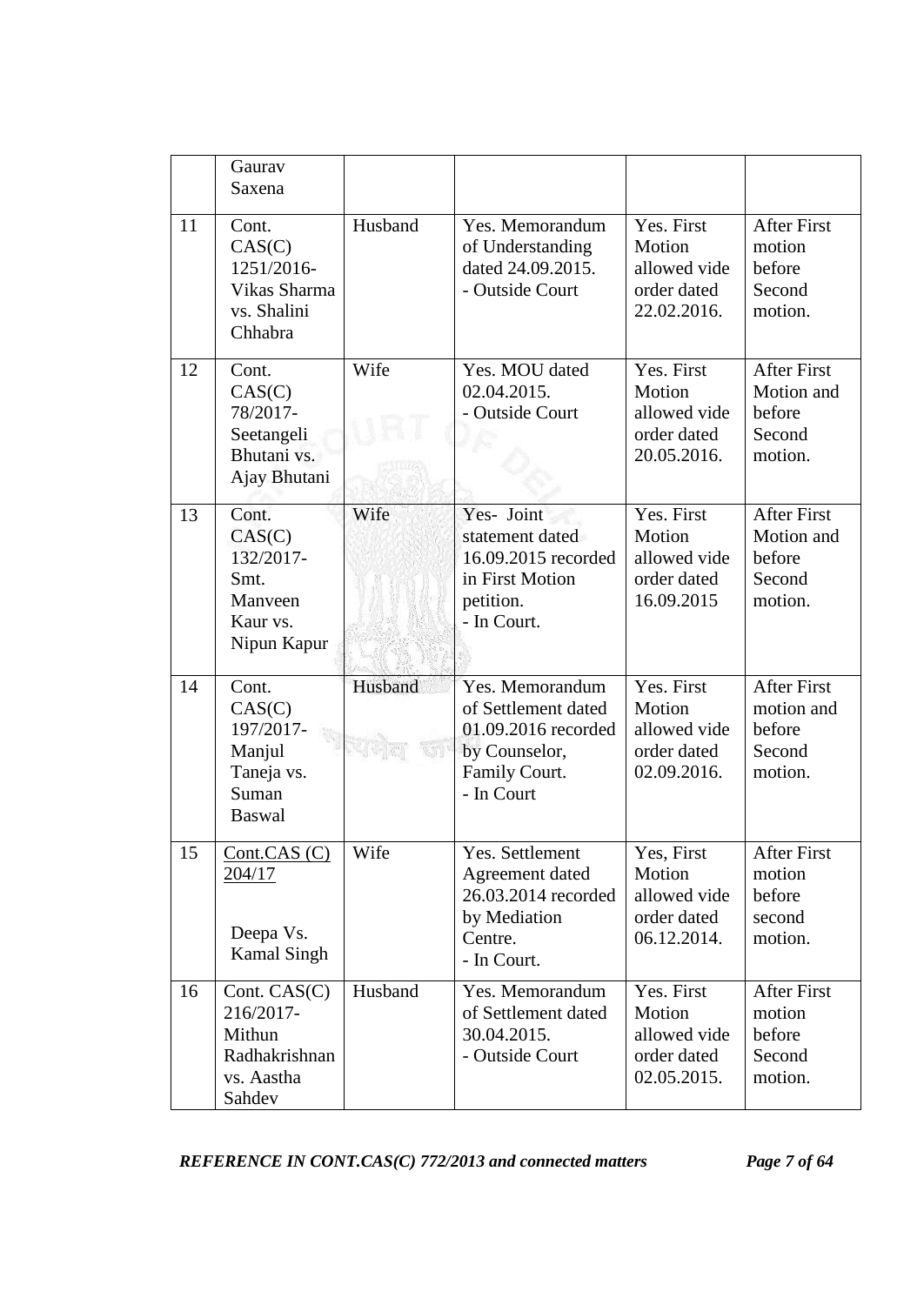| | | | | | |
|---|---|---|---|---|---|
| | Gaurav Saxena | | | | |
| 11 | Cont. CAS(C) 1251/2016- Vikas Sharma vs. Shalini Chhabra | Husband | Yes. Memorandum of Understanding dated 24.09.2015. - Outside Court | Yes. First Motion allowed vide order dated 22.02.2016. | After First motion before Second motion. |
| 12 | Cont. CAS(C) 78/2017- Seetangeli Bhutani vs. Ajay Bhutani | Wife | Yes. MOU dated 02.04.2015. - Outside Court | Yes. First Motion allowed vide order dated 20.05.2016. | After First Motion and before Second motion. |
| 13 | Cont. CAS(C) 132/2017- Smt. Manveen Kaur vs. Nipun Kapur | Wife | Yes- Joint statement dated 16.09.2015 recorded in First Motion petition. - In Court. | Yes. First Motion allowed vide order dated 16.09.2015 | After First Motion and before Second motion. |
| 14 | Cont. CAS(C) 197/2017- Manjul Taneja vs. Suman Baswal | Husband | Yes. Memorandum of Settlement dated 01.09.2016 recorded by Counselor, Family Court. - In Court | Yes. First Motion allowed vide order dated 02.09.2016. | After First motion and before Second motion. |
| 15 | Cont.CAS (C) 204/17 Deepa Vs. Kamal Singh | Wife | Yes. Settlement Agreement dated 26.03.2014 recorded by Mediation Centre. - In Court. | Yes, First Motion allowed vide order dated 06.12.2014. | After First motion before second motion. |
| 16 | Cont. CAS(C) 216/2017- Mithun Radhakrishnan vs. Aastha Sahdev | Husband | Yes. Memorandum of Settlement dated 30.04.2015. - Outside Court | Yes. First Motion allowed vide order dated 02.05.2015. | After First motion before Second motion. |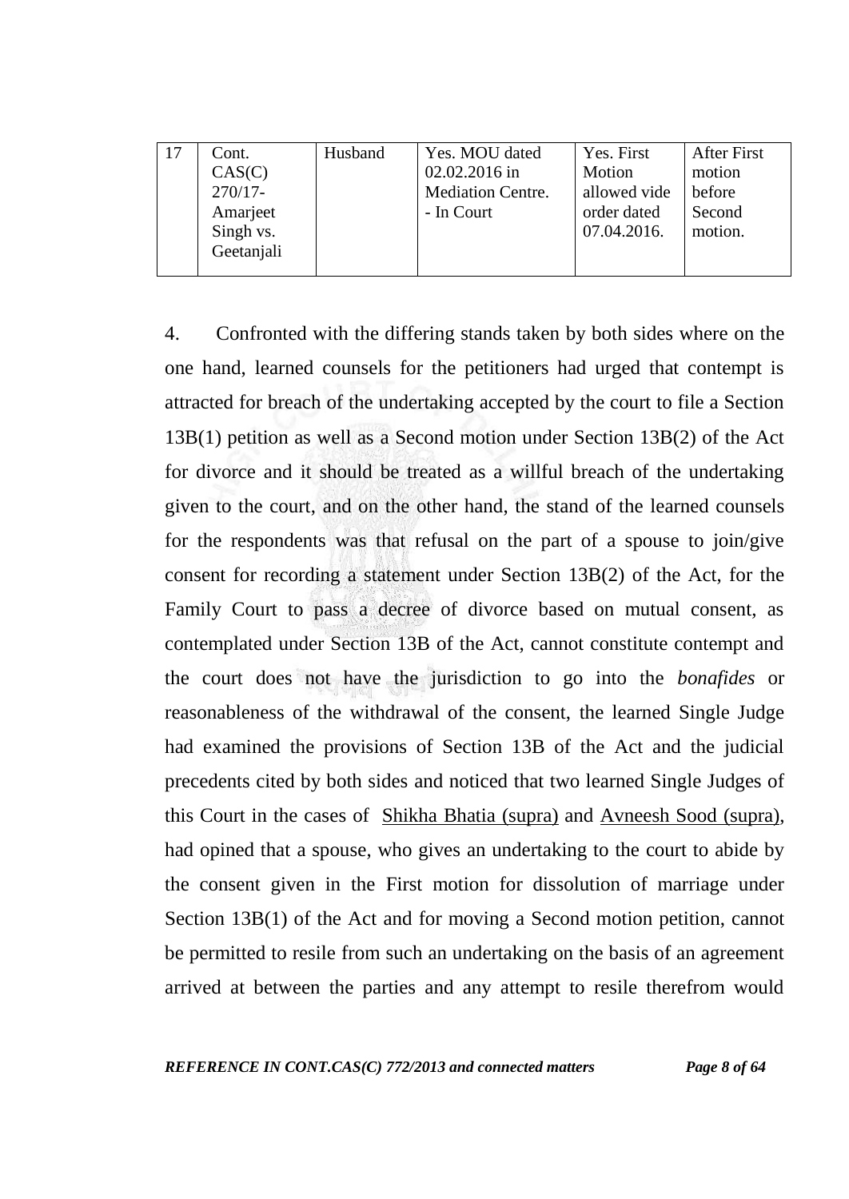| | | | | | |
|---|---|---|---|---|---|
| 17 | Cont. CAS(C) 270/17- Amarjeet Singh vs. Geetanjali | Husband | Yes. MOU dated 02.02.2016 in Mediation Centre. - In Court | Yes. First Motion allowed vide order dated 07.04.2016. | After First motion before Second motion. |

4. Confronted with the differing stands taken by both sides where on the one hand, learned counsels for the petitioners had urged that contempt is attracted for breach of the undertaking accepted by the court to file a Section 13B(1) petition as well as a Second motion under Section 13B(2) of the Act for divorce and it should be treated as a willful breach of the undertaking given to the court, and on the other hand, the stand of the learned counsels for the respondents was that refusal on the part of a spouse to join/give consent for recording a statement under Section 13B(2) of the Act, for the Family Court to pass a decree of divorce based on mutual consent, as contemplated under Section 13B of the Act, cannot constitute contempt and the court does not have the jurisdiction to go into the *bonafides* or reasonableness of the withdrawal of the consent, the learned Single Judge had examined the provisions of Section 13B of the Act and the judicial precedents cited by both sides and noticed that two learned Single Judges of this Court in the cases of Shikha Bhatia (supra) and Avneesh Sood (supra), had opined that a spouse, who gives an undertaking to the court to abide by the consent given in the First motion for dissolution of marriage under Section 13B(1) of the Act and for moving a Second motion petition, cannot be permitted to resile from such an undertaking on the basis of an agreement arrived at between the parties and any attempt to resile therefrom would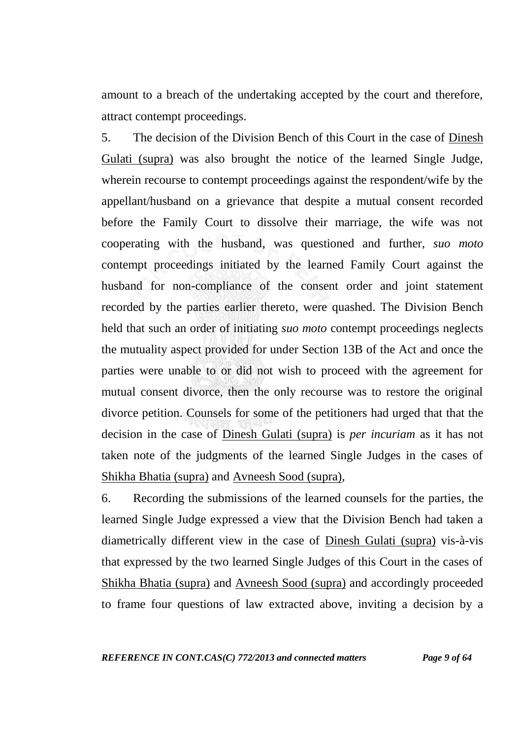amount to a breach of the undertaking accepted by the court and therefore, attract contempt proceedings.

5. The decision of the Division Bench of this Court in the case of Dinesh Gulati (supra) was also brought the notice of the learned Single Judge, wherein recourse to contempt proceedings against the respondent/wife by the appellant/husband on a grievance that despite a mutual consent recorded before the Family Court to dissolve their marriage, the wife was not cooperating with the husband, was questioned and further, *suo moto* contempt proceedings initiated by the learned Family Court against the husband for non-compliance of the consent order and joint statement recorded by the parties earlier thereto, were quashed. The Division Bench held that such an order of initiating *suo moto* contempt proceedings neglects the mutuality aspect provided for under Section 13B of the Act and once the parties were unable to or did not wish to proceed with the agreement for mutual consent divorce, then the only recourse was to restore the original divorce petition. Counsels for some of the petitioners had urged that that the decision in the case of Dinesh Gulati (supra) is *per incuriam* as it has not taken note of the judgments of the learned Single Judges in the cases of Shikha Bhatia (supra) and Avneesh Sood (supra),

6. Recording the submissions of the learned counsels for the parties, the learned Single Judge expressed a view that the Division Bench had taken a diametrically different view in the case of Dinesh Gulati (supra) vis-à-vis that expressed by the two learned Single Judges of this Court in the cases of Shikha Bhatia (supra) and Avneesh Sood (supra) and accordingly proceeded to frame four questions of law extracted above, inviting a decision by a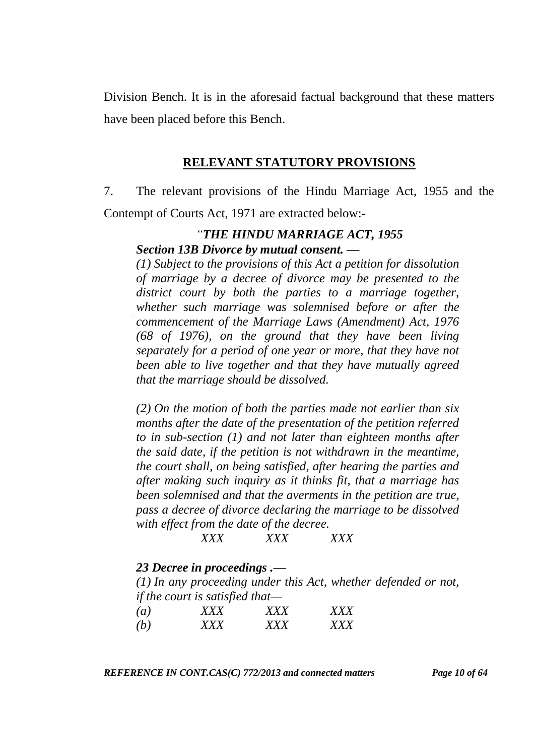Division Bench. It is in the aforesaid factual background that these matters have been placed before this Bench.

## **RELEVANT STATUTORY PROVISIONS**

7. The relevant provisions of the Hindu Marriage Act, 1955 and the Contempt of Courts Act, 1971 are extracted below:-

> *"**THE HINDU MARRIAGE ACT, 1955***
>
> ***Section 13B Divorce by mutual consent. —***
>
> *(1) Subject to the provisions of this Act a petition for dissolution of marriage by a decree of divorce may be presented to the district court by both the parties to a marriage together, whether such marriage was solemnised before or after the commencement of the Marriage Laws (Amendment) Act, 1976 (68 of 1976), on the ground that they have been living separately for a period of one year or more, that they have not been able to live together and that they have mutually agreed that the marriage should be dissolved.*
>
> *(2) On the motion of both the parties made not earlier than six months after the date of the presentation of the petition referred to in sub-section (1) and not later than eighteen months after the said date, if the petition is not withdrawn in the meantime, the court shall, on being satisfied, after hearing the parties and after making such inquiry as it thinks fit, that a marriage has been solemnised and that the averments in the petition are true, pass a decree of divorce declaring the marriage to be dissolved with effect from the date of the decree.*
>
> *XXX XXX XXX*
>
> ***23 Decree in proceedings .—***
>
> *(1) In any proceeding under this Act, whether defended or not, if the court is satisfied that—*
>
> *(a) XXX XXX XXX*
>
> *(b) XXX XXX XXX*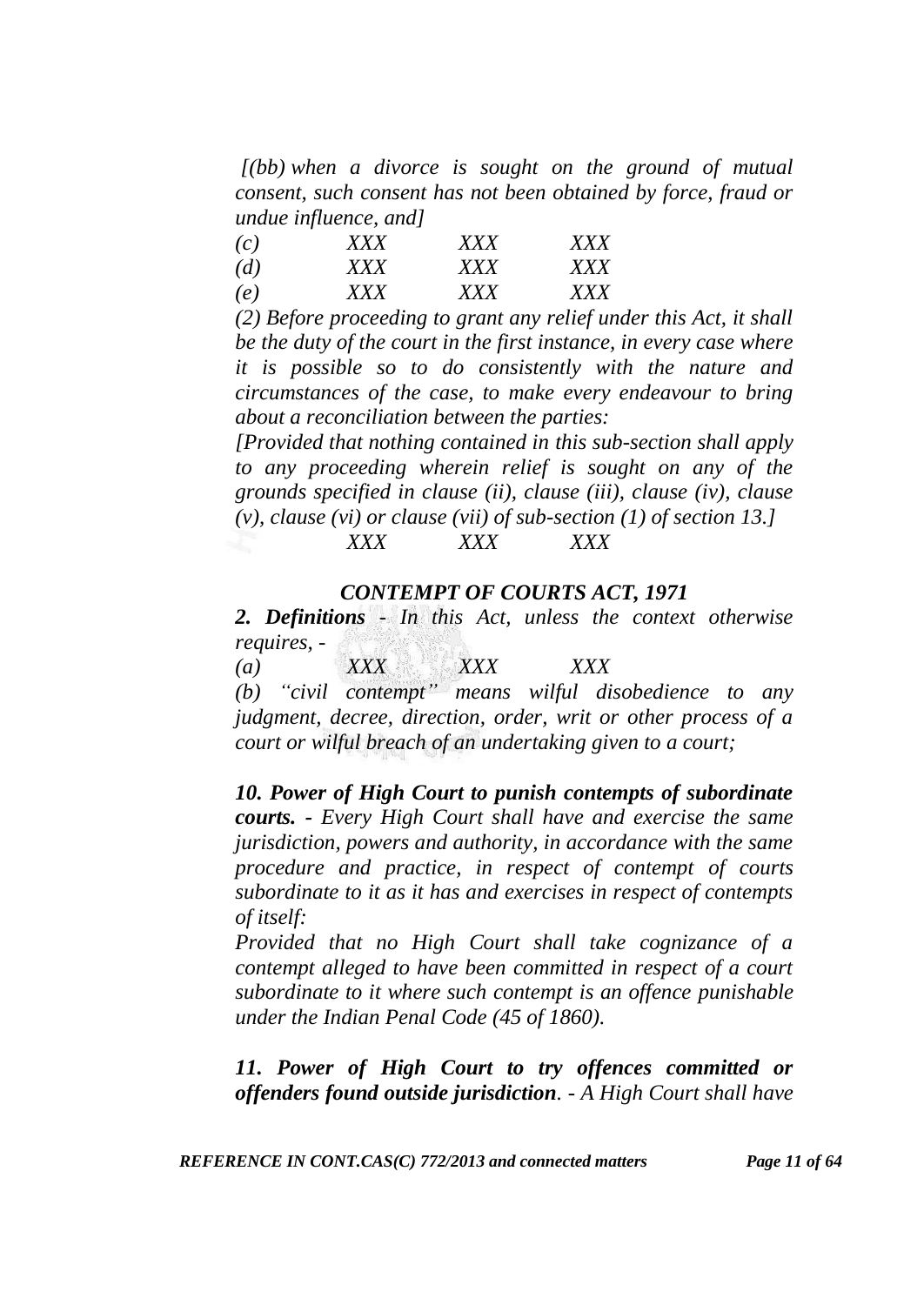*[(bb) when a divorce is sought on the ground of mutual consent, such consent has not been obtained by force, fraud or undue influence, and]*

*(c) XXX XXX XXX*
*(d) XXX XXX XXX*
*(e) XXX XXX XXX*

*(2) Before proceeding to grant any relief under this Act, it shall be the duty of the court in the first instance, in every case where it is possible so to do consistently with the nature and circumstances of the case, to make every endeavour to bring about a reconciliation between the parties:*

*[Provided that nothing contained in this sub-section shall apply to any proceeding wherein relief is sought on any of the grounds specified in clause (ii), clause (iii), clause (iv), clause (v), clause (vi) or clause (vii) of sub-section (1) of section 13.]*

*XXX XXX XXX*

### *CONTEMPT OF COURTS ACT, 1971*

***2. Definitions*** *- In this Act, unless the context otherwise requires, -*

*(a) XXX XXX XXX*

*(b) "civil contempt" means wilful disobedience to any judgment, decree, direction, order, writ or other process of a court or wilful breach of an undertaking given to a court;*

***10. Power of High Court to punish contempts of subordinate courts.*** *- Every High Court shall have and exercise the same jurisdiction, powers and authority, in accordance with the same procedure and practice, in respect of contempt of courts subordinate to it as it has and exercises in respect of contempts of itself:*

*Provided that no High Court shall take cognizance of a contempt alleged to have been committed in respect of a court subordinate to it where such contempt is an offence punishable under the Indian Penal Code (45 of 1860).*

***11. Power of High Court to try offences committed or offenders found outside jurisdiction.*** *- A High Court shall have*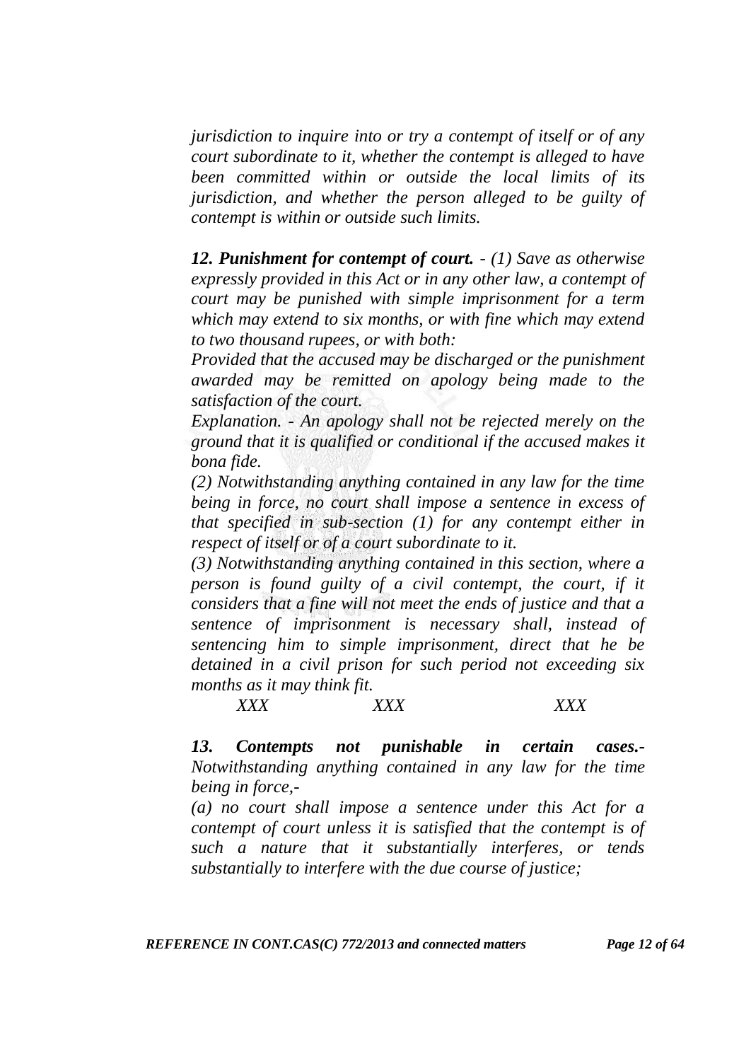*jurisdiction to inquire into or try a contempt of itself or of any court subordinate to it, whether the contempt is alleged to have been committed within or outside the local limits of its jurisdiction, and whether the person alleged to be guilty of contempt is within or outside such limits.*

***12. Punishment for contempt of court.*** *- (1) Save as otherwise expressly provided in this Act or in any other law, a contempt of court may be punished with simple imprisonment for a term which may extend to six months, or with fine which may extend to two thousand rupees, or with both:*

*Provided that the accused may be discharged or the punishment awarded may be remitted on apology being made to the satisfaction of the court.*

*Explanation. - An apology shall not be rejected merely on the ground that it is qualified or conditional if the accused makes it bona fide.*

*(2) Notwithstanding anything contained in any law for the time being in force, no court shall impose a sentence in excess of that specified in sub-section (1) for any contempt either in respect of itself or of a court subordinate to it.*

*(3) Notwithstanding anything contained in this section, where a person is found guilty of a civil contempt, the court, if it considers that a fine will not meet the ends of justice and that a sentence of imprisonment is necessary shall, instead of sentencing him to simple imprisonment, direct that he be detained in a civil prison for such period not exceeding six months as it may think fit.*

*XXX XXX XXX*

***13. Contempts not punishable in certain cases.-*** *Notwithstanding anything contained in any law for the time being in force,-*

*(a) no court shall impose a sentence under this Act for a contempt of court unless it is satisfied that the contempt is of such a nature that it substantially interferes, or tends substantially to interfere with the due course of justice;*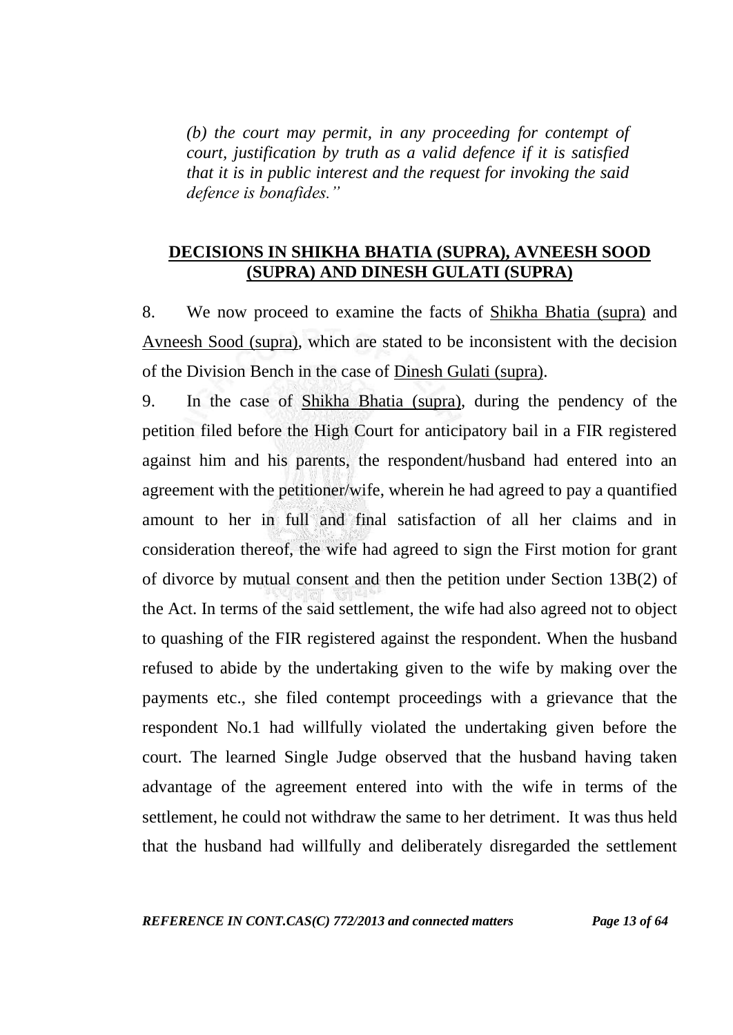*(b) the court may permit, in any proceeding for contempt of court, justification by truth as a valid defence if it is satisfied that it is in public interest and the request for invoking the said defence is bonafides."*

## DECISIONS IN SHIKHA BHATIA (SUPRA), AVNEESH SOOD (SUPRA) AND DINESH GULATI (SUPRA)

8. We now proceed to examine the facts of Shikha Bhatia (supra) and Avneesh Sood (supra), which are stated to be inconsistent with the decision of the Division Bench in the case of Dinesh Gulati (supra).

9. In the case of Shikha Bhatia (supra), during the pendency of the petition filed before the High Court for anticipatory bail in a FIR registered against him and his parents, the respondent/husband had entered into an agreement with the petitioner/wife, wherein he had agreed to pay a quantified amount to her in full and final satisfaction of all her claims and in consideration thereof, the wife had agreed to sign the First motion for grant of divorce by mutual consent and then the petition under Section 13B(2) of the Act. In terms of the said settlement, the wife had also agreed not to object to quashing of the FIR registered against the respondent. When the husband refused to abide by the undertaking given to the wife by making over the payments etc., she filed contempt proceedings with a grievance that the respondent No.1 had willfully violated the undertaking given before the court. The learned Single Judge observed that the husband having taken advantage of the agreement entered into with the wife in terms of the settlement, he could not withdraw the same to her detriment. It was thus held that the husband had willfully and deliberately disregarded the settlement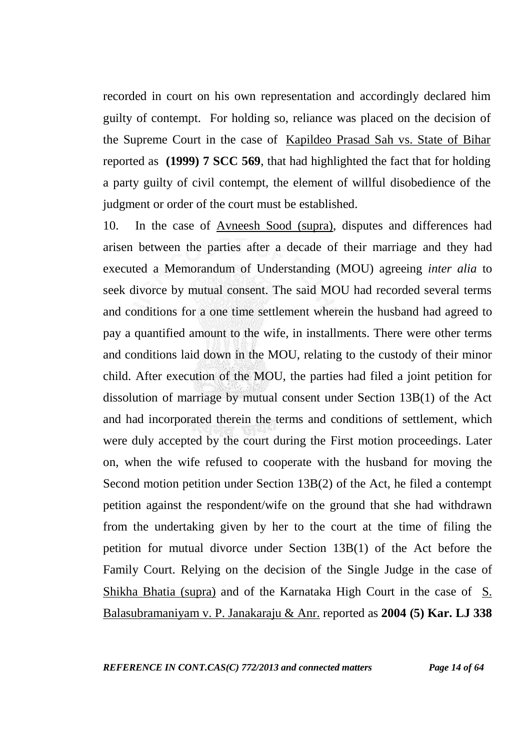recorded in court on his own representation and accordingly declared him guilty of contempt. For holding so, reliance was placed on the decision of the Supreme Court in the case of Kapildeo Prasad Sah vs. State of Bihar reported as **(1999) 7 SCC 569**, that had highlighted the fact that for holding a party guilty of civil contempt, the element of willful disobedience of the judgment or order of the court must be established.

10. In the case of Avneesh Sood (supra), disputes and differences had arisen between the parties after a decade of their marriage and they had executed a Memorandum of Understanding (MOU) agreeing *inter alia* to seek divorce by mutual consent. The said MOU had recorded several terms and conditions for a one time settlement wherein the husband had agreed to pay a quantified amount to the wife, in installments. There were other terms and conditions laid down in the MOU, relating to the custody of their minor child. After execution of the MOU, the parties had filed a joint petition for dissolution of marriage by mutual consent under Section 13B(1) of the Act and had incorporated therein the terms and conditions of settlement, which were duly accepted by the court during the First motion proceedings. Later on, when the wife refused to cooperate with the husband for moving the Second motion petition under Section 13B(2) of the Act, he filed a contempt petition against the respondent/wife on the ground that she had withdrawn from the undertaking given by her to the court at the time of filing the petition for mutual divorce under Section 13B(1) of the Act before the Family Court. Relying on the decision of the Single Judge in the case of Shikha Bhatia (supra) and of the Karnataka High Court in the case of S. Balasubramaniyam v. P. Janakaraju & Anr. reported as **2004 (5) Kar. LJ 338**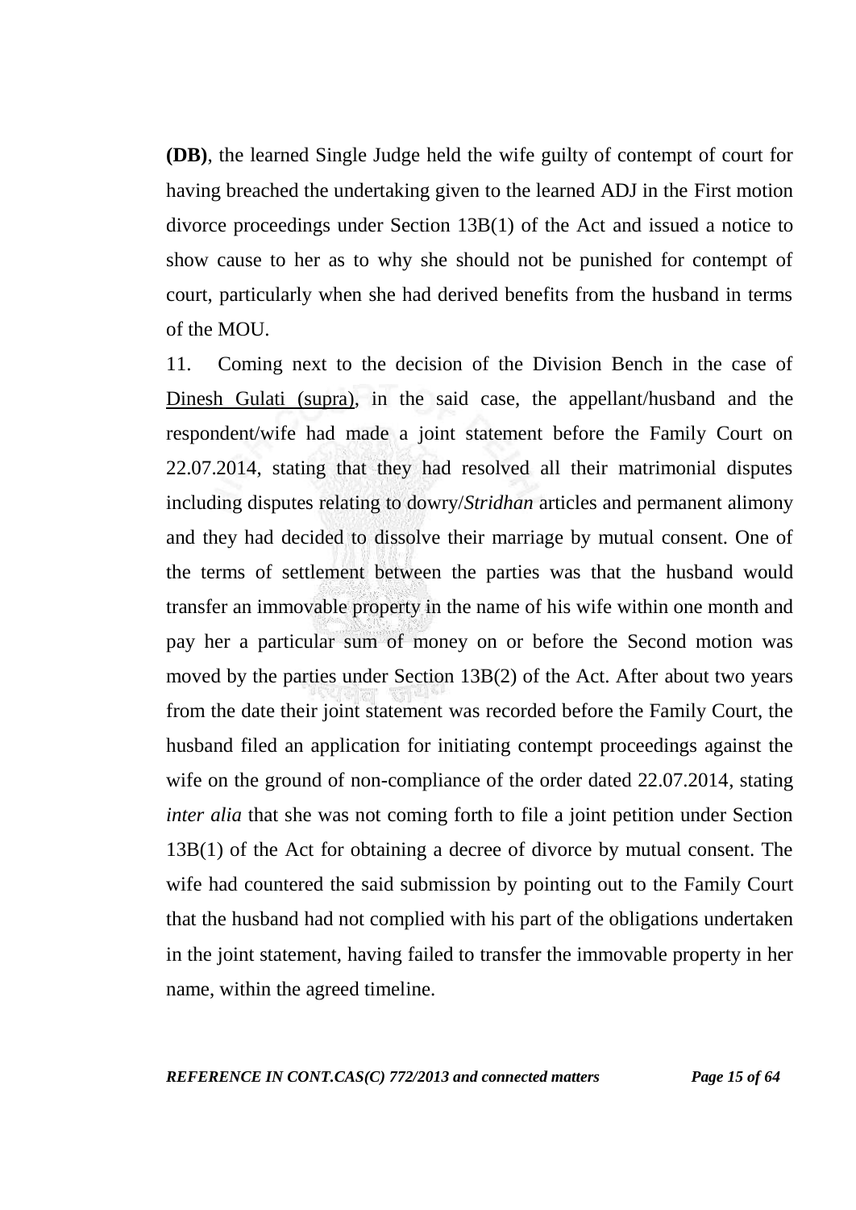**(DB)**, the learned Single Judge held the wife guilty of contempt of court for having breached the undertaking given to the learned ADJ in the First motion divorce proceedings under Section 13B(1) of the Act and issued a notice to show cause to her as to why she should not be punished for contempt of court, particularly when she had derived benefits from the husband in terms of the MOU.

11. Coming next to the decision of the Division Bench in the case of Dinesh Gulati (supra), in the said case, the appellant/husband and the respondent/wife had made a joint statement before the Family Court on 22.07.2014, stating that they had resolved all their matrimonial disputes including disputes relating to dowry/*Stridhan* articles and permanent alimony and they had decided to dissolve their marriage by mutual consent. One of the terms of settlement between the parties was that the husband would transfer an immovable property in the name of his wife within one month and pay her a particular sum of money on or before the Second motion was moved by the parties under Section 13B(2) of the Act. After about two years from the date their joint statement was recorded before the Family Court, the husband filed an application for initiating contempt proceedings against the wife on the ground of non-compliance of the order dated 22.07.2014, stating *inter alia* that she was not coming forth to file a joint petition under Section 13B(1) of the Act for obtaining a decree of divorce by mutual consent. The wife had countered the said submission by pointing out to the Family Court that the husband had not complied with his part of the obligations undertaken in the joint statement, having failed to transfer the immovable property in her name, within the agreed timeline.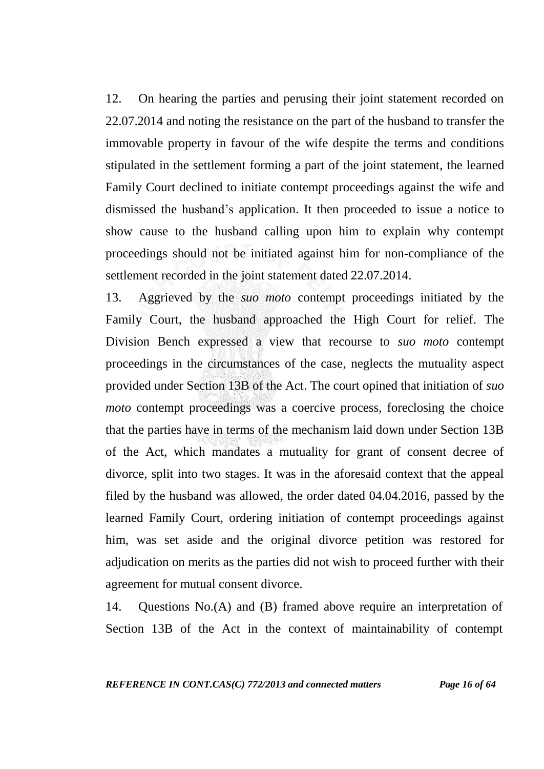12. On hearing the parties and perusing their joint statement recorded on 22.07.2014 and noting the resistance on the part of the husband to transfer the immovable property in favour of the wife despite the terms and conditions stipulated in the settlement forming a part of the joint statement, the learned Family Court declined to initiate contempt proceedings against the wife and dismissed the husband's application. It then proceeded to issue a notice to show cause to the husband calling upon him to explain why contempt proceedings should not be initiated against him for non-compliance of the settlement recorded in the joint statement dated 22.07.2014.

13. Aggrieved by the *suo moto* contempt proceedings initiated by the Family Court, the husband approached the High Court for relief. The Division Bench expressed a view that recourse to *suo moto* contempt proceedings in the circumstances of the case, neglects the mutuality aspect provided under Section 13B of the Act. The court opined that initiation of *suo moto* contempt proceedings was a coercive process, foreclosing the choice that the parties have in terms of the mechanism laid down under Section 13B of the Act, which mandates a mutuality for grant of consent decree of divorce, split into two stages. It was in the aforesaid context that the appeal filed by the husband was allowed, the order dated 04.04.2016, passed by the learned Family Court, ordering initiation of contempt proceedings against him, was set aside and the original divorce petition was restored for adjudication on merits as the parties did not wish to proceed further with their agreement for mutual consent divorce.

14. Questions No.(A) and (B) framed above require an interpretation of Section 13B of the Act in the context of maintainability of contempt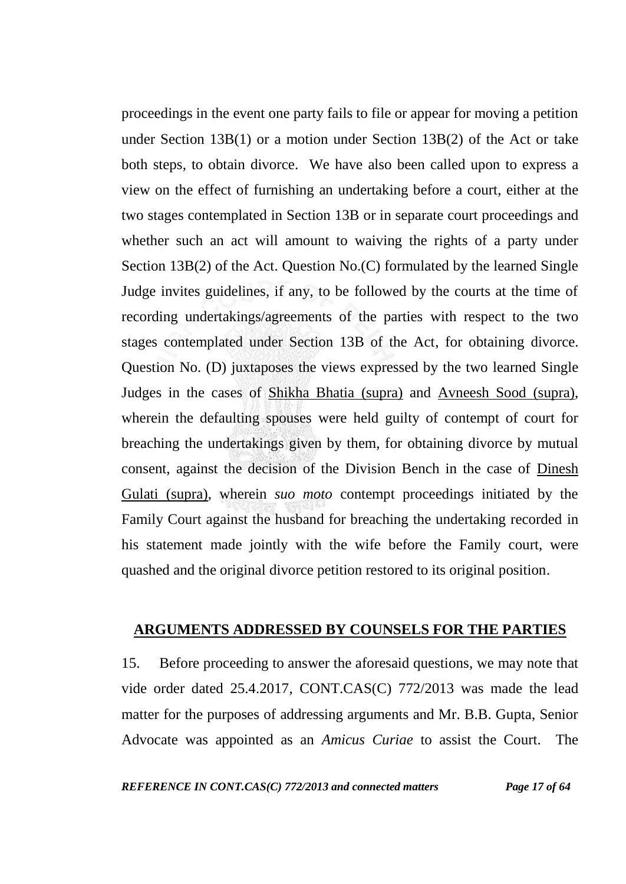proceedings in the event one party fails to file or appear for moving a petition under Section 13B(1) or a motion under Section 13B(2) of the Act or take both steps, to obtain divorce. We have also been called upon to express a view on the effect of furnishing an undertaking before a court, either at the two stages contemplated in Section 13B or in separate court proceedings and whether such an act will amount to waiving the rights of a party under Section 13B(2) of the Act. Question No.(C) formulated by the learned Single Judge invites guidelines, if any, to be followed by the courts at the time of recording undertakings/agreements of the parties with respect to the two stages contemplated under Section 13B of the Act, for obtaining divorce. Question No. (D) juxtaposes the views expressed by the two learned Single Judges in the cases of Shikha Bhatia (supra) and Avneesh Sood (supra), wherein the defaulting spouses were held guilty of contempt of court for breaching the undertakings given by them, for obtaining divorce by mutual consent, against the decision of the Division Bench in the case of Dinesh Gulati (supra), wherein *suo moto* contempt proceedings initiated by the Family Court against the husband for breaching the undertaking recorded in his statement made jointly with the wife before the Family court, were quashed and the original divorce petition restored to its original position.

## ARGUMENTS ADDRESSED BY COUNSELS FOR THE PARTIES

15. Before proceeding to answer the aforesaid questions, we may note that vide order dated 25.4.2017, CONT.CAS(C) 772/2013 was made the lead matter for the purposes of addressing arguments and Mr. B.B. Gupta, Senior Advocate was appointed as an *Amicus Curiae* to assist the Court. The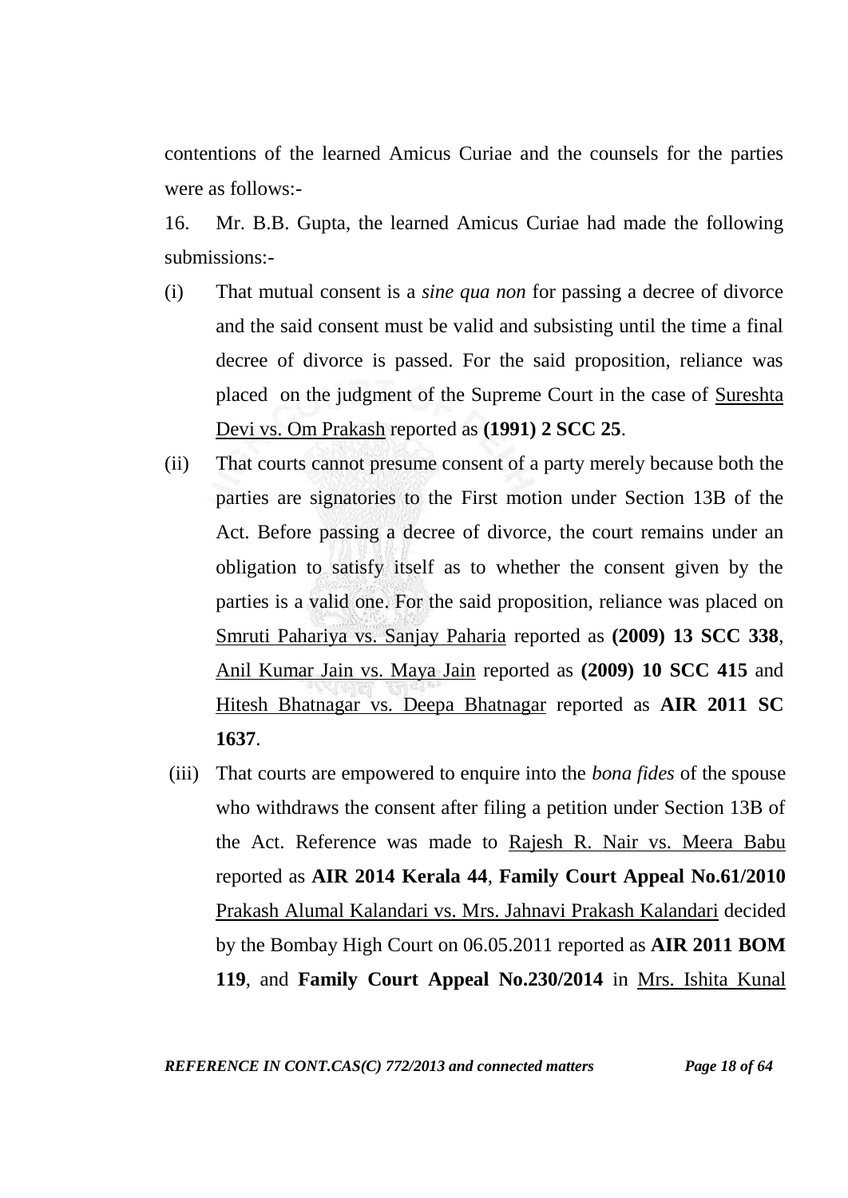contentions of the learned Amicus Curiae and the counsels for the parties were as follows:-

16. Mr. B.B. Gupta, the learned Amicus Curiae had made the following submissions:-

(i) That mutual consent is a *sine qua non* for passing a decree of divorce and the said consent must be valid and subsisting until the time a final decree of divorce is passed. For the said proposition, reliance was placed on the judgment of the Supreme Court in the case of Sureshta Devi vs. Om Prakash reported as **(1991) 2 SCC 25**.

(ii) That courts cannot presume consent of a party merely because both the parties are signatories to the First motion under Section 13B of the Act. Before passing a decree of divorce, the court remains under an obligation to satisfy itself as to whether the consent given by the parties is a valid one. For the said proposition, reliance was placed on Smruti Pahariya vs. Sanjay Paharia reported as **(2009) 13 SCC 338**, Anil Kumar Jain vs. Maya Jain reported as **(2009) 10 SCC 415** and Hitesh Bhatnagar vs. Deepa Bhatnagar reported as **AIR 2011 SC 1637**.

(iii) That courts are empowered to enquire into the *bona fides* of the spouse who withdraws the consent after filing a petition under Section 13B of the Act. Reference was made to Rajesh R. Nair vs. Meera Babu reported as **AIR 2014 Kerala 44**, **Family Court Appeal No.61/2010** Prakash Alumal Kalandari vs. Mrs. Jahnavi Prakash Kalandari decided by the Bombay High Court on 06.05.2011 reported as **AIR 2011 BOM 119**, and **Family Court Appeal No.230/2014** in Mrs. Ishita Kunal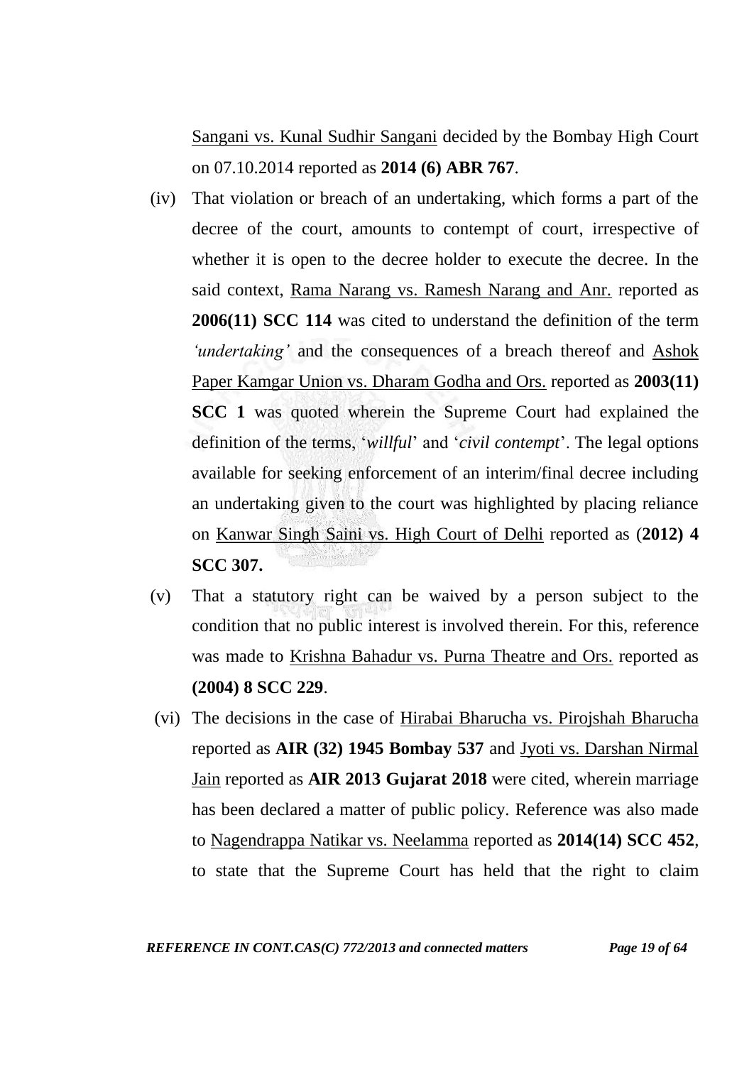Sangani vs. Kunal Sudhir Sangani decided by the Bombay High Court on 07.10.2014 reported as **2014 (6) ABR 767**.

(iv) That violation or breach of an undertaking, which forms a part of the decree of the court, amounts to contempt of court, irrespective of whether it is open to the decree holder to execute the decree. In the said context, Rama Narang vs. Ramesh Narang and Anr. reported as **2006(11) SCC 114** was cited to understand the definition of the term *'undertaking'* and the consequences of a breach thereof and Ashok Paper Kamgar Union vs. Dharam Godha and Ors. reported as **2003(11) SCC 1** was quoted wherein the Supreme Court had explained the definition of the terms, '*willful*' and '*civil contempt*'. The legal options available for seeking enforcement of an interim/final decree including an undertaking given to the court was highlighted by placing reliance on Kanwar Singh Saini vs. High Court of Delhi reported as (**2012) 4 SCC 307.**

(v) That a statutory right can be waived by a person subject to the condition that no public interest is involved therein. For this, reference was made to Krishna Bahadur vs. Purna Theatre and Ors. reported as **(2004) 8 SCC 229**.

(vi) The decisions in the case of Hirabai Bharucha vs. Pirojshah Bharucha reported as **AIR (32) 1945 Bombay 537** and Jyoti vs. Darshan Nirmal Jain reported as **AIR 2013 Gujarat 2018** were cited, wherein marriage has been declared a matter of public policy. Reference was also made to Nagendrappa Natikar vs. Neelamma reported as **2014(14) SCC 452**, to state that the Supreme Court has held that the right to claim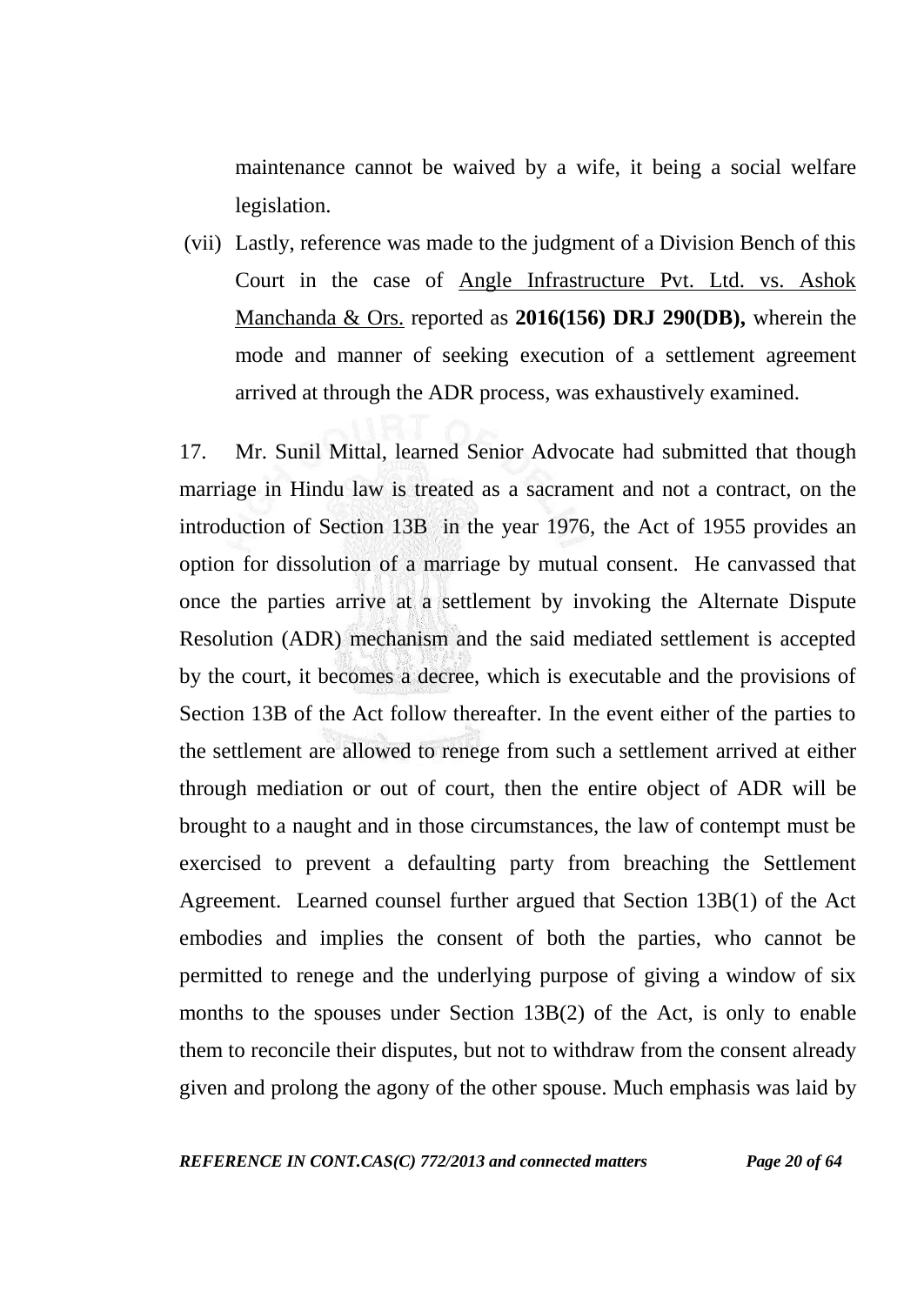maintenance cannot be waived by a wife, it being a social welfare legislation.

(vii) Lastly, reference was made to the judgment of a Division Bench of this Court in the case of Angle Infrastructure Pvt. Ltd. vs. Ashok Manchanda & Ors. reported as **2016(156) DRJ 290(DB),** wherein the mode and manner of seeking execution of a settlement agreement arrived at through the ADR process, was exhaustively examined.

17. Mr. Sunil Mittal, learned Senior Advocate had submitted that though marriage in Hindu law is treated as a sacrament and not a contract, on the introduction of Section 13B in the year 1976, the Act of 1955 provides an option for dissolution of a marriage by mutual consent. He canvassed that once the parties arrive at a settlement by invoking the Alternate Dispute Resolution (ADR) mechanism and the said mediated settlement is accepted by the court, it becomes a decree, which is executable and the provisions of Section 13B of the Act follow thereafter. In the event either of the parties to the settlement are allowed to renege from such a settlement arrived at either through mediation or out of court, then the entire object of ADR will be brought to a naught and in those circumstances, the law of contempt must be exercised to prevent a defaulting party from breaching the Settlement Agreement. Learned counsel further argued that Section 13B(1) of the Act embodies and implies the consent of both the parties, who cannot be permitted to renege and the underlying purpose of giving a window of six months to the spouses under Section 13B(2) of the Act, is only to enable them to reconcile their disputes, but not to withdraw from the consent already given and prolong the agony of the other spouse. Much emphasis was laid by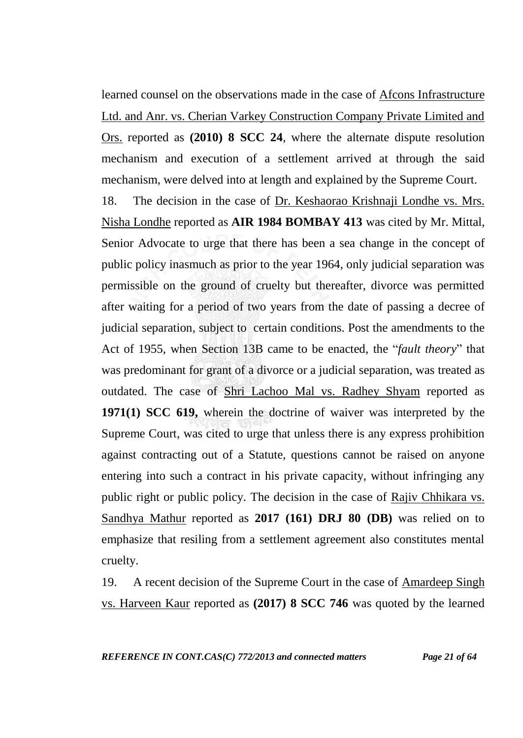learned counsel on the observations made in the case of Afcons Infrastructure Ltd. and Anr. vs. Cherian Varkey Construction Company Private Limited and Ors. reported as **(2010) 8 SCC 24**, where the alternate dispute resolution mechanism and execution of a settlement arrived at through the said mechanism, were delved into at length and explained by the Supreme Court.

18. The decision in the case of Dr. Keshaorao Krishnaji Londhe vs. Mrs. Nisha Londhe reported as **AIR 1984 BOMBAY 413** was cited by Mr. Mittal, Senior Advocate to urge that there has been a sea change in the concept of public policy inasmuch as prior to the year 1964, only judicial separation was permissible on the ground of cruelty but thereafter, divorce was permitted after waiting for a period of two years from the date of passing a decree of judicial separation, subject to certain conditions. Post the amendments to the Act of 1955, when Section 13B came to be enacted, the "*fault theory*" that was predominant for grant of a divorce or a judicial separation, was treated as outdated. The case of Shri Lachoo Mal vs. Radhey Shyam reported as **1971(1) SCC 619,** wherein the doctrine of waiver was interpreted by the Supreme Court, was cited to urge that unless there is any express prohibition against contracting out of a Statute, questions cannot be raised on anyone entering into such a contract in his private capacity, without infringing any public right or public policy. The decision in the case of Rajiv Chhikara vs. Sandhya Mathur reported as **2017 (161) DRJ 80 (DB)** was relied on to emphasize that resiling from a settlement agreement also constitutes mental cruelty.

19. A recent decision of the Supreme Court in the case of Amardeep Singh vs. Harveen Kaur reported as **(2017) 8 SCC 746** was quoted by the learned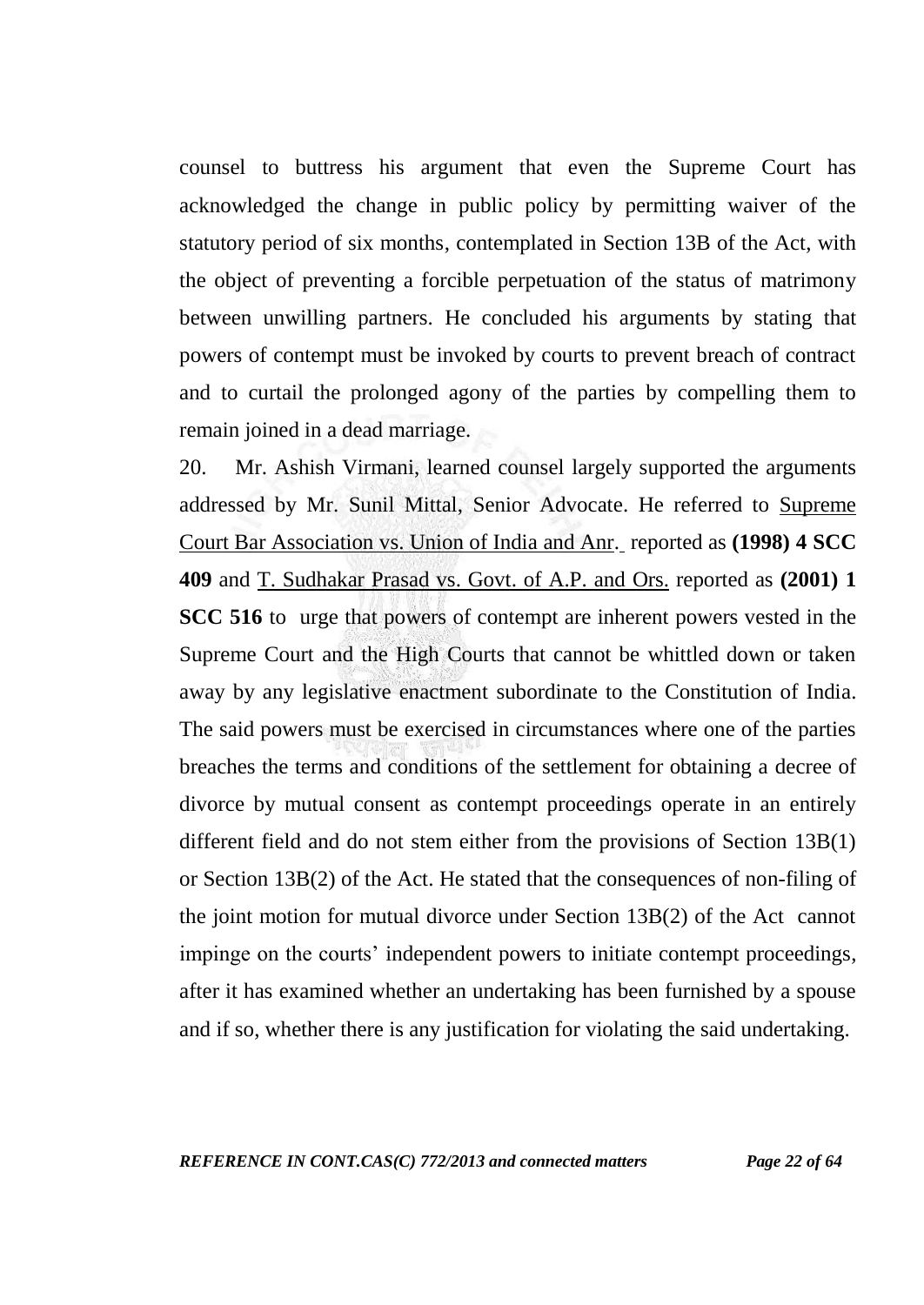counsel to buttress his argument that even the Supreme Court has acknowledged the change in public policy by permitting waiver of the statutory period of six months, contemplated in Section 13B of the Act, with the object of preventing a forcible perpetuation of the status of matrimony between unwilling partners. He concluded his arguments by stating that powers of contempt must be invoked by courts to prevent breach of contract and to curtail the prolonged agony of the parties by compelling them to remain joined in a dead marriage.

20. Mr. Ashish Virmani, learned counsel largely supported the arguments addressed by Mr. Sunil Mittal, Senior Advocate. He referred to Supreme Court Bar Association vs. Union of India and Anr. reported as **(1998) 4 SCC 409** and T. Sudhakar Prasad vs. Govt. of A.P. and Ors. reported as **(2001) 1 SCC 516** to urge that powers of contempt are inherent powers vested in the Supreme Court and the High Courts that cannot be whittled down or taken away by any legislative enactment subordinate to the Constitution of India. The said powers must be exercised in circumstances where one of the parties breaches the terms and conditions of the settlement for obtaining a decree of divorce by mutual consent as contempt proceedings operate in an entirely different field and do not stem either from the provisions of Section 13B(1) or Section 13B(2) of the Act. He stated that the consequences of non-filing of the joint motion for mutual divorce under Section 13B(2) of the Act cannot impinge on the courts' independent powers to initiate contempt proceedings, after it has examined whether an undertaking has been furnished by a spouse and if so, whether there is any justification for violating the said undertaking.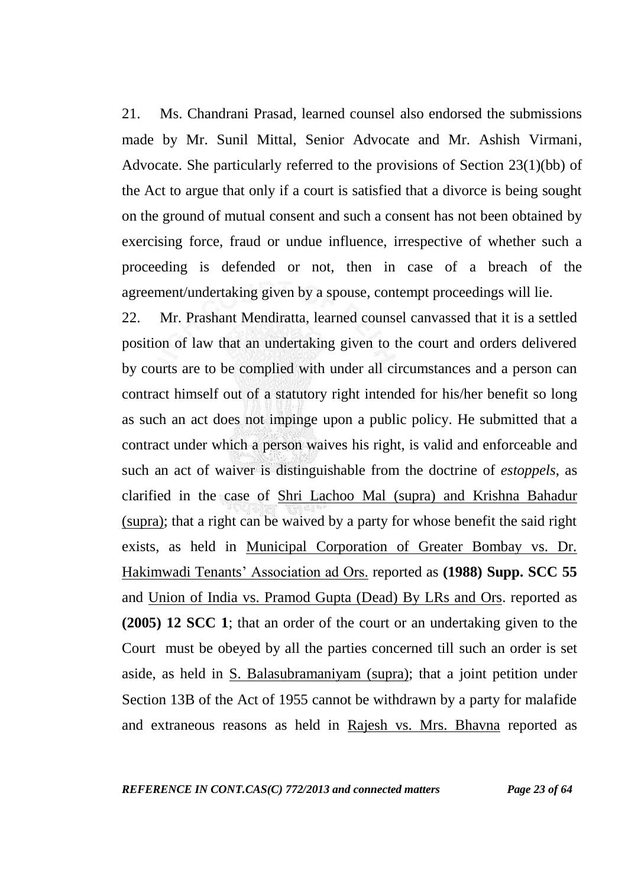21. Ms. Chandrani Prasad, learned counsel also endorsed the submissions made by Mr. Sunil Mittal, Senior Advocate and Mr. Ashish Virmani, Advocate. She particularly referred to the provisions of Section 23(1)(bb) of the Act to argue that only if a court is satisfied that a divorce is being sought on the ground of mutual consent and such a consent has not been obtained by exercising force, fraud or undue influence, irrespective of whether such a proceeding is defended or not, then in case of a breach of the agreement/undertaking given by a spouse, contempt proceedings will lie.

22. Mr. Prashant Mendiratta, learned counsel canvassed that it is a settled position of law that an undertaking given to the court and orders delivered by courts are to be complied with under all circumstances and a person can contract himself out of a statutory right intended for his/her benefit so long as such an act does not impinge upon a public policy. He submitted that a contract under which a person waives his right, is valid and enforceable and such an act of waiver is distinguishable from the doctrine of *estoppels*, as clarified in the case of Shri Lachoo Mal (supra) and Krishna Bahadur (supra); that a right can be waived by a party for whose benefit the said right exists, as held in Municipal Corporation of Greater Bombay vs. Dr. Hakimwadi Tenants' Association ad Ors. reported as **(1988) Supp. SCC 55** and Union of India vs. Pramod Gupta (Dead) By LRs and Ors. reported as **(2005) 12 SCC 1**; that an order of the court or an undertaking given to the Court must be obeyed by all the parties concerned till such an order is set aside, as held in S. Balasubramaniyam (supra); that a joint petition under Section 13B of the Act of 1955 cannot be withdrawn by a party for malafide and extraneous reasons as held in Rajesh vs. Mrs. Bhavna reported as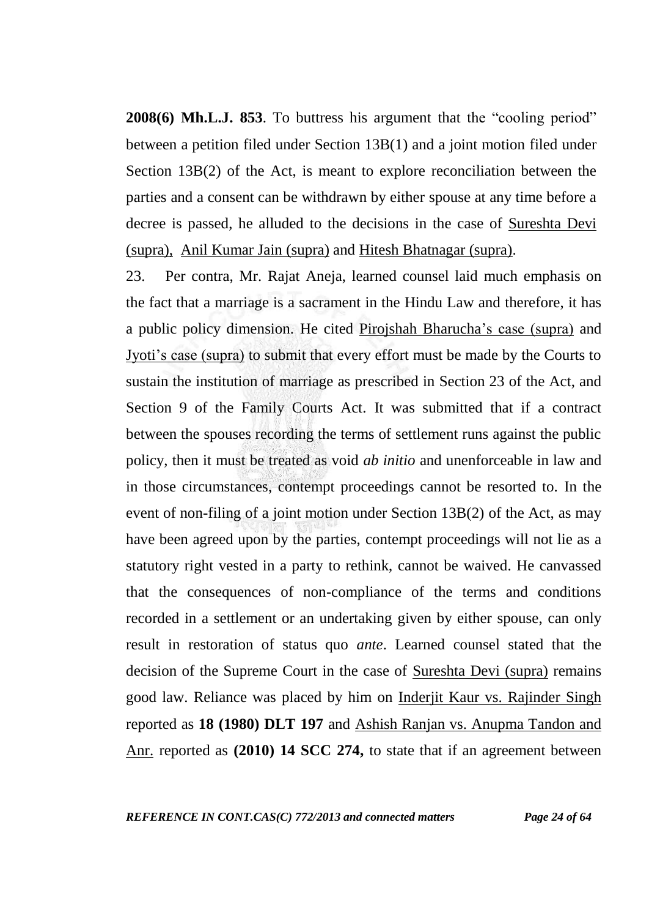**2008(6) Mh.L.J. 853**. To buttress his argument that the "cooling period" between a petition filed under Section 13B(1) and a joint motion filed under Section 13B(2) of the Act, is meant to explore reconciliation between the parties and a consent can be withdrawn by either spouse at any time before a decree is passed, he alluded to the decisions in the case of Sureshta Devi (supra), Anil Kumar Jain (supra) and Hitesh Bhatnagar (supra).

23. Per contra, Mr. Rajat Aneja, learned counsel laid much emphasis on the fact that a marriage is a sacrament in the Hindu Law and therefore, it has a public policy dimension. He cited Pirojshah Bharucha's case (supra) and Jyoti's case (supra) to submit that every effort must be made by the Courts to sustain the institution of marriage as prescribed in Section 23 of the Act, and Section 9 of the Family Courts Act. It was submitted that if a contract between the spouses recording the terms of settlement runs against the public policy, then it must be treated as void *ab initio* and unenforceable in law and in those circumstances, contempt proceedings cannot be resorted to. In the event of non-filing of a joint motion under Section 13B(2) of the Act, as may have been agreed upon by the parties, contempt proceedings will not lie as a statutory right vested in a party to rethink, cannot be waived. He canvassed that the consequences of non-compliance of the terms and conditions recorded in a settlement or an undertaking given by either spouse, can only result in restoration of status quo *ante*. Learned counsel stated that the decision of the Supreme Court in the case of Sureshta Devi (supra) remains good law. Reliance was placed by him on Inderjit Kaur vs. Rajinder Singh reported as **18 (1980) DLT 197** and Ashish Ranjan vs. Anupma Tandon and Anr. reported as **(2010) 14 SCC 274,** to state that if an agreement between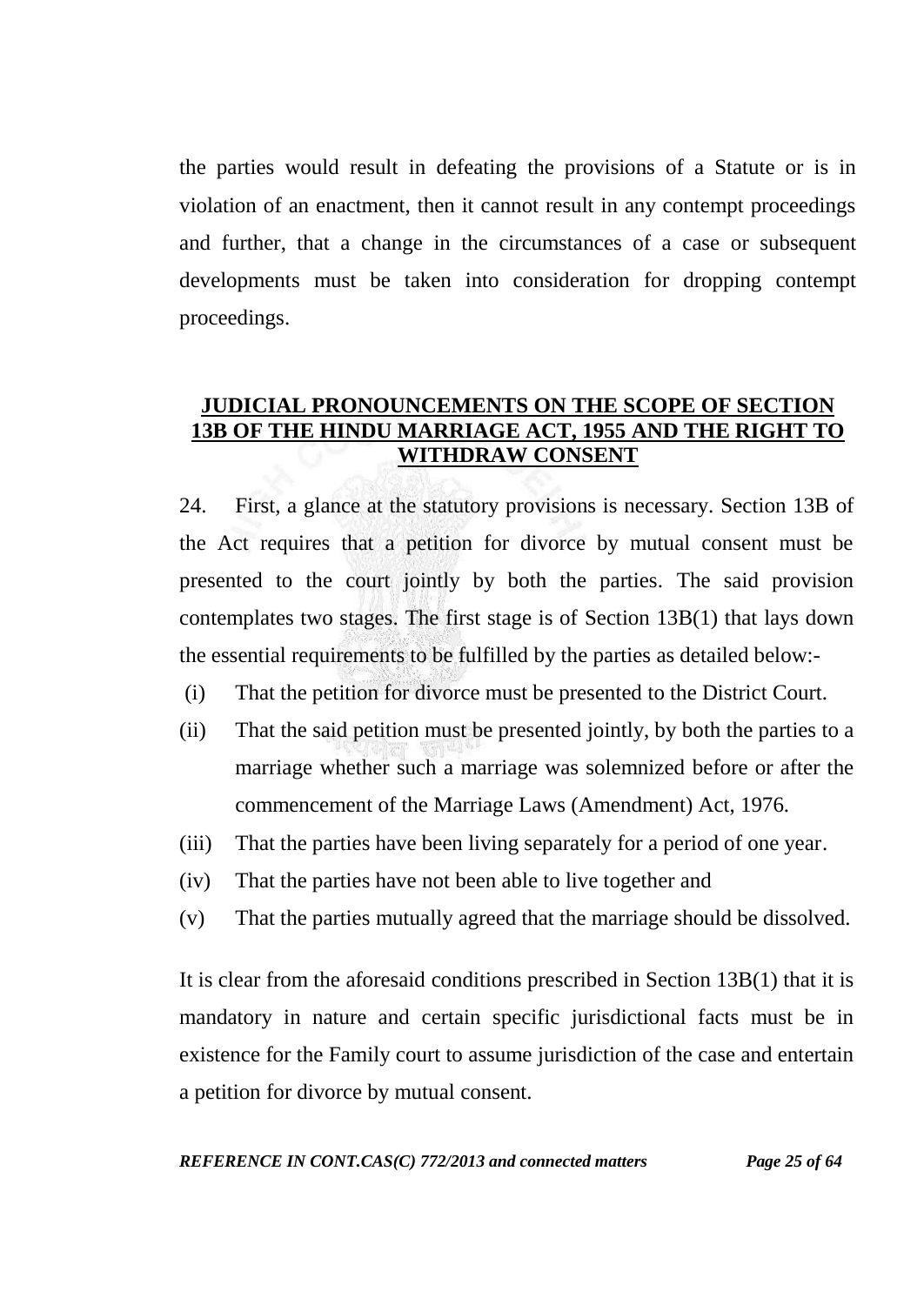the parties would result in defeating the provisions of a Statute or is in violation of an enactment, then it cannot result in any contempt proceedings and further, that a change in the circumstances of a case or subsequent developments must be taken into consideration for dropping contempt proceedings.

## JUDICIAL PRONOUNCEMENTS ON THE SCOPE OF SECTION 13B OF THE HINDU MARRIAGE ACT, 1955 AND THE RIGHT TO WITHDRAW CONSENT

24. First, a glance at the statutory provisions is necessary. Section 13B of the Act requires that a petition for divorce by mutual consent must be presented to the court jointly by both the parties. The said provision contemplates two stages. The first stage is of Section 13B(1) that lays down the essential requirements to be fulfilled by the parties as detailed below:-

(i) That the petition for divorce must be presented to the District Court.

(ii) That the said petition must be presented jointly, by both the parties to a marriage whether such a marriage was solemnized before or after the commencement of the Marriage Laws (Amendment) Act, 1976.

(iii) That the parties have been living separately for a period of one year.

(iv) That the parties have not been able to live together and

(v) That the parties mutually agreed that the marriage should be dissolved.

It is clear from the aforesaid conditions prescribed in Section 13B(1) that it is mandatory in nature and certain specific jurisdictional facts must be in existence for the Family court to assume jurisdiction of the case and entertain a petition for divorce by mutual consent.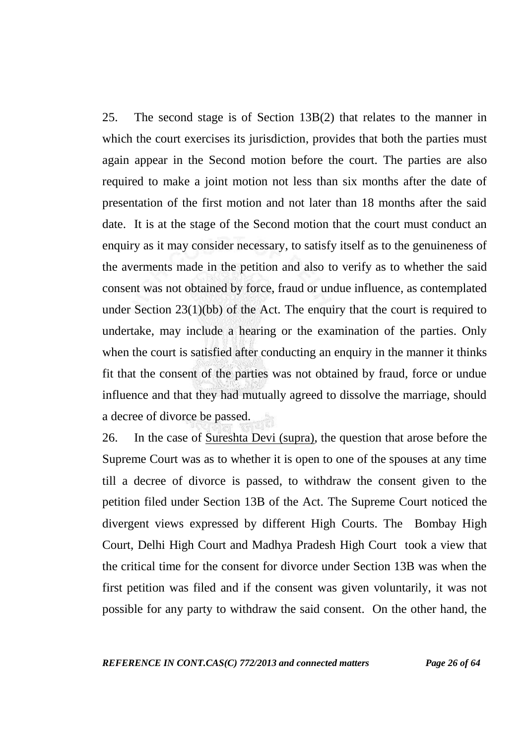25. The second stage is of Section 13B(2) that relates to the manner in which the court exercises its jurisdiction, provides that both the parties must again appear in the Second motion before the court. The parties are also required to make a joint motion not less than six months after the date of presentation of the first motion and not later than 18 months after the said date. It is at the stage of the Second motion that the court must conduct an enquiry as it may consider necessary, to satisfy itself as to the genuineness of the averments made in the petition and also to verify as to whether the said consent was not obtained by force, fraud or undue influence, as contemplated under Section 23(1)(bb) of the Act. The enquiry that the court is required to undertake, may include a hearing or the examination of the parties. Only when the court is satisfied after conducting an enquiry in the manner it thinks fit that the consent of the parties was not obtained by fraud, force or undue influence and that they had mutually agreed to dissolve the marriage, should a decree of divorce be passed.

26. In the case of Sureshta Devi (supra), the question that arose before the Supreme Court was as to whether it is open to one of the spouses at any time till a decree of divorce is passed, to withdraw the consent given to the petition filed under Section 13B of the Act. The Supreme Court noticed the divergent views expressed by different High Courts. The Bombay High Court, Delhi High Court and Madhya Pradesh High Court took a view that the critical time for the consent for divorce under Section 13B was when the first petition was filed and if the consent was given voluntarily, it was not possible for any party to withdraw the said consent. On the other hand, the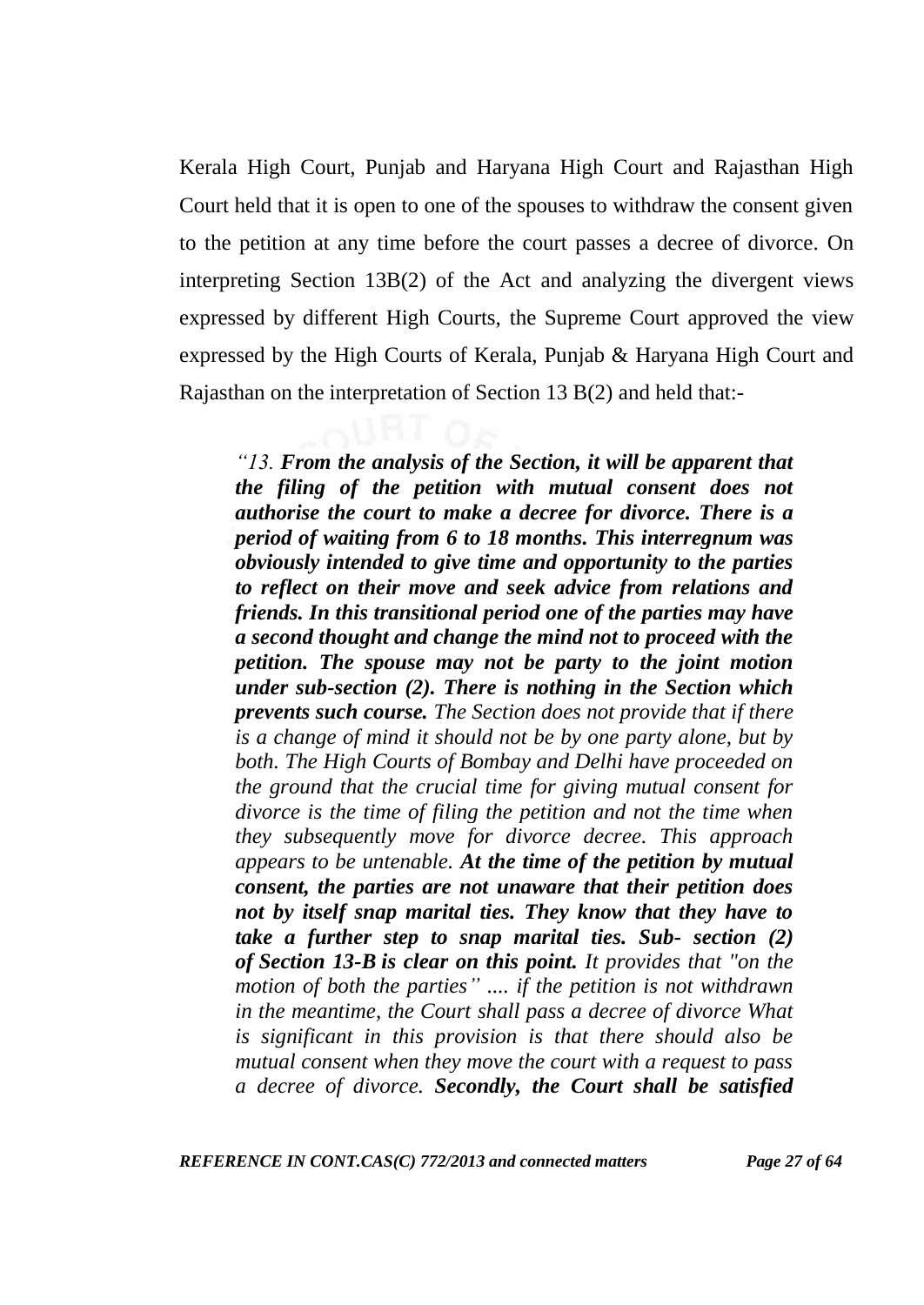Kerala High Court, Punjab and Haryana High Court and Rajasthan High Court held that it is open to one of the spouses to withdraw the consent given to the petition at any time before the court passes a decree of divorce. On interpreting Section 13B(2) of the Act and analyzing the divergent views expressed by different High Courts, the Supreme Court approved the view expressed by the High Courts of Kerala, Punjab & Haryana High Court and Rajasthan on the interpretation of Section 13 B(2) and held that:-

> *"13.* ***From the analysis of the Section, it will be apparent that the filing of the petition with mutual consent does not authorise the court to make a decree for divorce. There is a period of waiting from 6 to 18 months. This interregnum was obviously intended to give time and opportunity to the parties to reflect on their move and seek advice from relations and friends. In this transitional period one of the parties may have a second thought and change the mind not to proceed with the petition. The spouse may not be party to the joint motion under sub-section (2). There is nothing in the Section which prevents such course.*** *The Section does not provide that if there is a change of mind it should not be by one party alone, but by both. The High Courts of Bombay and Delhi have proceeded on the ground that the crucial time for giving mutual consent for divorce is the time of filing the petition and not the time when they subsequently move for divorce decree. This approach appears to be untenable.* ***At the time of the petition by mutual consent, the parties are not unaware that their petition does not by itself snap marital ties. They know that they have to take a further step to snap marital ties. Sub- section (2) of Section 13-B is clear on this point.*** *It provides that "on the motion of both the parties" .... if the petition is not withdrawn in the meantime, the Court shall pass a decree of divorce What is significant in this provision is that there should also be mutual consent when they move the court with a request to pass a decree of divorce.* ***Secondly, the Court shall be satisfied***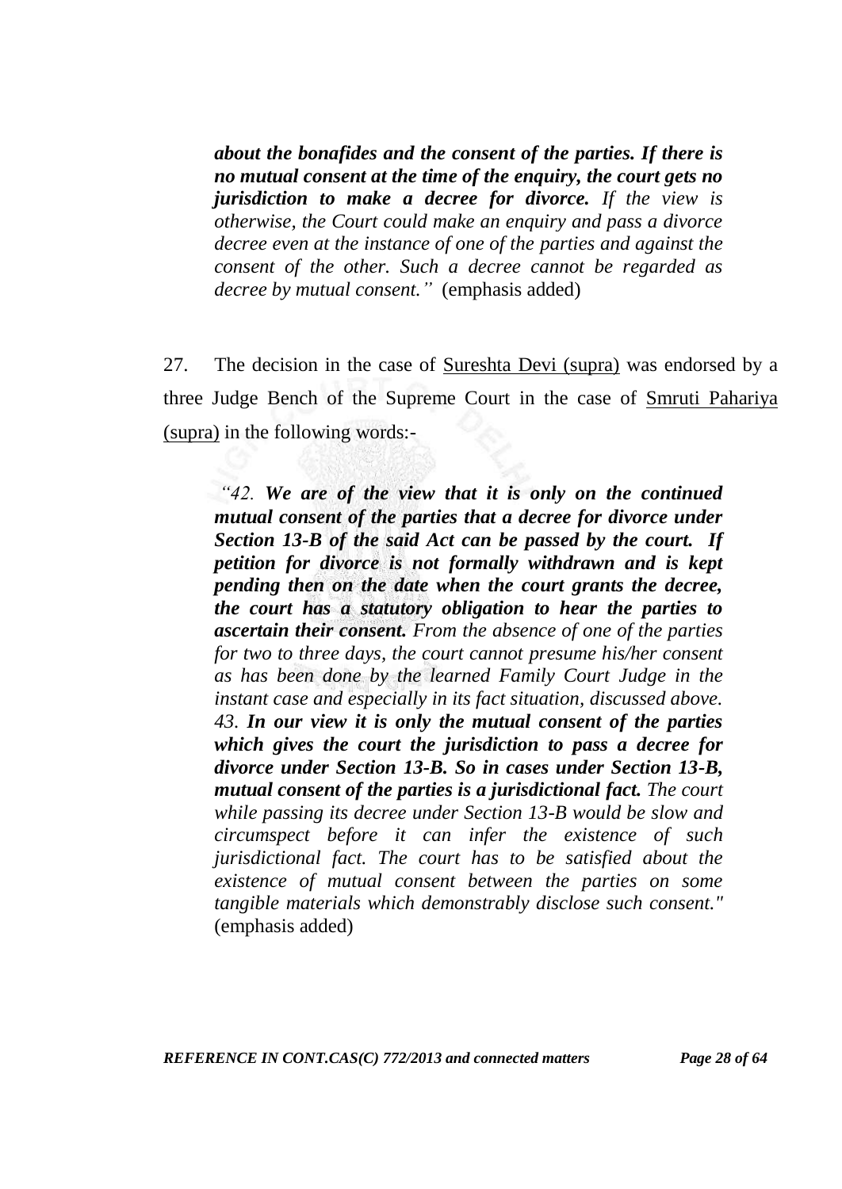> ***about the bonafides and the consent of the parties. If there is no mutual consent at the time of the enquiry, the court gets no jurisdiction to make a decree for divorce.*** *If the view is otherwise, the Court could make an enquiry and pass a divorce decree even at the instance of one of the parties and against the consent of the other. Such a decree cannot be regarded as decree by mutual consent."* (emphasis added)

27. The decision in the case of Sureshta Devi (supra) was endorsed by a three Judge Bench of the Supreme Court in the case of Smruti Pahariya (supra) in the following words:-

> *"42.* ***We are of the view that it is only on the continued mutual consent of the parties that a decree for divorce under Section 13-B of the said Act can be passed by the court. If petition for divorce is not formally withdrawn and is kept pending then on the date when the court grants the decree, the court has a statutory obligation to hear the parties to ascertain their consent.*** *From the absence of one of the parties for two to three days, the court cannot presume his/her consent as has been done by the learned Family Court Judge in the instant case and especially in its fact situation, discussed above.*
> *43.* ***In our view it is only the mutual consent of the parties which gives the court the jurisdiction to pass a decree for divorce under Section 13-B. So in cases under Section 13-B, mutual consent of the parties is a jurisdictional fact.*** *The court while passing its decree under Section 13-B would be slow and circumspect before it can infer the existence of such jurisdictional fact. The court has to be satisfied about the existence of mutual consent between the parties on some tangible materials which demonstrably disclose such consent."* (emphasis added)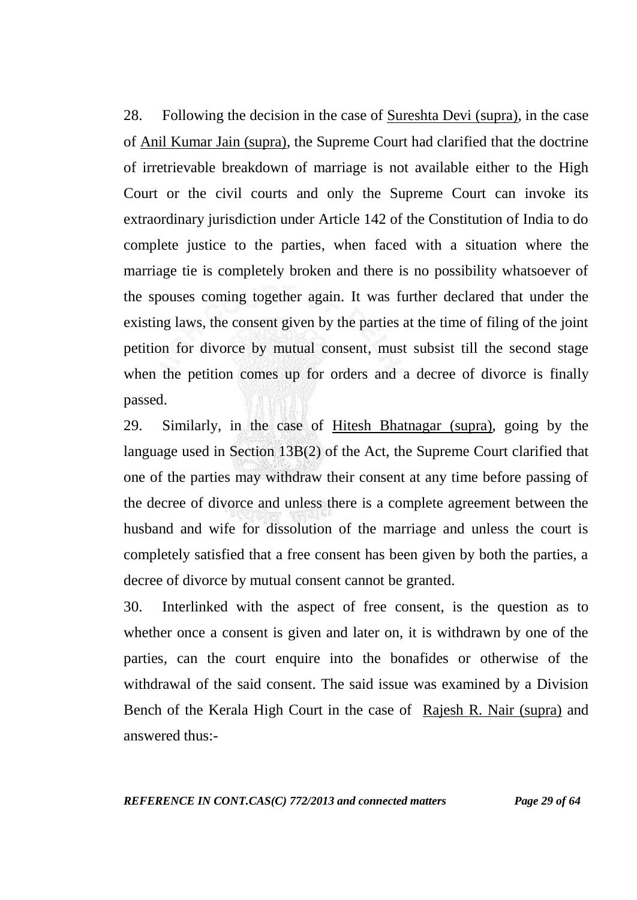28. Following the decision in the case of Sureshta Devi (supra), in the case of Anil Kumar Jain (supra), the Supreme Court had clarified that the doctrine of irretrievable breakdown of marriage is not available either to the High Court or the civil courts and only the Supreme Court can invoke its extraordinary jurisdiction under Article 142 of the Constitution of India to do complete justice to the parties, when faced with a situation where the marriage tie is completely broken and there is no possibility whatsoever of the spouses coming together again. It was further declared that under the existing laws, the consent given by the parties at the time of filing of the joint petition for divorce by mutual consent, must subsist till the second stage when the petition comes up for orders and a decree of divorce is finally passed.

29. Similarly, in the case of Hitesh Bhatnagar (supra), going by the language used in Section 13B(2) of the Act, the Supreme Court clarified that one of the parties may withdraw their consent at any time before passing of the decree of divorce and unless there is a complete agreement between the husband and wife for dissolution of the marriage and unless the court is completely satisfied that a free consent has been given by both the parties, a decree of divorce by mutual consent cannot be granted.

30. Interlinked with the aspect of free consent, is the question as to whether once a consent is given and later on, it is withdrawn by one of the parties, can the court enquire into the bonafides or otherwise of the withdrawal of the said consent. The said issue was examined by a Division Bench of the Kerala High Court in the case of Rajesh R. Nair (supra) and answered thus:-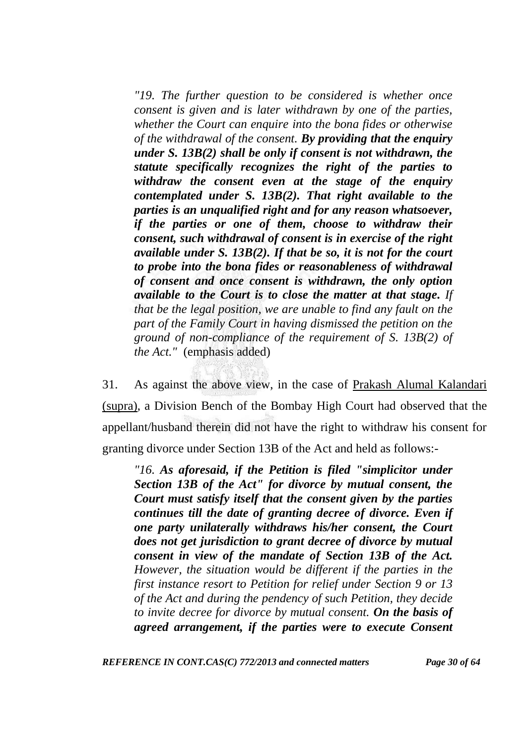*"19. The further question to be considered is whether once consent is given and is later withdrawn by one of the parties, whether the Court can enquire into the bona fides or otherwise of the withdrawal of the consent.* ***By providing that the enquiry under S. 13B(2) shall be only if consent is not withdrawn, the statute specifically recognizes the right of the parties to withdraw the consent even at the stage of the enquiry contemplated under S. 13B(2). That right available to the parties is an unqualified right and for any reason whatsoever, if the parties or one of them, choose to withdraw their consent, such withdrawal of consent is in exercise of the right available under S. 13B(2). If that be so, it is not for the court to probe into the bona fides or reasonableness of withdrawal of consent and once consent is withdrawn, the only option available to the Court is to close the matter at that stage.*** *If that be the legal position, we are unable to find any fault on the part of the Family Court in having dismissed the petition on the ground of non-compliance of the requirement of S. 13B(2) of the Act."* (emphasis added)

31. As against the above view, in the case of Prakash Alumal Kalandari (supra), a Division Bench of the Bombay High Court had observed that the appellant/husband therein did not have the right to withdraw his consent for granting divorce under Section 13B of the Act and held as follows:-

*"16.* ***As aforesaid, if the Petition is filed "simplicitor under Section 13B of the Act" for divorce by mutual consent, the Court must satisfy itself that the consent given by the parties continues till the date of granting decree of divorce. Even if one party unilaterally withdraws his/her consent, the Court does not get jurisdiction to grant decree of divorce by mutual consent in view of the mandate of Section 13B of the Act.*** *However, the situation would be different if the parties in the first instance resort to Petition for relief under Section 9 or 13 of the Act and during the pendency of such Petition, they decide to invite decree for divorce by mutual consent.* ***On the basis of agreed arrangement, if the parties were to execute Consent***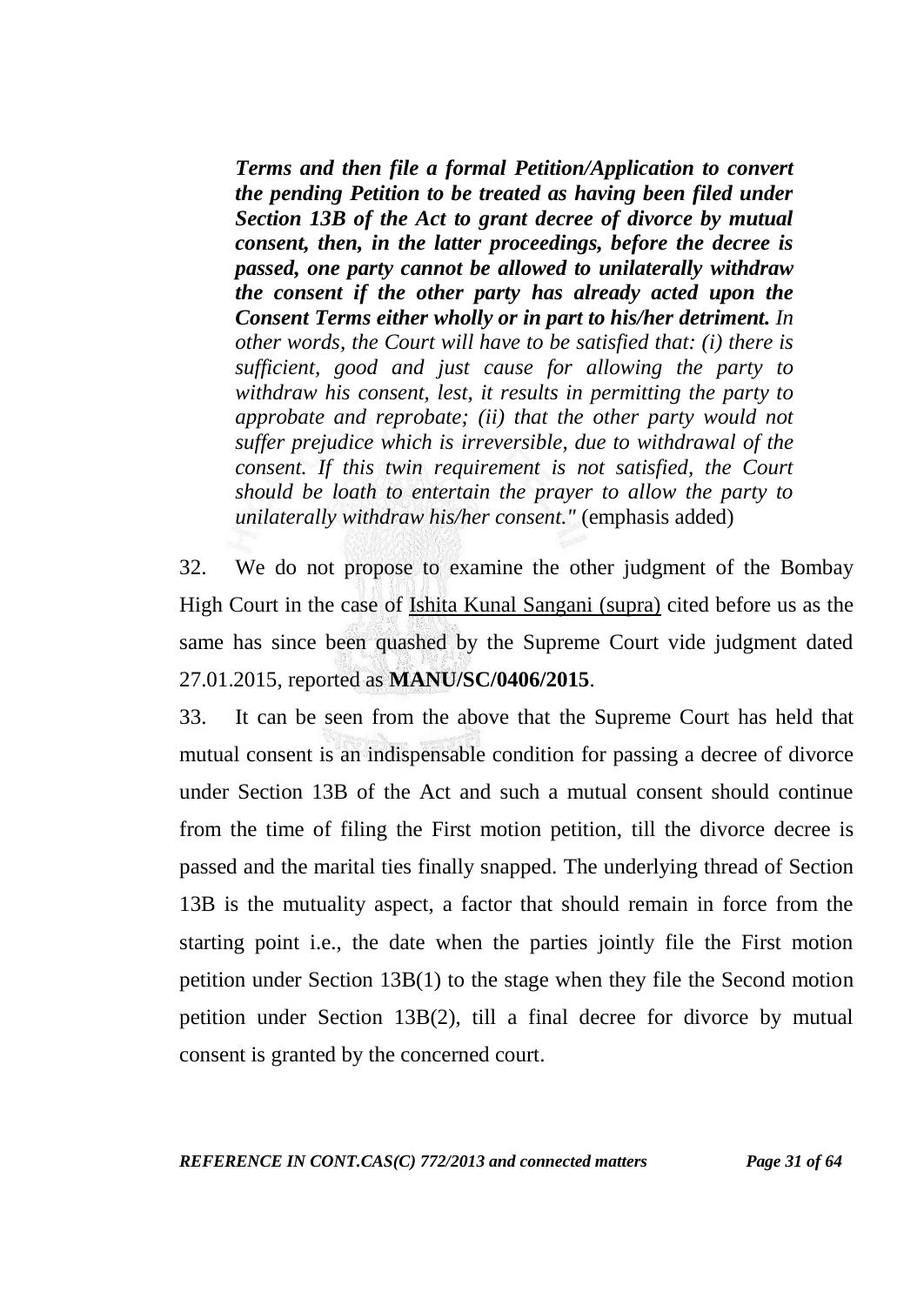***Terms and then file a formal Petition/Application to convert the pending Petition to be treated as having been filed under Section 13B of the Act to grant decree of divorce by mutual consent, then, in the latter proceedings, before the decree is passed, one party cannot be allowed to unilaterally withdraw the consent if the other party has already acted upon the Consent Terms either wholly or in part to his/her detriment.*** *In other words, the Court will have to be satisfied that: (i) there is sufficient, good and just cause for allowing the party to withdraw his consent, lest, it results in permitting the party to approbate and reprobate; (ii) that the other party would not suffer prejudice which is irreversible, due to withdrawal of the consent. If this twin requirement is not satisfied, the Court should be loath to entertain the prayer to allow the party to unilaterally withdraw his/her consent."* (emphasis added)

32. We do not propose to examine the other judgment of the Bombay High Court in the case of Ishita Kunal Sangani (supra) cited before us as the same has since been quashed by the Supreme Court vide judgment dated 27.01.2015, reported as **MANU/SC/0406/2015**.

33. It can be seen from the above that the Supreme Court has held that mutual consent is an indispensable condition for passing a decree of divorce under Section 13B of the Act and such a mutual consent should continue from the time of filing the First motion petition, till the divorce decree is passed and the marital ties finally snapped. The underlying thread of Section 13B is the mutuality aspect, a factor that should remain in force from the starting point i.e., the date when the parties jointly file the First motion petition under Section 13B(1) to the stage when they file the Second motion petition under Section 13B(2), till a final decree for divorce by mutual consent is granted by the concerned court.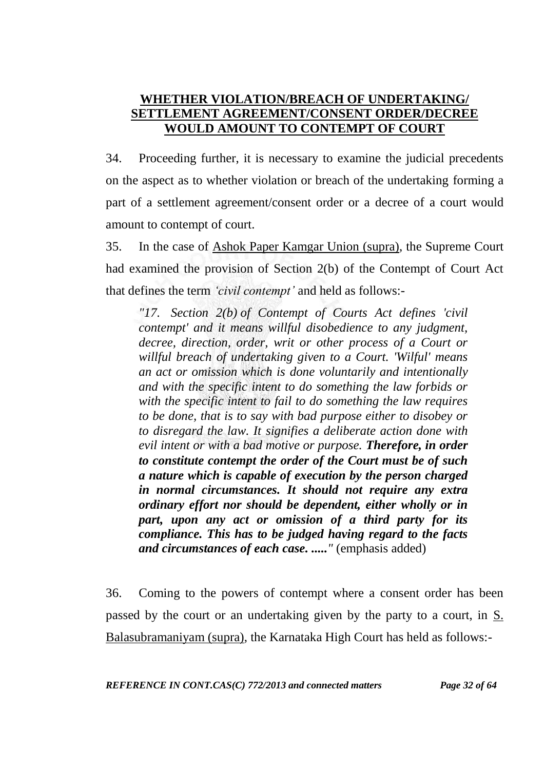**WHETHER VIOLATION/BREACH OF UNDERTAKING/ SETTLEMENT AGREEMENT/CONSENT ORDER/DECREE WOULD AMOUNT TO CONTEMPT OF COURT**

34. Proceeding further, it is necessary to examine the judicial precedents on the aspect as to whether violation or breach of the undertaking forming a part of a settlement agreement/consent order or a decree of a court would amount to contempt of court.

35. In the case of Ashok Paper Kamgar Union (supra), the Supreme Court had examined the provision of Section 2(b) of the Contempt of Court Act that defines the term *'civil contempt'* and held as follows:-

> *"17. Section 2(b) of Contempt of Courts Act defines 'civil contempt' and it means willful disobedience to any judgment, decree, direction, order, writ or other process of a Court or willful breach of undertaking given to a Court. 'Wilful' means an act or omission which is done voluntarily and intentionally and with the specific intent to do something the law forbids or with the specific intent to fail to do something the law requires to be done, that is to say with bad purpose either to disobey or to disregard the law. It signifies a deliberate action done with evil intent or with a bad motive or purpose.* ***Therefore, in order to constitute contempt the order of the Court must be of such a nature which is capable of execution by the person charged in normal circumstances. It should not require any extra ordinary effort nor should be dependent, either wholly or in part, upon any act or omission of a third party for its compliance. This has to be judged having regard to the facts and circumstances of each case. .....*** *"* (emphasis added)

36. Coming to the powers of contempt where a consent order has been passed by the court or an undertaking given by the party to a court, in S. Balasubramaniyam (supra), the Karnataka High Court has held as follows:-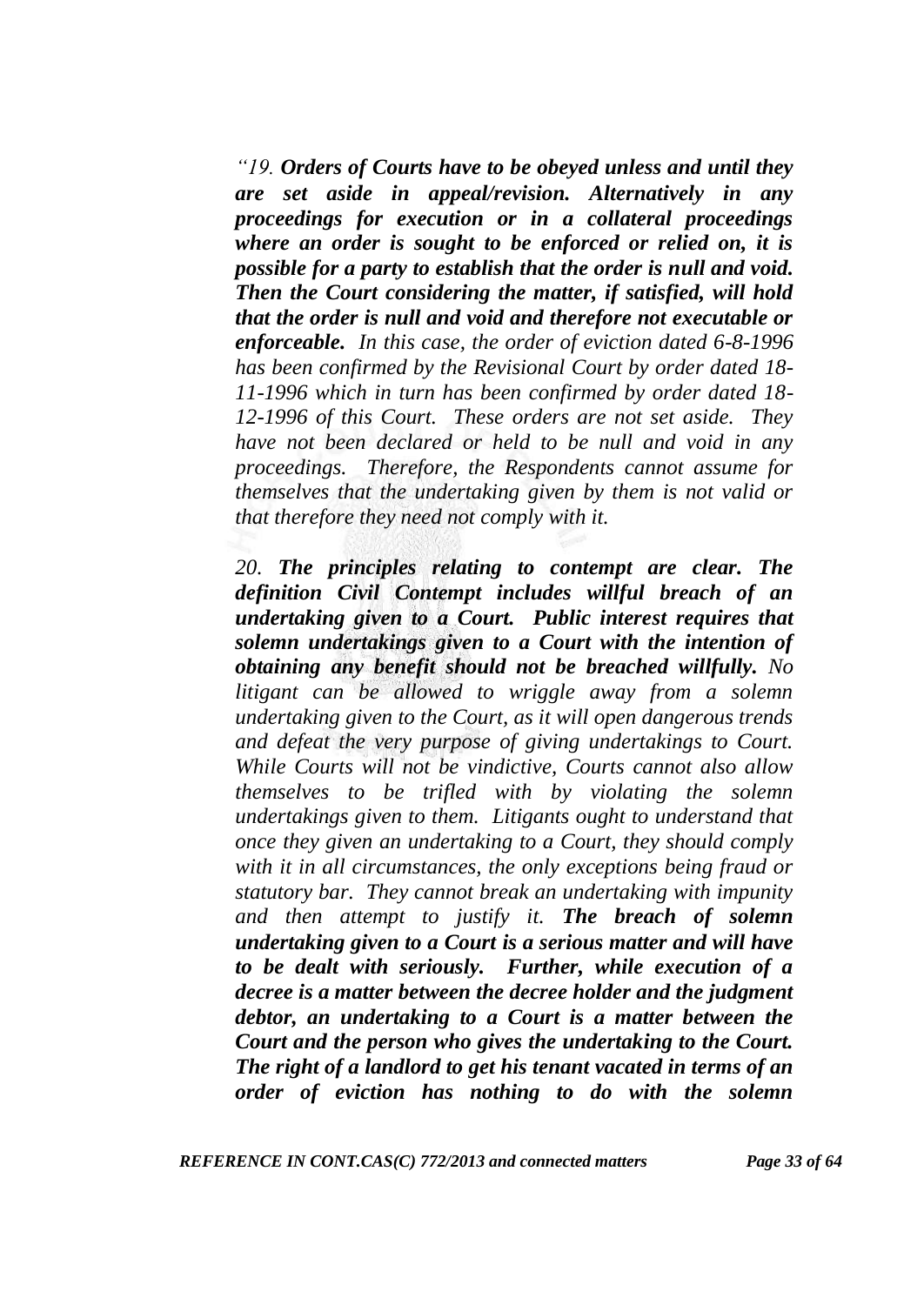*"19. **Orders of Courts have to be obeyed unless and until they are set aside in appeal/revision. Alternatively in any proceedings for execution or in a collateral proceedings where an order is sought to be enforced or relied on, it is possible for a party to establish that the order is null and void. Then the Court considering the matter, if satisfied, will hold that the order is null and void and therefore not executable or enforceable.** In this case, the order of eviction dated 6-8-1996 has been confirmed by the Revisional Court by order dated 18-11-1996 which in turn has been confirmed by order dated 18-12-1996 of this Court. These orders are not set aside. They have not been declared or held to be null and void in any proceedings. Therefore, the Respondents cannot assume for themselves that the undertaking given by them is not valid or that therefore they need not comply with it.*

*20. **The principles relating to contempt are clear. The definition Civil Contempt includes willful breach of an undertaking given to a Court. Public interest requires that solemn undertakings given to a Court with the intention of obtaining any benefit should not be breached willfully.** No litigant can be allowed to wriggle away from a solemn undertaking given to the Court, as it will open dangerous trends and defeat the very purpose of giving undertakings to Court. While Courts will not be vindictive, Courts cannot also allow themselves to be trifled with by violating the solemn undertakings given to them. Litigants ought to understand that once they given an undertaking to a Court, they should comply with it in all circumstances, the only exceptions being fraud or statutory bar. They cannot break an undertaking with impunity and then attempt to justify it. **The breach of solemn undertaking given to a Court is a serious matter and will have to be dealt with seriously. Further, while execution of a decree is a matter between the decree holder and the judgment debtor, an undertaking to a Court is a matter between the Court and the person who gives the undertaking to the Court. The right of a landlord to get his tenant vacated in terms of an order of eviction has nothing to do with the solemn***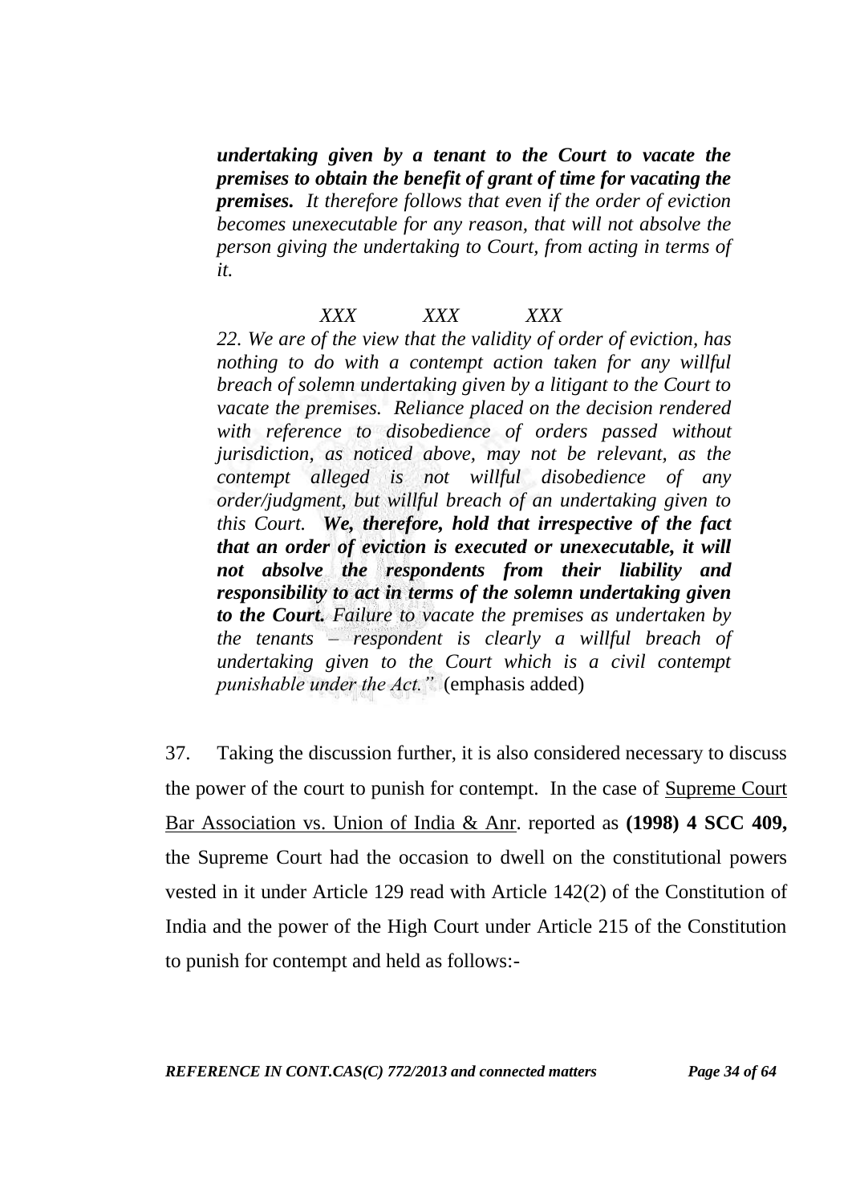> ***undertaking given by a tenant to the Court to vacate the premises to obtain the benefit of grant of time for vacating the premises.*** *It therefore follows that even if the order of eviction becomes unexecutable for any reason, that will not absolve the person giving the undertaking to Court, from acting in terms of it.*
>
> *XXX XXX XXX*
>
> *22. We are of the view that the validity of order of eviction, has nothing to do with a contempt action taken for any willful breach of solemn undertaking given by a litigant to the Court to vacate the premises. Reliance placed on the decision rendered with reference to disobedience of orders passed without jurisdiction, as noticed above, may not be relevant, as the contempt alleged is not willful disobedience of any order/judgment, but willful breach of an undertaking given to this Court.* ***We, therefore, hold that irrespective of the fact that an order of eviction is executed or unexecutable, it will not absolve the respondents from their liability and responsibility to act in terms of the solemn undertaking given to the Court.*** *Failure to vacate the premises as undertaken by the tenants – respondent is clearly a willful breach of undertaking given to the Court which is a civil contempt punishable under the Act."* (emphasis added)

37. Taking the discussion further, it is also considered necessary to discuss the power of the court to punish for contempt. In the case of Supreme Court Bar Association vs. Union of India & Anr. reported as **(1998) 4 SCC 409,** the Supreme Court had the occasion to dwell on the constitutional powers vested in it under Article 129 read with Article 142(2) of the Constitution of India and the power of the High Court under Article 215 of the Constitution to punish for contempt and held as follows:-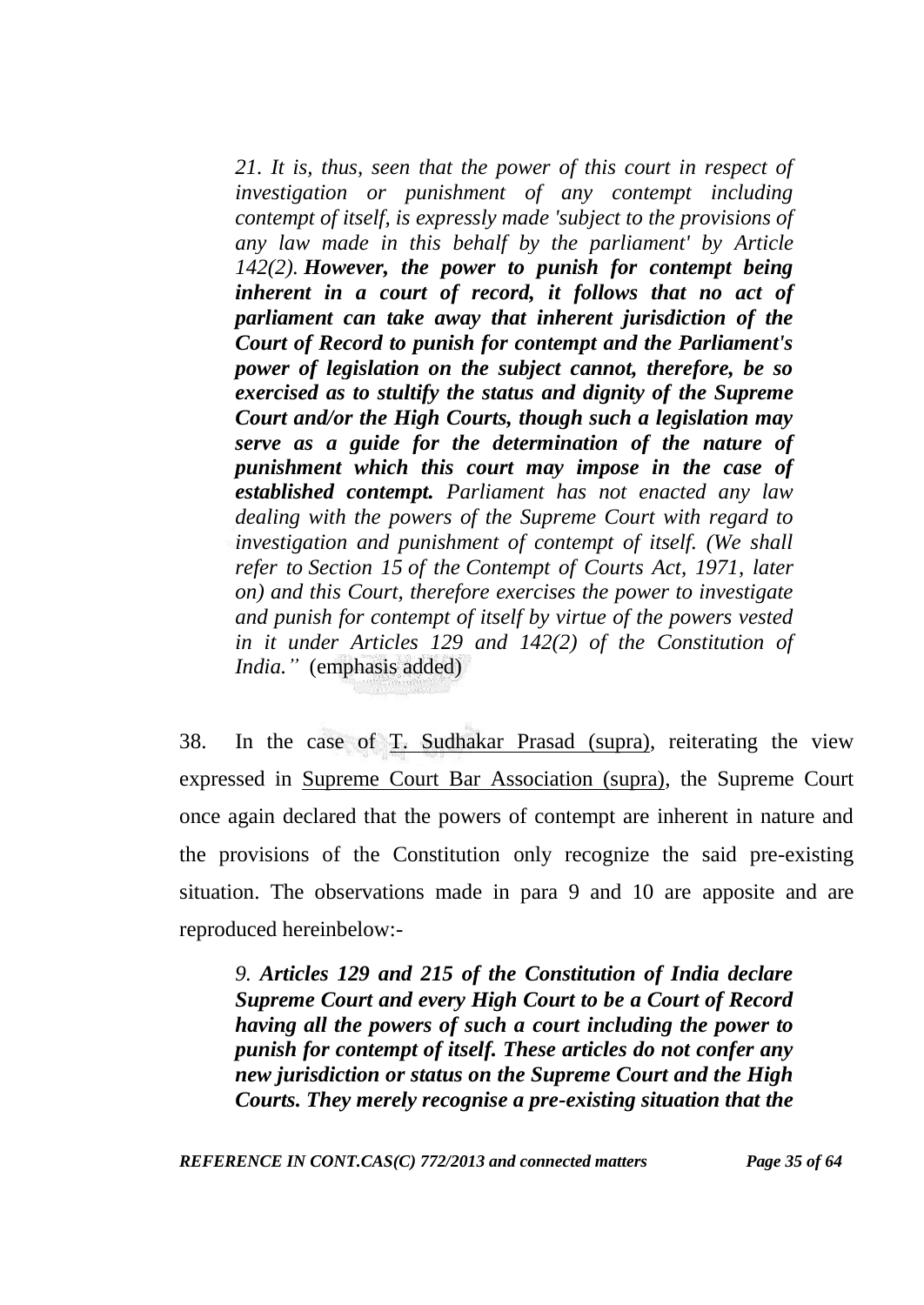*21. It is, thus, seen that the power of this court in respect of investigation or punishment of any contempt including contempt of itself, is expressly made 'subject to the provisions of any law made in this behalf by the parliament' by Article 142(2).* ***However, the power to punish for contempt being inherent in a court of record, it follows that no act of parliament can take away that inherent jurisdiction of the Court of Record to punish for contempt and the Parliament's power of legislation on the subject cannot, therefore, be so exercised as to stultify the status and dignity of the Supreme Court and/or the High Courts, though such a legislation may serve as a guide for the determination of the nature of punishment which this court may impose in the case of established contempt.*** *Parliament has not enacted any law dealing with the powers of the Supreme Court with regard to investigation and punishment of contempt of itself. (We shall refer to Section 15 of the Contempt of Courts Act, 1971, later on) and this Court, therefore exercises the power to investigate and punish for contempt of itself by virtue of the powers vested in it under Articles 129 and 142(2) of the Constitution of India."* (emphasis added)

38. In the case of T. Sudhakar Prasad (supra), reiterating the view expressed in Supreme Court Bar Association (supra), the Supreme Court once again declared that the powers of contempt are inherent in nature and the provisions of the Constitution only recognize the said pre-existing situation. The observations made in para 9 and 10 are apposite and are reproduced hereinbelow:-

*9.* ***Articles 129 and 215 of the Constitution of India declare Supreme Court and every High Court to be a Court of Record having all the powers of such a court including the power to punish for contempt of itself. These articles do not confer any new jurisdiction or status on the Supreme Court and the High Courts. They merely recognise a pre-existing situation that the***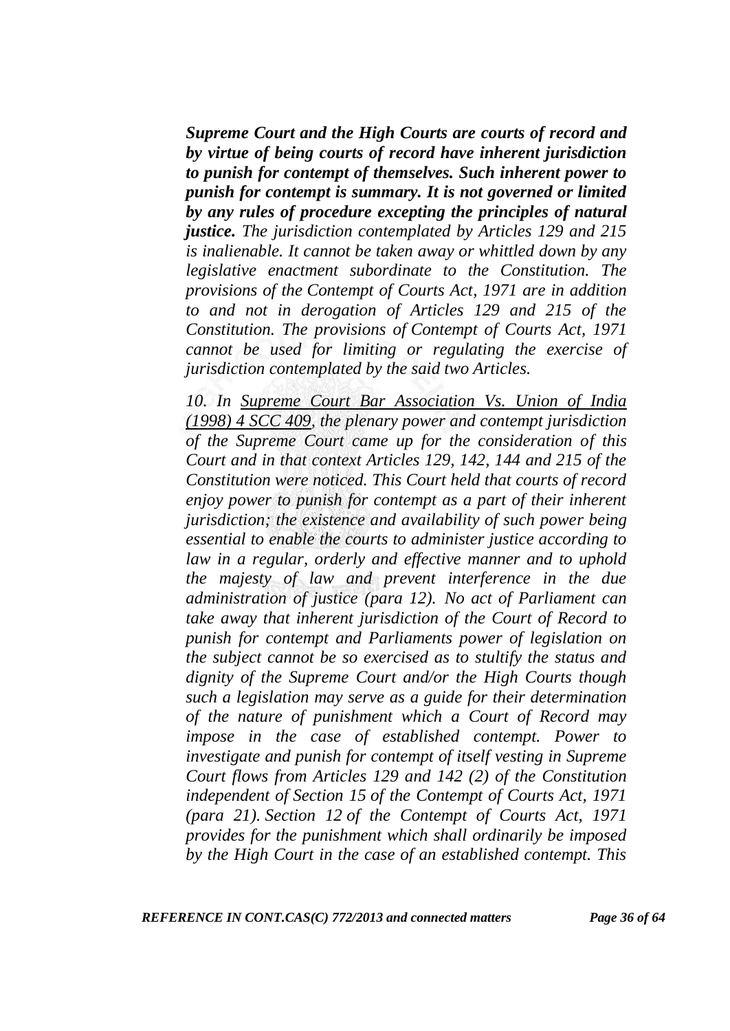*__Supreme Court and the High Courts are courts of record and by virtue of being courts of record have inherent jurisdiction to punish for contempt of themselves. Such inherent power to punish for contempt is summary. It is not governed or limited by any rules of procedure excepting the principles of natural justice.__ The jurisdiction contemplated by Articles 129 and 215 is inalienable. It cannot be taken away or whittled down by any legislative enactment subordinate to the Constitution. The provisions of the Contempt of Courts Act, 1971 are in addition to and not in derogation of Articles 129 and 215 of the Constitution. The provisions of Contempt of Courts Act, 1971 cannot be used for limiting or regulating the exercise of jurisdiction contemplated by the said two Articles.*

*10. In Supreme Court Bar Association Vs. Union of India (1998) 4 SCC 409, the plenary power and contempt jurisdiction of the Supreme Court came up for the consideration of this Court and in that context Articles 129, 142, 144 and 215 of the Constitution were noticed. This Court held that courts of record enjoy power to punish for contempt as a part of their inherent jurisdiction; the existence and availability of such power being essential to enable the courts to administer justice according to law in a regular, orderly and effective manner and to uphold the majesty of law and prevent interference in the due administration of justice (para 12). No act of Parliament can take away that inherent jurisdiction of the Court of Record to punish for contempt and Parliaments power of legislation on the subject cannot be so exercised as to stultify the status and dignity of the Supreme Court and/or the High Courts though such a legislation may serve as a guide for their determination of the nature of punishment which a Court of Record may impose in the case of established contempt. Power to investigate and punish for contempt of itself vesting in Supreme Court flows from Articles 129 and 142 (2) of the Constitution independent of Section 15 of the Contempt of Courts Act, 1971 (para 21). Section 12 of the Contempt of Courts Act, 1971 provides for the punishment which shall ordinarily be imposed by the High Court in the case of an established contempt. This*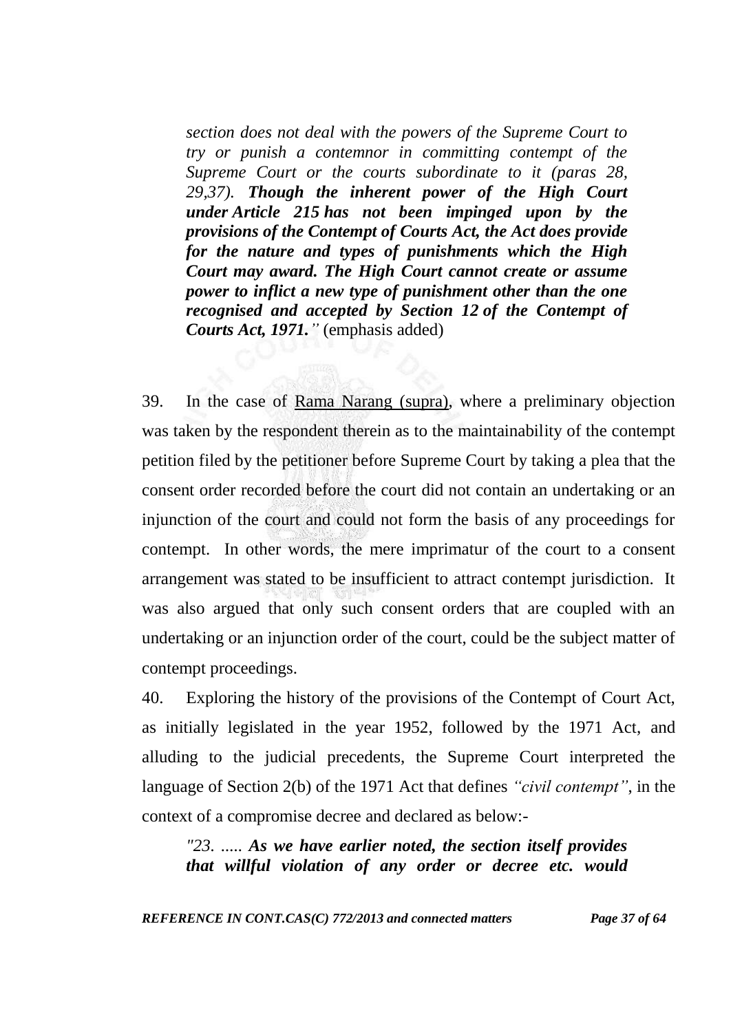*section does not deal with the powers of the Supreme Court to try or punish a contemnor in committing contempt of the Supreme Court or the courts subordinate to it (paras 28, 29,37). **Though the inherent power of the High Court under Article 215 has not been impinged upon by the provisions of the Contempt of Courts Act, the Act does provide for the nature and types of punishments which the High Court may award. The High Court cannot create or assume power to inflict a new type of punishment other than the one recognised and accepted by Section 12 of the Contempt of Courts Act, 1971.**"* (emphasis added)

39. In the case of <u>Rama Narang (supra)</u>, where a preliminary objection was taken by the respondent therein as to the maintainability of the contempt petition filed by the petitioner before Supreme Court by taking a plea that the consent order recorded before the court did not contain an undertaking or an injunction of the court and could not form the basis of any proceedings for contempt. In other words, the mere imprimatur of the court to a consent arrangement was stated to be insufficient to attract contempt jurisdiction. It was also argued that only such consent orders that are coupled with an undertaking or an injunction order of the court, could be the subject matter of contempt proceedings.

40. Exploring the history of the provisions of the Contempt of Court Act, as initially legislated in the year 1952, followed by the 1971 Act, and alluding to the judicial precedents, the Supreme Court interpreted the language of Section 2(b) of the 1971 Act that defines *"civil contempt"*, in the context of a compromise decree and declared as below:-

*"23. ..... **As we have earlier noted, the section itself provides that willful violation of any order or decree etc. would***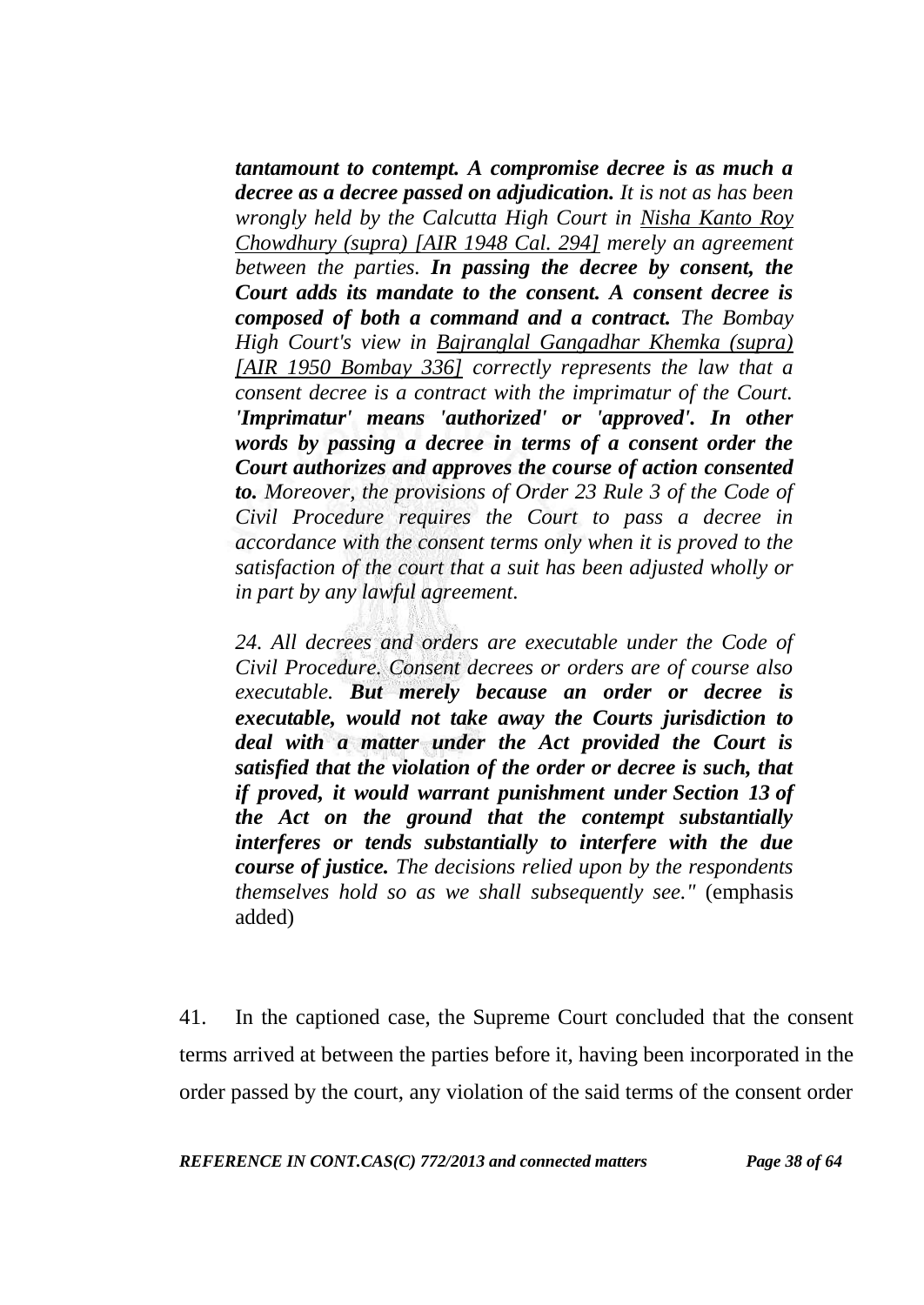*tantamount to contempt. **A compromise decree is as much a decree as a decree passed on adjudication.** It is not as has been wrongly held by the Calcutta High Court in <u>Nisha Kanto Roy Chowdhury (supra) [AIR 1948 Cal. 294]</u> merely an agreement between the parties. **In passing the decree by consent, the Court adds its mandate to the consent. A consent decree is composed of both a command and a contract.** The Bombay High Court's view in <u>Bajranglal Gangadhar Khemka (supra) [AIR 1950 Bombay 336]</u> correctly represents the law that a consent decree is a contract with the imprimatur of the Court. **'Imprimatur' means 'authorized' or 'approved'. In other words by passing a decree in terms of a consent order the Court authorizes and approves the course of action consented to.** Moreover, the provisions of Order 23 Rule 3 of the Code of Civil Procedure requires the Court to pass a decree in accordance with the consent terms only when it is proved to the satisfaction of the court that a suit has been adjusted wholly or in part by any lawful agreement.*

*24. All decrees and orders are executable under the Code of Civil Procedure. Consent decrees or orders are of course also executable. **But merely because an order or decree is executable, would not take away the Courts jurisdiction to deal with a matter under the Act provided the Court is satisfied that the violation of the order or decree is such, that if proved, it would warrant punishment under Section 13 of the Act on the ground that the contempt substantially interferes or tends substantially to interfere with the due course of justice.** The decisions relied upon by the respondents themselves hold so as we shall subsequently see."* (emphasis added)

41. In the captioned case, the Supreme Court concluded that the consent terms arrived at between the parties before it, having been incorporated in the order passed by the court, any violation of the said terms of the consent order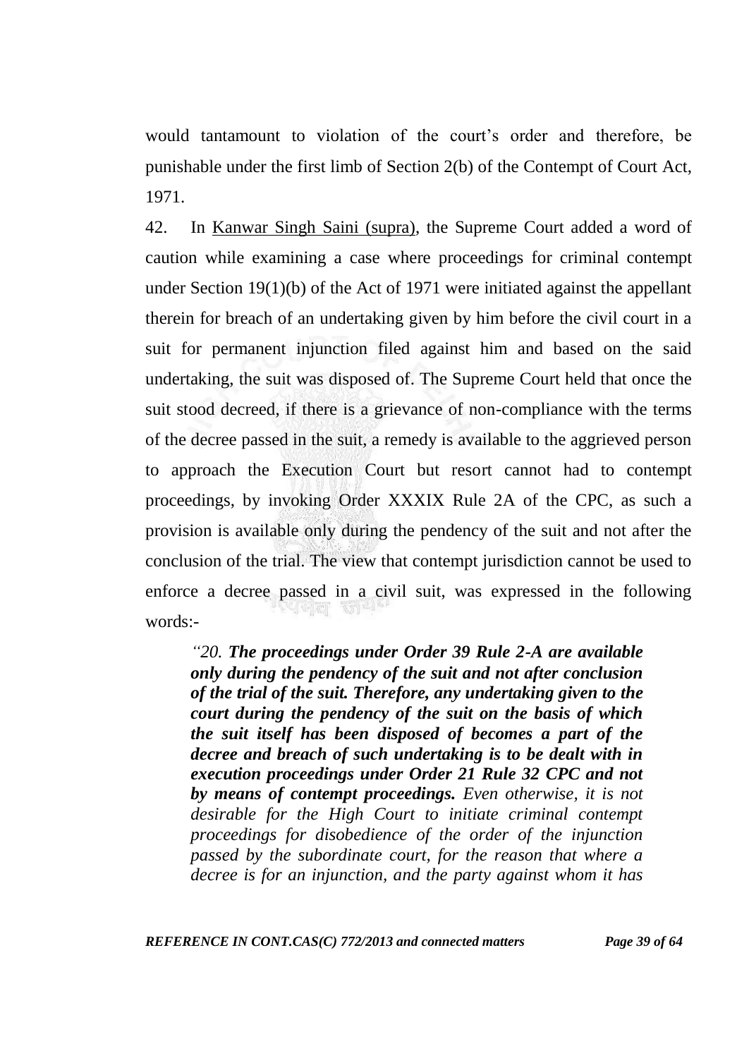would tantamount to violation of the court's order and therefore, be punishable under the first limb of Section 2(b) of the Contempt of Court Act, 1971.

42. In Kanwar Singh Saini (supra), the Supreme Court added a word of caution while examining a case where proceedings for criminal contempt under Section 19(1)(b) of the Act of 1971 were initiated against the appellant therein for breach of an undertaking given by him before the civil court in a suit for permanent injunction filed against him and based on the said undertaking, the suit was disposed of. The Supreme Court held that once the suit stood decreed, if there is a grievance of non-compliance with the terms of the decree passed in the suit, a remedy is available to the aggrieved person to approach the Execution Court but resort cannot had to contempt proceedings, by invoking Order XXXIX Rule 2A of the CPC, as such a provision is available only during the pendency of the suit and not after the conclusion of the trial. The view that contempt jurisdiction cannot be used to enforce a decree passed in a civil suit, was expressed in the following words:-

> *"20. **The proceedings under Order 39 Rule 2-A are available only during the pendency of the suit and not after conclusion of the trial of the suit. Therefore, any undertaking given to the court during the pendency of the suit on the basis of which the suit itself has been disposed of becomes a part of the decree and breach of such undertaking is to be dealt with in execution proceedings under Order 21 Rule 32 CPC and not by means of contempt proceedings.** Even otherwise, it is not desirable for the High Court to initiate criminal contempt proceedings for disobedience of the order of the injunction passed by the subordinate court, for the reason that where a decree is for an injunction, and the party against whom it has*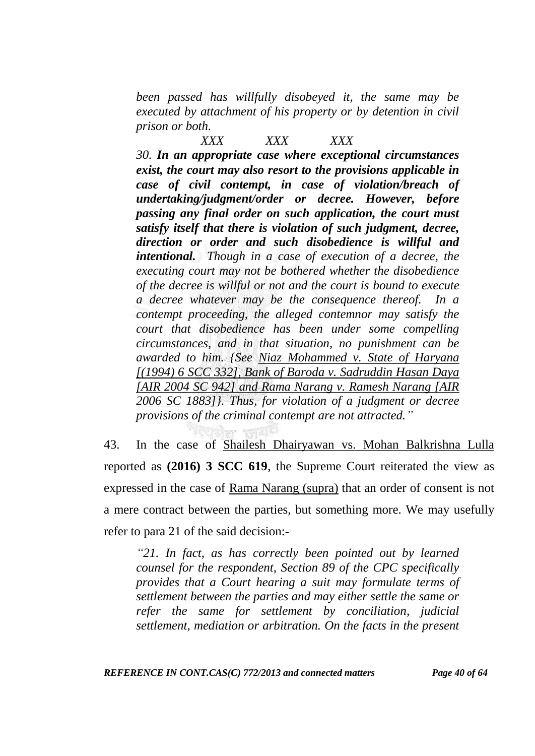> *been passed has willfully disobeyed it, the same may be executed by attachment of his property or by detention in civil prison or both.*
>
> *XXX XXX XXX*
>
> *30. **In an appropriate case where exceptional circumstances exist, the court may also resort to the provisions applicable in case of civil contempt, in case of violation/breach of undertaking/judgment/order or decree. However, before passing any final order on such application, the court must satisfy itself that there is violation of such judgment, decree, direction or order and such disobedience is willful and intentional.** Though in a case of execution of a decree, the executing court may not be bothered whether the disobedience of the decree is willful or not and the court is bound to execute a decree whatever may be the consequence thereof. In a contempt proceeding, the alleged contemnor may satisfy the court that disobedience has been under some compelling circumstances, and in that situation, no punishment can be awarded to him. {See Niaz Mohammed v. State of Haryana [(1994) 6 SCC 332], Bank of Baroda v. Sadruddin Hasan Daya [AIR 2004 SC 942] and Rama Narang v. Ramesh Narang [AIR 2006 SC 1883]}. Thus, for violation of a judgment or decree provisions of the criminal contempt are not attracted."*

43. In the case of Shailesh Dhairyawan vs. Mohan Balkrishna Lulla reported as **(2016) 3 SCC 619**, the Supreme Court reiterated the view as expressed in the case of Rama Narang (supra) that an order of consent is not a mere contract between the parties, but something more. We may usefully refer to para 21 of the said decision:-

> *"21. In fact, as has correctly been pointed out by learned counsel for the respondent, Section 89 of the CPC specifically provides that a Court hearing a suit may formulate terms of settlement between the parties and may either settle the same or refer the same for settlement by conciliation, judicial settlement, mediation or arbitration. On the facts in the present*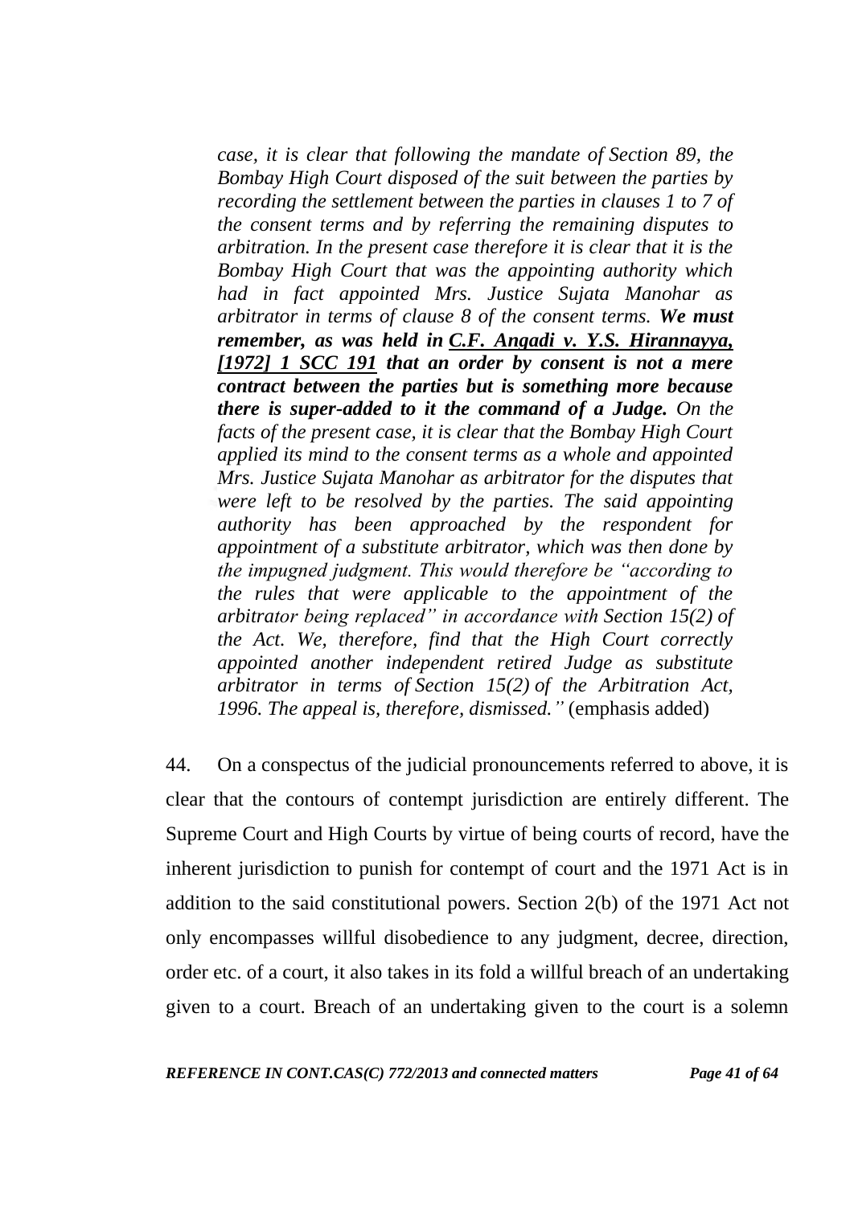*case, it is clear that following the mandate of Section 89, the Bombay High Court disposed of the suit between the parties by recording the settlement between the parties in clauses 1 to 7 of the consent terms and by referring the remaining disputes to arbitration. In the present case therefore it is clear that it is the Bombay High Court that was the appointing authority which had in fact appointed Mrs. Justice Sujata Manohar as arbitrator in terms of clause 8 of the consent terms.* ***We must remember, as was held in <u>C.F. Angadi v. Y.S. Hirannayya, [1972] 1 SCC 191</u> that an order by consent is not a mere contract between the parties but is something more because there is super-added to it the command of a Judge.*** *On the facts of the present case, it is clear that the Bombay High Court applied its mind to the consent terms as a whole and appointed Mrs. Justice Sujata Manohar as arbitrator for the disputes that were left to be resolved by the parties. The said appointing authority has been approached by the respondent for appointment of a substitute arbitrator, which was then done by the impugned judgment. This would therefore be "according to the rules that were applicable to the appointment of the arbitrator being replaced" in accordance with Section 15(2) of the Act. We, therefore, find that the High Court correctly appointed another independent retired Judge as substitute arbitrator in terms of Section 15(2) of the Arbitration Act, 1996. The appeal is, therefore, dismissed."* (emphasis added)

44. On a conspectus of the judicial pronouncements referred to above, it is clear that the contours of contempt jurisdiction are entirely different. The Supreme Court and High Courts by virtue of being courts of record, have the inherent jurisdiction to punish for contempt of court and the 1971 Act is in addition to the said constitutional powers. Section 2(b) of the 1971 Act not only encompasses willful disobedience to any judgment, decree, direction, order etc. of a court, it also takes in its fold a willful breach of an undertaking given to a court. Breach of an undertaking given to the court is a solemn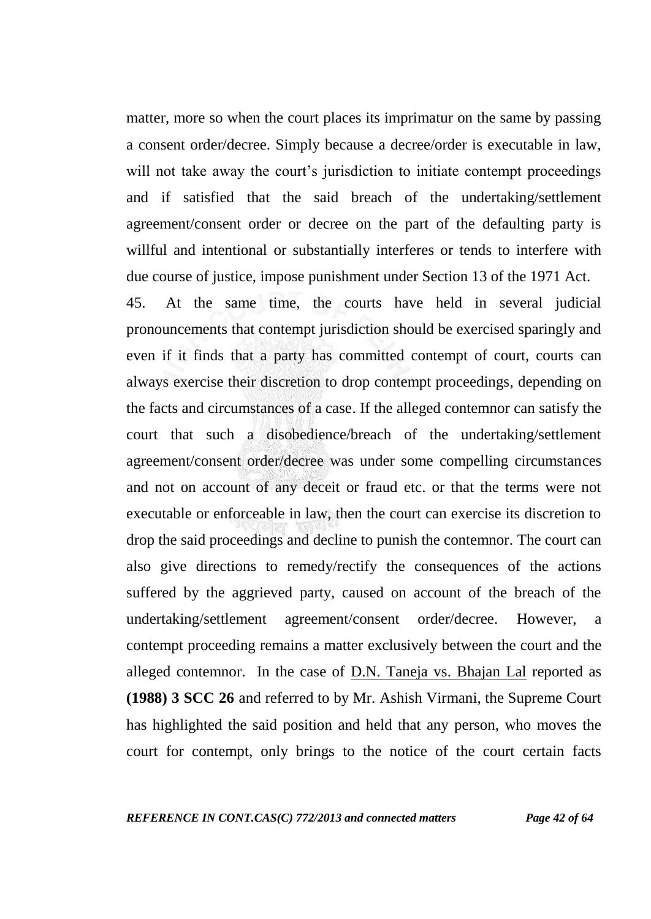matter, more so when the court places its imprimatur on the same by passing a consent order/decree. Simply because a decree/order is executable in law, will not take away the court's jurisdiction to initiate contempt proceedings and if satisfied that the said breach of the undertaking/settlement agreement/consent order or decree on the part of the defaulting party is willful and intentional or substantially interferes or tends to interfere with due course of justice, impose punishment under Section 13 of the 1971 Act.

45. At the same time, the courts have held in several judicial pronouncements that contempt jurisdiction should be exercised sparingly and even if it finds that a party has committed contempt of court, courts can always exercise their discretion to drop contempt proceedings, depending on the facts and circumstances of a case. If the alleged contemnor can satisfy the court that such a disobedience/breach of the undertaking/settlement agreement/consent order/decree was under some compelling circumstances and not on account of any deceit or fraud etc. or that the terms were not executable or enforceable in law, then the court can exercise its discretion to drop the said proceedings and decline to punish the contemnor. The court can also give directions to remedy/rectify the consequences of the actions suffered by the aggrieved party, caused on account of the breach of the undertaking/settlement agreement/consent order/decree. However, a contempt proceeding remains a matter exclusively between the court and the alleged contemnor. In the case of D.N. Taneja vs. Bhajan Lal reported as **(1988) 3 SCC 26** and referred to by Mr. Ashish Virmani, the Supreme Court has highlighted the said position and held that any person, who moves the court for contempt, only brings to the notice of the court certain facts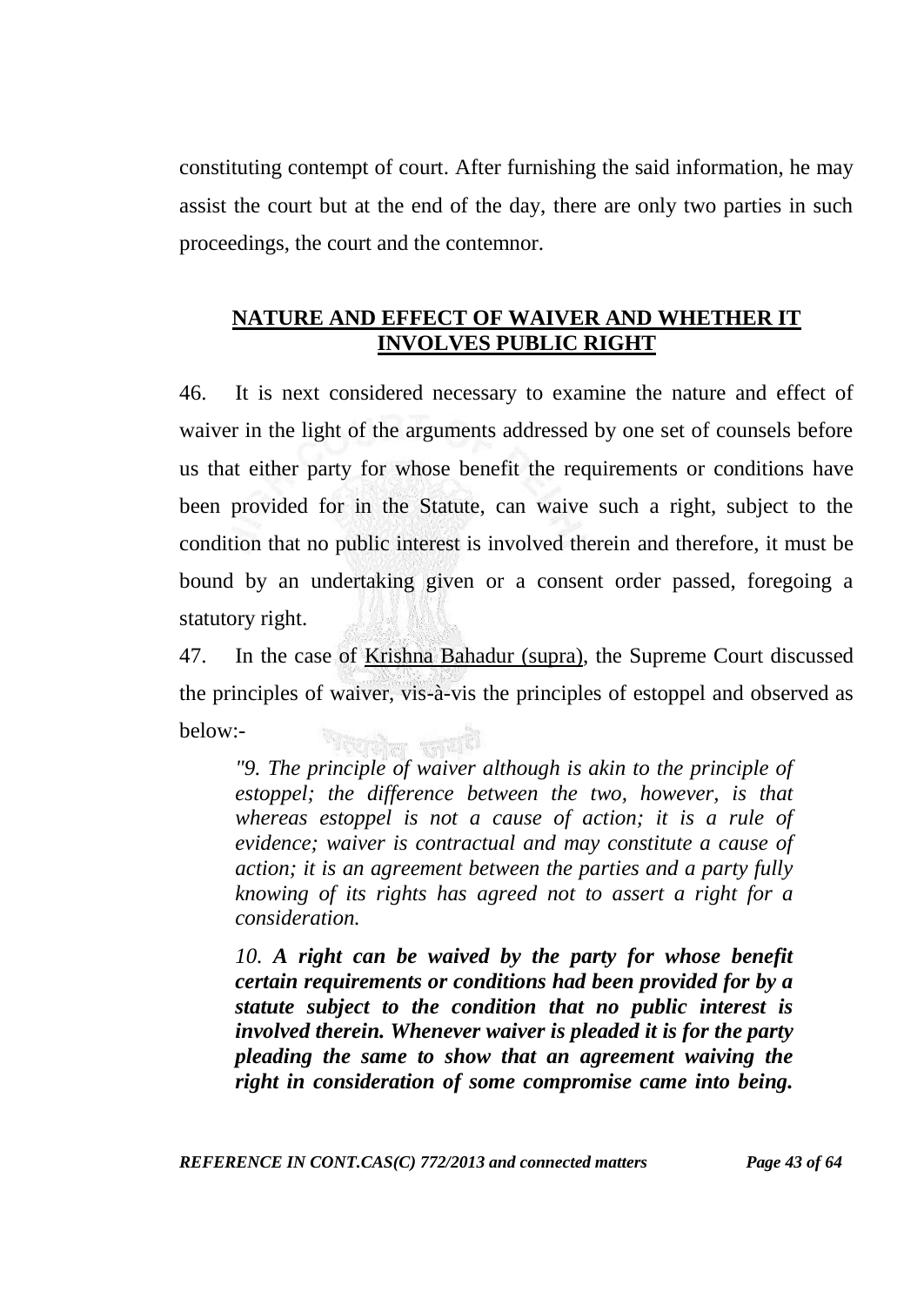constituting contempt of court. After furnishing the said information, he may assist the court but at the end of the day, there are only two parties in such proceedings, the court and the contemnor.

## NATURE AND EFFECT OF WAIVER AND WHETHER IT INVOLVES PUBLIC RIGHT

46. It is next considered necessary to examine the nature and effect of waiver in the light of the arguments addressed by one set of counsels before us that either party for whose benefit the requirements or conditions have been provided for in the Statute, can waive such a right, subject to the condition that no public interest is involved therein and therefore, it must be bound by an undertaking given or a consent order passed, foregoing a statutory right.

47. In the case of Krishna Bahadur (supra), the Supreme Court discussed the principles of waiver, vis-à-vis the principles of estoppel and observed as below:-

> *"9. The principle of waiver although is akin to the principle of estoppel; the difference between the two, however, is that whereas estoppel is not a cause of action; it is a rule of evidence; waiver is contractual and may constitute a cause of action; it is an agreement between the parties and a party fully knowing of its rights has agreed not to assert a right for a consideration.*
>
> *10.* ***A right can be waived by the party for whose benefit certain requirements or conditions had been provided for by a statute subject to the condition that no public interest is involved therein. Whenever waiver is pleaded it is for the party pleading the same to show that an agreement waiving the right in consideration of some compromise came into being.***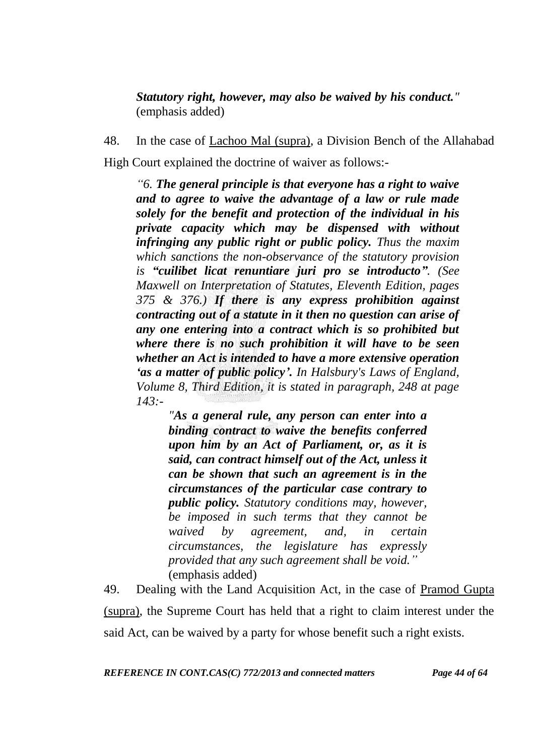> ***Statutory right, however, may also be waived by his conduct."*** (emphasis added)

48. In the case of Lachoo Mal (supra), a Division Bench of the Allahabad High Court explained the doctrine of waiver as follows:-

> *"6. **The general principle is that everyone has a right to waive and to agree to waive the advantage of a law or rule made solely for the benefit and protection of the individual in his private capacity which may be dispensed with without infringing any public right or public policy.** Thus the maxim which sanctions the non-observance of the statutory provision is **"cuilibet licat renuntiare juri pro se introducto"**. (See Maxwell on Interpretation of Statutes, Eleventh Edition, pages 375 & 376.) **If there is any express prohibition against contracting out of a statute in it then no question can arise of any one entering into a contract which is so prohibited but where there is no such prohibition it will have to be seen whether an Act is intended to have a more extensive operation 'as a matter of public policy'.** In Halsbury's Laws of England, Volume 8, Third Edition, it is stated in paragraph, 248 at page 143:-*
>
> > *"**As a general rule, any person can enter into a binding contract to waive the benefits conferred upon him by an Act of Parliament, or, as it is said, can contract himself out of the Act, unless it can be shown that such an agreement is in the circumstances of the particular case contrary to public policy.** Statutory conditions may, however, be imposed in such terms that they cannot be waived by agreement, and, in certain circumstances, the legislature has expressly provided that any such agreement shall be void."*
> > (emphasis added)

49. Dealing with the Land Acquisition Act, in the case of Pramod Gupta (supra), the Supreme Court has held that a right to claim interest under the said Act, can be waived by a party for whose benefit such a right exists.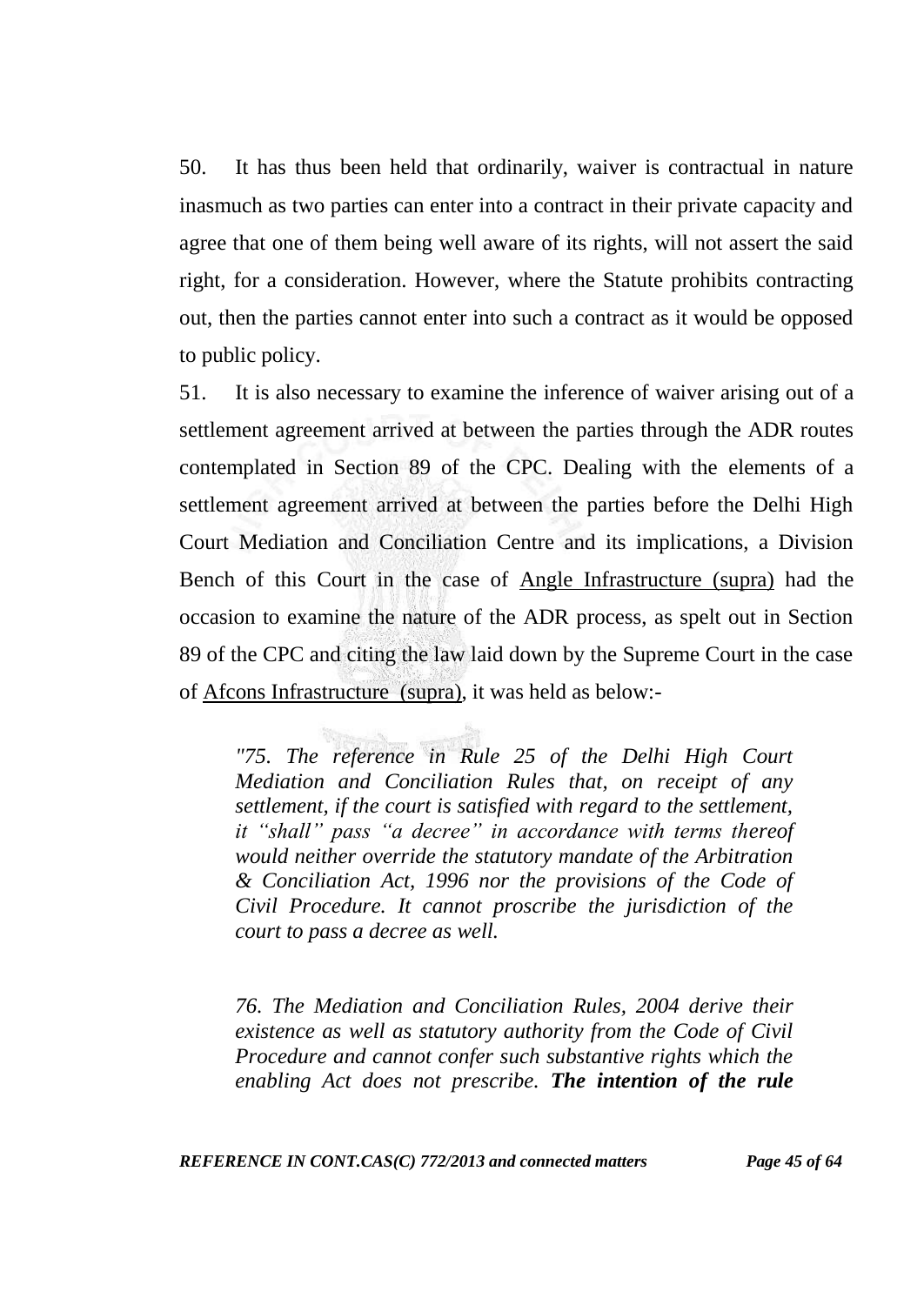50. It has thus been held that ordinarily, waiver is contractual in nature inasmuch as two parties can enter into a contract in their private capacity and agree that one of them being well aware of its rights, will not assert the said right, for a consideration. However, where the Statute prohibits contracting out, then the parties cannot enter into such a contract as it would be opposed to public policy.

51. It is also necessary to examine the inference of waiver arising out of a settlement agreement arrived at between the parties through the ADR routes contemplated in Section 89 of the CPC. Dealing with the elements of a settlement agreement arrived at between the parties before the Delhi High Court Mediation and Conciliation Centre and its implications, a Division Bench of this Court in the case of Angle Infrastructure (supra) had the occasion to examine the nature of the ADR process, as spelt out in Section 89 of the CPC and citing the law laid down by the Supreme Court in the case of Afcons Infrastructure (supra), it was held as below:-

> *"75. The reference in Rule 25 of the Delhi High Court Mediation and Conciliation Rules that, on receipt of any settlement, if the court is satisfied with regard to the settlement, it "shall" pass "a decree" in accordance with terms thereof would neither override the statutory mandate of the Arbitration & Conciliation Act, 1996 nor the provisions of the Code of Civil Procedure. It cannot proscribe the jurisdiction of the court to pass a decree as well.*
>
> *76. The Mediation and Conciliation Rules, 2004 derive their existence as well as statutory authority from the Code of Civil Procedure and cannot confer such substantive rights which the enabling Act does not prescribe.* ***The intention of the rule***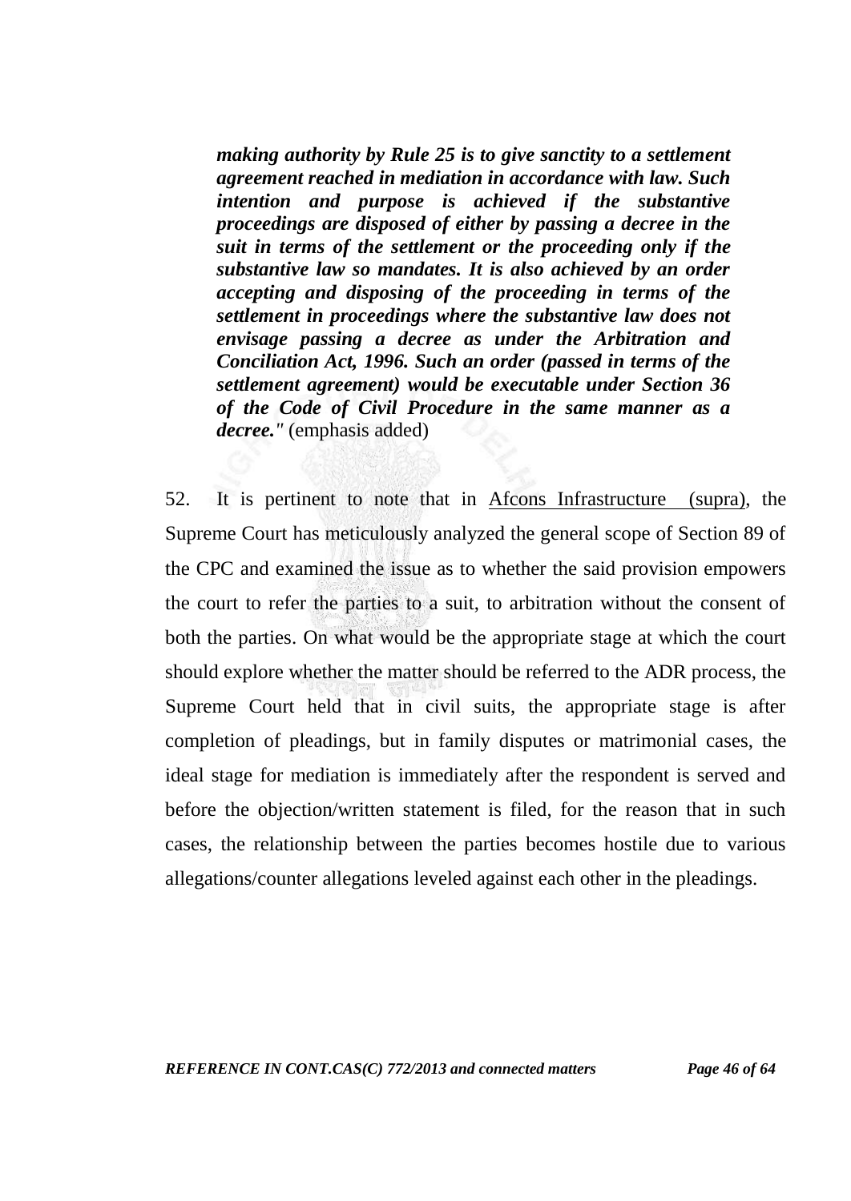> ***making authority by Rule 25 is to give sanctity to a settlement agreement reached in mediation in accordance with law. Such intention and purpose is achieved if the substantive proceedings are disposed of either by passing a decree in the suit in terms of the settlement or the proceeding only if the substantive law so mandates. It is also achieved by an order accepting and disposing of the proceeding in terms of the settlement in proceedings where the substantive law does not envisage passing a decree as under the Arbitration and Conciliation Act, 1996. Such an order (passed in terms of the settlement agreement) would be executable under Section 36 of the Code of Civil Procedure in the same manner as a decree."*** (emphasis added)

52. It is pertinent to note that in Afcons Infrastructure (supra), the Supreme Court has meticulously analyzed the general scope of Section 89 of the CPC and examined the issue as to whether the said provision empowers the court to refer the parties to a suit, to arbitration without the consent of both the parties. On what would be the appropriate stage at which the court should explore whether the matter should be referred to the ADR process, the Supreme Court held that in civil suits, the appropriate stage is after completion of pleadings, but in family disputes or matrimonial cases, the ideal stage for mediation is immediately after the respondent is served and before the objection/written statement is filed, for the reason that in such cases, the relationship between the parties becomes hostile due to various allegations/counter allegations leveled against each other in the pleadings.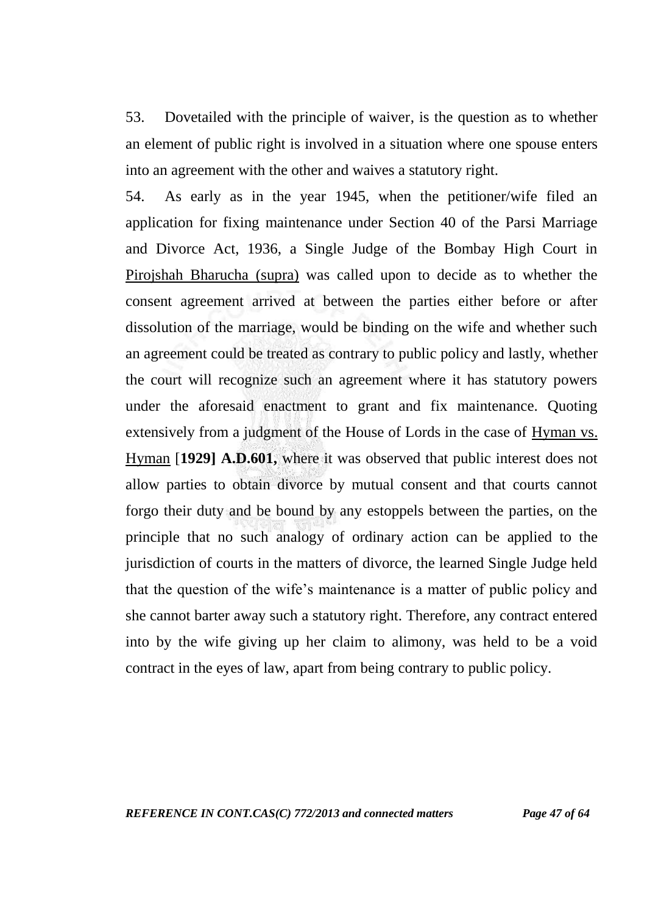53. Dovetailed with the principle of waiver, is the question as to whether an element of public right is involved in a situation where one spouse enters into an agreement with the other and waives a statutory right.

54. As early as in the year 1945, when the petitioner/wife filed an application for fixing maintenance under Section 40 of the Parsi Marriage and Divorce Act, 1936, a Single Judge of the Bombay High Court in Pirojshah Bharucha (supra) was called upon to decide as to whether the consent agreement arrived at between the parties either before or after dissolution of the marriage, would be binding on the wife and whether such an agreement could be treated as contrary to public policy and lastly, whether the court will recognize such an agreement where it has statutory powers under the aforesaid enactment to grant and fix maintenance. Quoting extensively from a judgment of the House of Lords in the case of Hyman vs. Hyman [**1929] A.D.601**, where it was observed that public interest does not allow parties to obtain divorce by mutual consent and that courts cannot forgo their duty and be bound by any estoppels between the parties, on the principle that no such analogy of ordinary action can be applied to the jurisdiction of courts in the matters of divorce, the learned Single Judge held that the question of the wife's maintenance is a matter of public policy and she cannot barter away such a statutory right. Therefore, any contract entered into by the wife giving up her claim to alimony, was held to be a void contract in the eyes of law, apart from being contrary to public policy.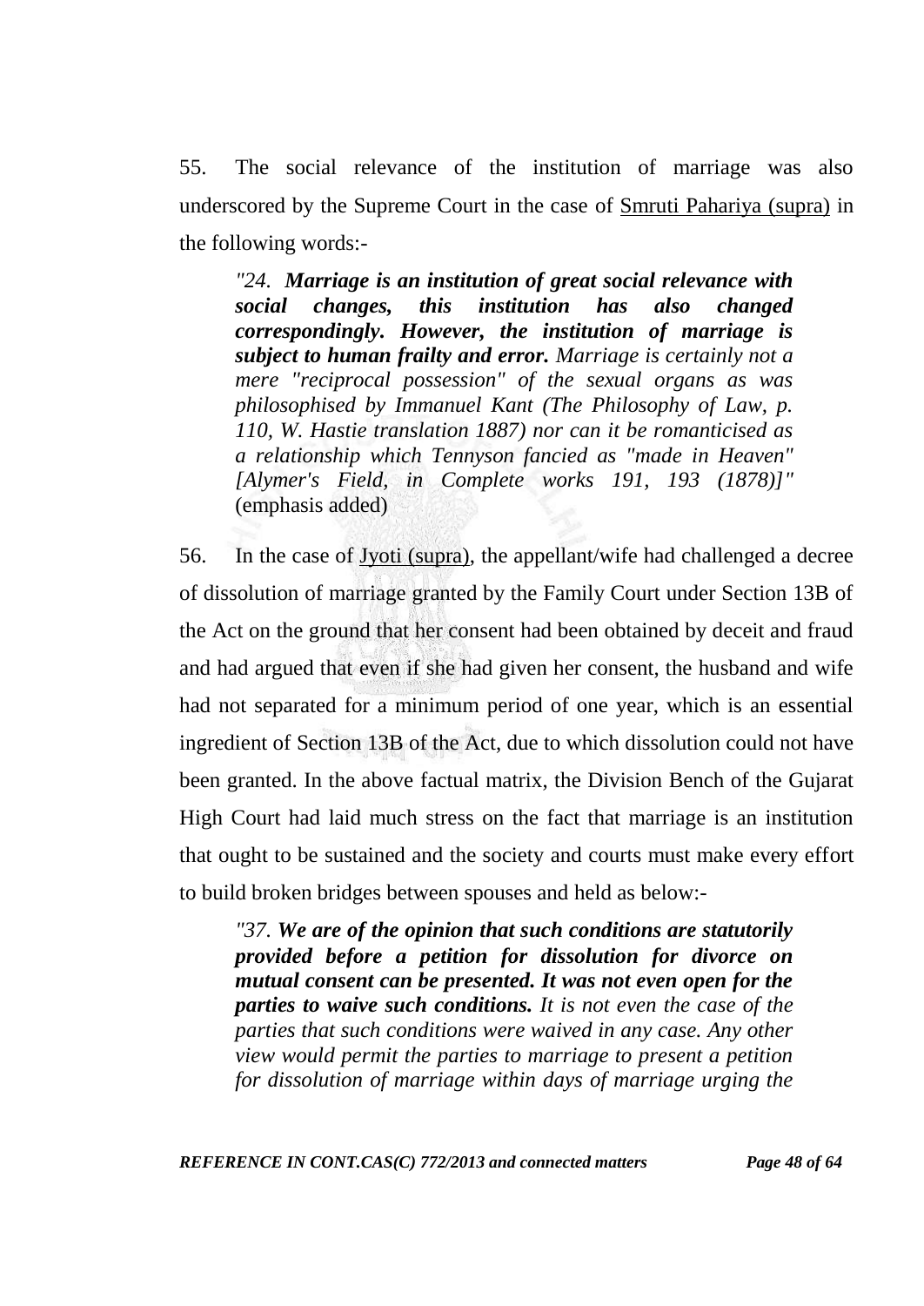55. The social relevance of the institution of marriage was also underscored by the Supreme Court in the case of Smruti Pahariya (supra) in the following words:-

> *"24. **Marriage is an institution of great social relevance with social changes, this institution has also changed correspondingly. However, the institution of marriage is subject to human frailty and error.** Marriage is certainly not a mere "reciprocal possession" of the sexual organs as was philosophised by Immanuel Kant (The Philosophy of Law, p. 110, W. Hastie translation 1887) nor can it be romanticised as a relationship which Tennyson fancied as "made in Heaven" [Alymer's Field, in Complete works 191, 193 (1878)]"* (emphasis added)

56. In the case of Jyoti (supra), the appellant/wife had challenged a decree of dissolution of marriage granted by the Family Court under Section 13B of the Act on the ground that her consent had been obtained by deceit and fraud and had argued that even if she had given her consent, the husband and wife had not separated for a minimum period of one year, which is an essential ingredient of Section 13B of the Act, due to which dissolution could not have been granted. In the above factual matrix, the Division Bench of the Gujarat High Court had laid much stress on the fact that marriage is an institution that ought to be sustained and the society and courts must make every effort to build broken bridges between spouses and held as below:-

> *"37. **We are of the opinion that such conditions are statutorily provided before a petition for dissolution for divorce on mutual consent can be presented. It was not even open for the parties to waive such conditions.** It is not even the case of the parties that such conditions were waived in any case. Any other view would permit the parties to marriage to present a petition for dissolution of marriage within days of marriage urging the*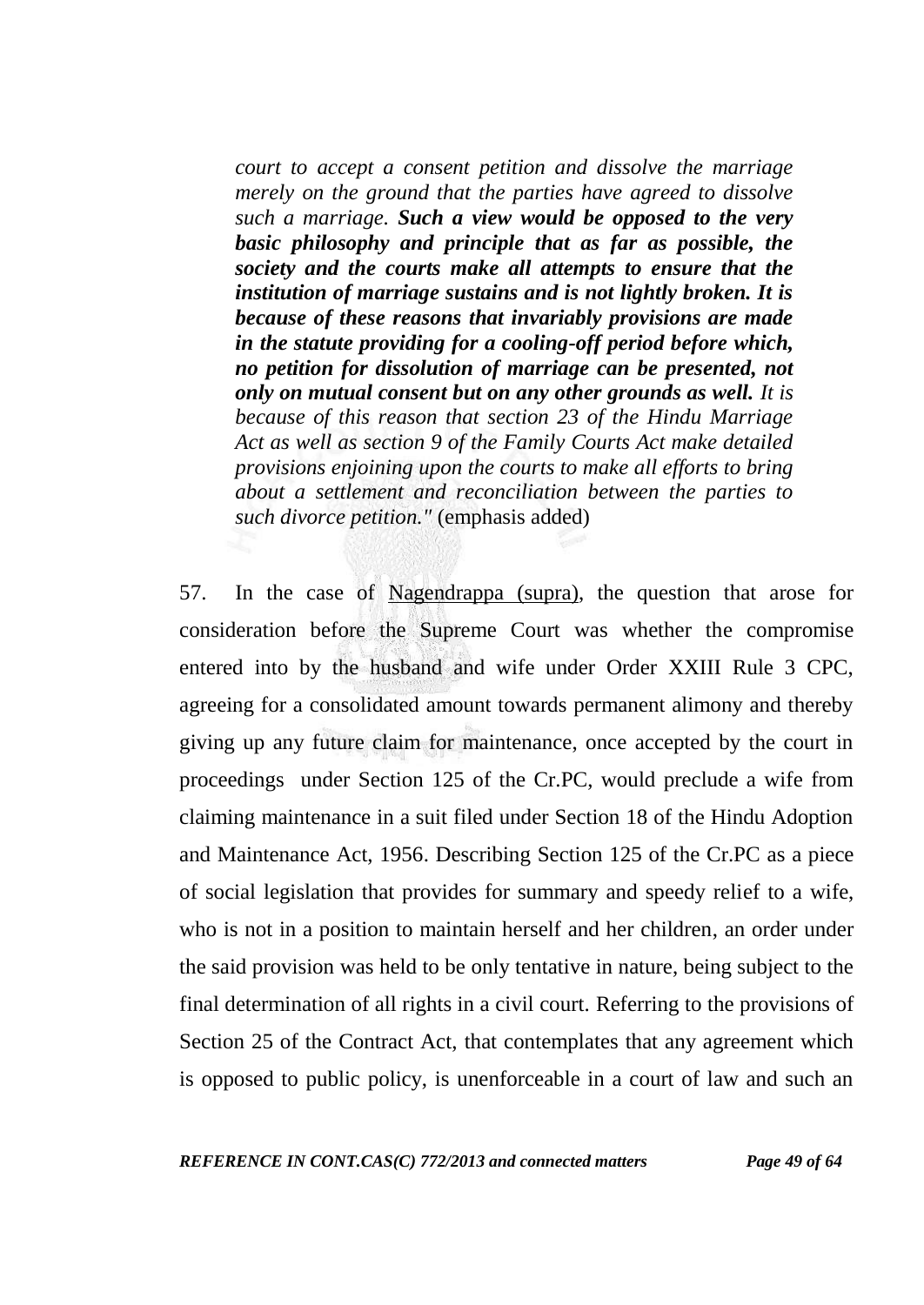*court to accept a consent petition and dissolve the marriage merely on the ground that the parties have agreed to dissolve such a marriage.* ***Such a view would be opposed to the very basic philosophy and principle that as far as possible, the society and the courts make all attempts to ensure that the institution of marriage sustains and is not lightly broken. It is because of these reasons that invariably provisions are made in the statute providing for a cooling-off period before which, no petition for dissolution of marriage can be presented, not only on mutual consent but on any other grounds as well.*** *It is because of this reason that section 23 of the Hindu Marriage Act as well as section 9 of the Family Courts Act make detailed provisions enjoining upon the courts to make all efforts to bring about a settlement and reconciliation between the parties to such divorce petition."* (emphasis added)

57. In the case of Nagendrappa (supra), the question that arose for consideration before the Supreme Court was whether the compromise entered into by the husband and wife under Order XXIII Rule 3 CPC, agreeing for a consolidated amount towards permanent alimony and thereby giving up any future claim for maintenance, once accepted by the court in proceedings under Section 125 of the Cr.PC, would preclude a wife from claiming maintenance in a suit filed under Section 18 of the Hindu Adoption and Maintenance Act, 1956. Describing Section 125 of the Cr.PC as a piece of social legislation that provides for summary and speedy relief to a wife, who is not in a position to maintain herself and her children, an order under the said provision was held to be only tentative in nature, being subject to the final determination of all rights in a civil court. Referring to the provisions of Section 25 of the Contract Act, that contemplates that any agreement which is opposed to public policy, is unenforceable in a court of law and such an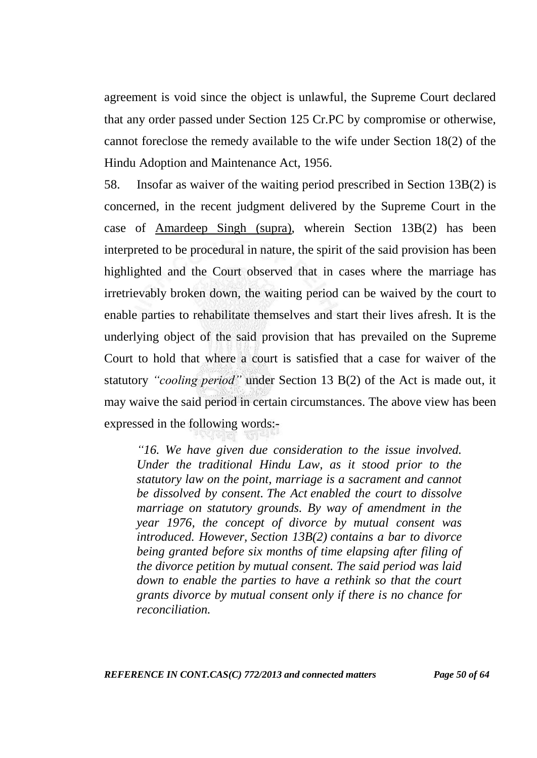agreement is void since the object is unlawful, the Supreme Court declared that any order passed under Section 125 Cr.PC by compromise or otherwise, cannot foreclose the remedy available to the wife under Section 18(2) of the Hindu Adoption and Maintenance Act, 1956.

58. Insofar as waiver of the waiting period prescribed in Section 13B(2) is concerned, in the recent judgment delivered by the Supreme Court in the case of Amardeep Singh (supra), wherein Section 13B(2) has been interpreted to be procedural in nature, the spirit of the said provision has been highlighted and the Court observed that in cases where the marriage has irretrievably broken down, the waiting period can be waived by the court to enable parties to rehabilitate themselves and start their lives afresh. It is the underlying object of the said provision that has prevailed on the Supreme Court to hold that where a court is satisfied that a case for waiver of the statutory *"cooling period"* under Section 13 B(2) of the Act is made out, it may waive the said period in certain circumstances. The above view has been expressed in the following words:-

> *"16. We have given due consideration to the issue involved. Under the traditional Hindu Law, as it stood prior to the statutory law on the point, marriage is a sacrament and cannot be dissolved by consent. The Act enabled the court to dissolve marriage on statutory grounds. By way of amendment in the year 1976, the concept of divorce by mutual consent was introduced. However, Section 13B(2) contains a bar to divorce being granted before six months of time elapsing after filing of the divorce petition by mutual consent. The said period was laid down to enable the parties to have a rethink so that the court grants divorce by mutual consent only if there is no chance for reconciliation.*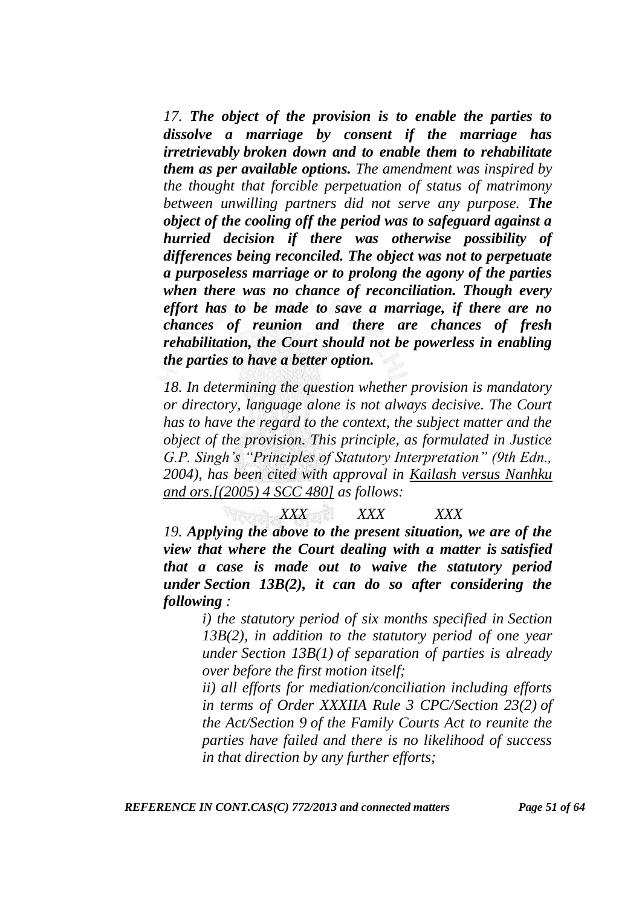*17. **The object of the provision is to enable the parties to dissolve a marriage by consent if the marriage has irretrievably broken down and to enable them to rehabilitate them as per available options.** The amendment was inspired by the thought that forcible perpetuation of status of matrimony between unwilling partners did not serve any purpose. **The object of the cooling off the period was to safeguard against a hurried decision if there was otherwise possibility of differences being reconciled. The object was not to perpetuate a purposeless marriage or to prolong the agony of the parties when there was no chance of reconciliation. Though every effort has to be made to save a marriage, if there are no chances of reunion and there are chances of fresh rehabilitation, the Court should not be powerless in enabling the parties to have a better option.***

*18. In determining the question whether provision is mandatory or directory, language alone is not always decisive. The Court has to have the regard to the context, the subject matter and the object of the provision. This principle, as formulated in Justice G.P. Singh's "Principles of Statutory Interpretation" (9th Edn., 2004), has been cited with approval in Kailash versus Nanhku and ors.[(2005) 4 SCC 480] as follows:*

*XXX XXX XXX*

*19. **Applying the above to the present situation, we are of the view that where the Court dealing with a matter is satisfied that a case is made out to waive the statutory period under Section 13B(2), it can do so after considering the following** :*

> *i) the statutory period of six months specified in Section 13B(2), in addition to the statutory period of one year under Section 13B(1) of separation of parties is already over before the first motion itself;*
>
> *ii) all efforts for mediation/conciliation including efforts in terms of Order XXXIIA Rule 3 CPC/Section 23(2) of the Act/Section 9 of the Family Courts Act to reunite the parties have failed and there is no likelihood of success in that direction by any further efforts;*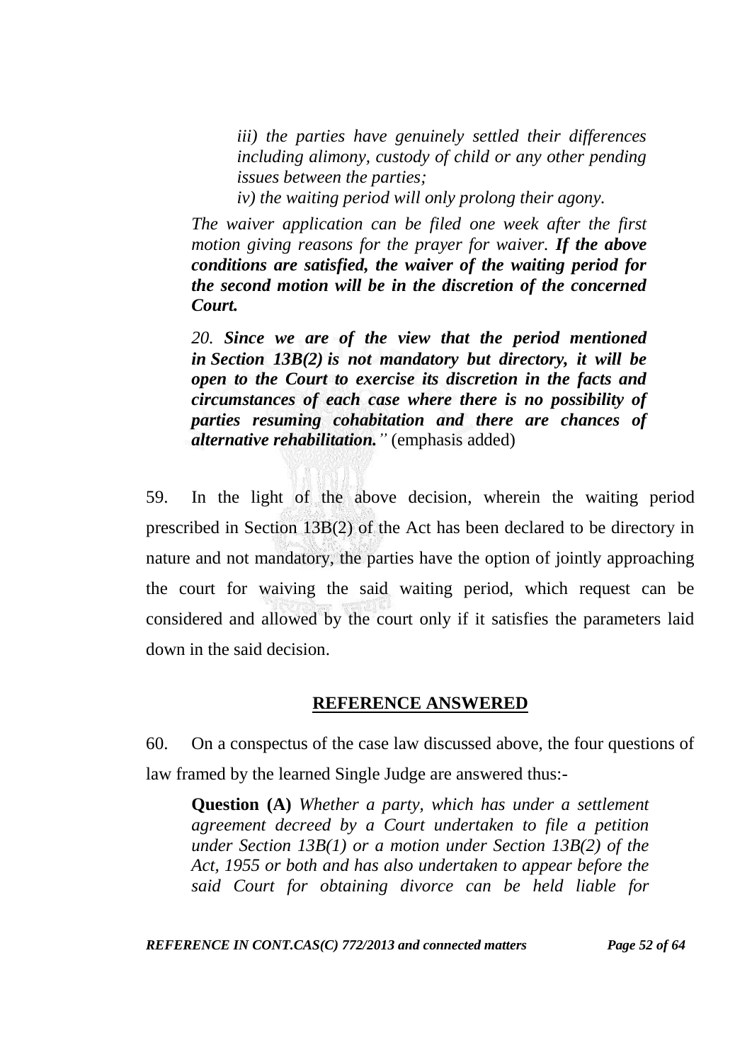> *iii) the parties have genuinely settled their differences including alimony, custody of child or any other pending issues between the parties;*
>
> *iv) the waiting period will only prolong their agony.*

*The waiver application can be filed one week after the first motion giving reasons for the prayer for waiver. **If the above conditions are satisfied, the waiver of the waiting period for the second motion will be in the discretion of the concerned Court.***

*20. **Since we are of the view that the period mentioned in Section 13B(2) is not mandatory but directory, it will be open to the Court to exercise its discretion in the facts and circumstances of each case where there is no possibility of parties resuming cohabitation and there are chances of alternative rehabilitation.**"* (emphasis added)

59. In the light of the above decision, wherein the waiting period prescribed in Section 13B(2) of the Act has been declared to be directory in nature and not mandatory, the parties have the option of jointly approaching the court for waiving the said waiting period, which request can be considered and allowed by the court only if it satisfies the parameters laid down in the said decision.

## REFERENCE ANSWERED

60. On a conspectus of the case law discussed above, the four questions of law framed by the learned Single Judge are answered thus:-

**Question (A)** *Whether a party, which has under a settlement agreement decreed by a Court undertaken to file a petition under Section 13B(1) or a motion under Section 13B(2) of the Act, 1955 or both and has also undertaken to appear before the said Court for obtaining divorce can be held liable for*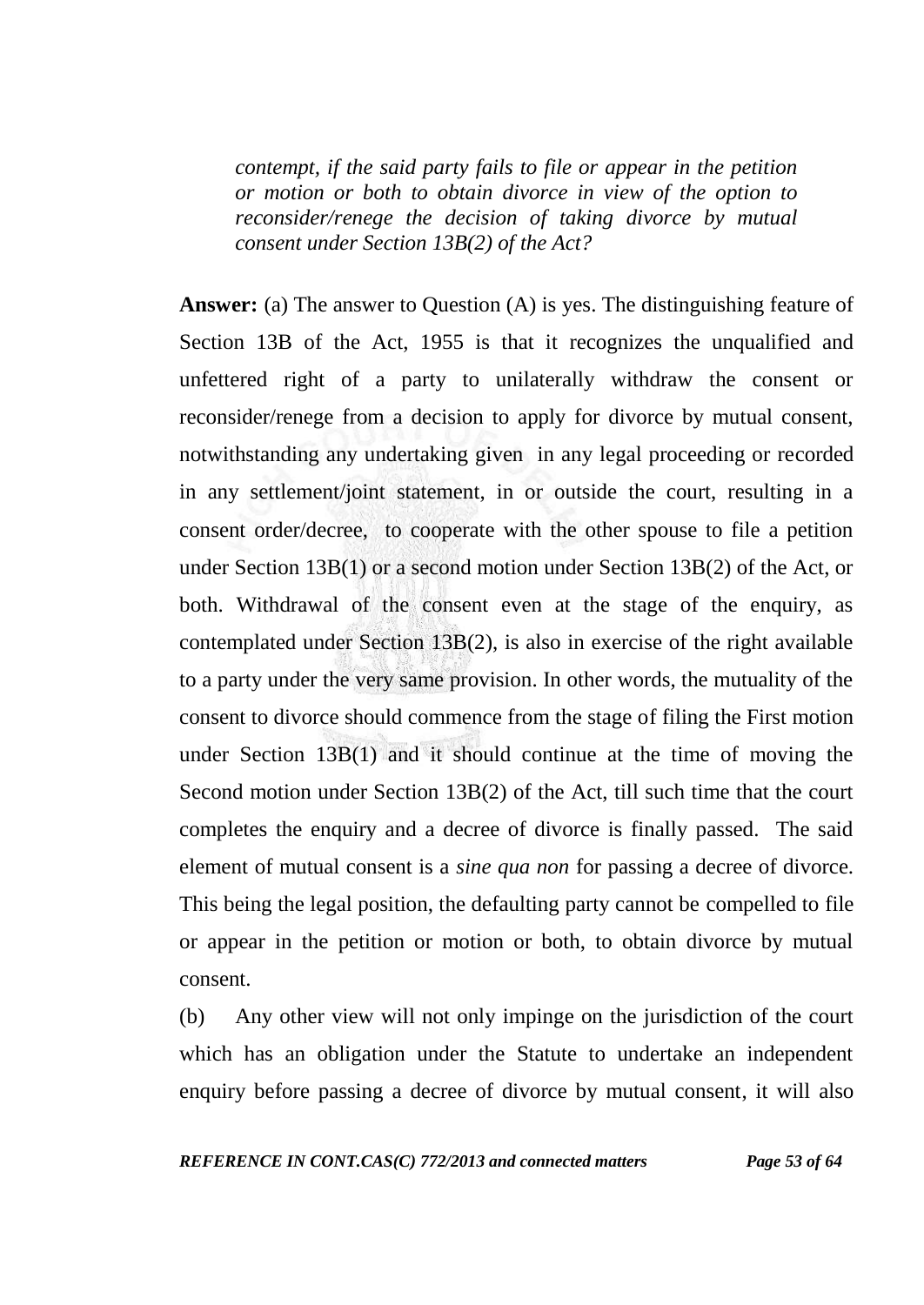*contempt, if the said party fails to file or appear in the petition or motion or both to obtain divorce in view of the option to reconsider/renege the decision of taking divorce by mutual consent under Section 13B(2) of the Act?*

**Answer:** (a) The answer to Question (A) is yes. The distinguishing feature of Section 13B of the Act, 1955 is that it recognizes the unqualified and unfettered right of a party to unilaterally withdraw the consent or reconsider/renege from a decision to apply for divorce by mutual consent, notwithstanding any undertaking given in any legal proceeding or recorded in any settlement/joint statement, in or outside the court, resulting in a consent order/decree, to cooperate with the other spouse to file a petition under Section 13B(1) or a second motion under Section 13B(2) of the Act, or both. Withdrawal of the consent even at the stage of the enquiry, as contemplated under Section 13B(2), is also in exercise of the right available to a party under the very same provision. In other words, the mutuality of the consent to divorce should commence from the stage of filing the First motion under Section 13B(1) and it should continue at the time of moving the Second motion under Section 13B(2) of the Act, till such time that the court completes the enquiry and a decree of divorce is finally passed. The said element of mutual consent is a *sine qua non* for passing a decree of divorce. This being the legal position, the defaulting party cannot be compelled to file or appear in the petition or motion or both, to obtain divorce by mutual consent.

(b) Any other view will not only impinge on the jurisdiction of the court which has an obligation under the Statute to undertake an independent enquiry before passing a decree of divorce by mutual consent, it will also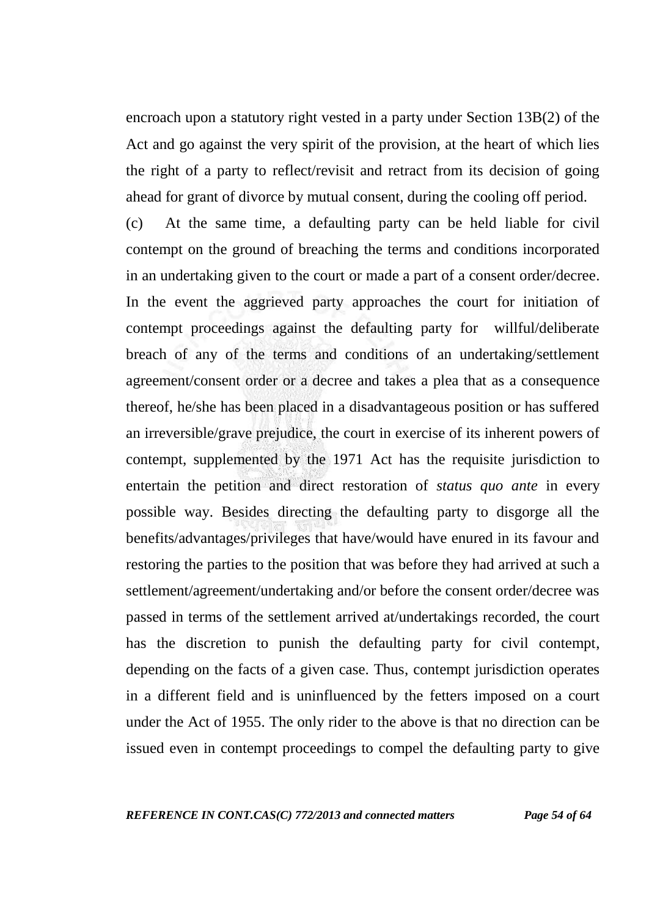encroach upon a statutory right vested in a party under Section 13B(2) of the Act and go against the very spirit of the provision, at the heart of which lies the right of a party to reflect/revisit and retract from its decision of going ahead for grant of divorce by mutual consent, during the cooling off period.

(c) At the same time, a defaulting party can be held liable for civil contempt on the ground of breaching the terms and conditions incorporated in an undertaking given to the court or made a part of a consent order/decree. In the event the aggrieved party approaches the court for initiation of contempt proceedings against the defaulting party for willful/deliberate breach of any of the terms and conditions of an undertaking/settlement agreement/consent order or a decree and takes a plea that as a consequence thereof, he/she has been placed in a disadvantageous position or has suffered an irreversible/grave prejudice, the court in exercise of its inherent powers of contempt, supplemented by the 1971 Act has the requisite jurisdiction to entertain the petition and direct restoration of *status quo ante* in every possible way. Besides directing the defaulting party to disgorge all the benefits/advantages/privileges that have/would have enured in its favour and restoring the parties to the position that was before they had arrived at such a settlement/agreement/undertaking and/or before the consent order/decree was passed in terms of the settlement arrived at/undertakings recorded, the court has the discretion to punish the defaulting party for civil contempt, depending on the facts of a given case. Thus, contempt jurisdiction operates in a different field and is uninfluenced by the fetters imposed on a court under the Act of 1955. The only rider to the above is that no direction can be issued even in contempt proceedings to compel the defaulting party to give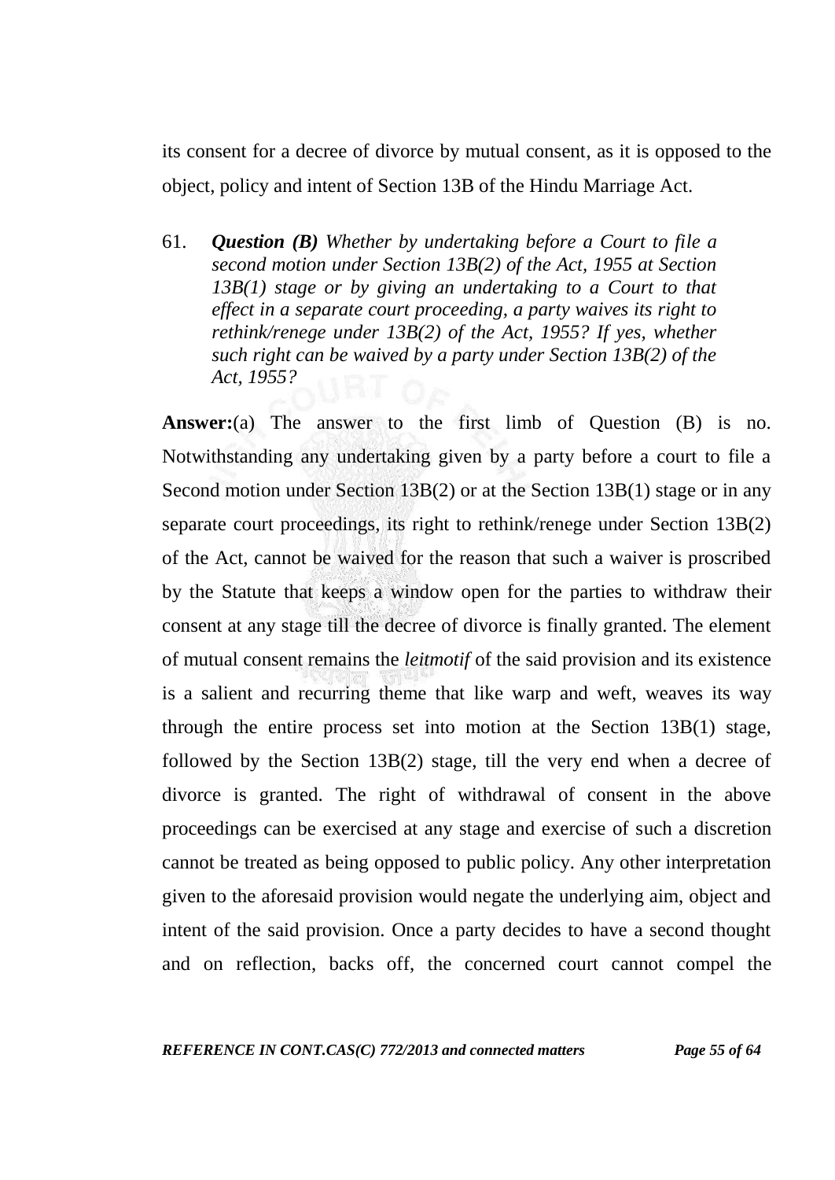its consent for a decree of divorce by mutual consent, as it is opposed to the object, policy and intent of Section 13B of the Hindu Marriage Act.

61. ***Question (B)*** *Whether by undertaking before a Court to file a second motion under Section 13B(2) of the Act, 1955 at Section 13B(1) stage or by giving an undertaking to a Court to that effect in a separate court proceeding, a party waives its right to rethink/renege under 13B(2) of the Act, 1955? If yes, whether such right can be waived by a party under Section 13B(2) of the Act, 1955?*

**Answer:**(a) The answer to the first limb of Question (B) is no. Notwithstanding any undertaking given by a party before a court to file a Second motion under Section 13B(2) or at the Section 13B(1) stage or in any separate court proceedings, its right to rethink/renege under Section 13B(2) of the Act, cannot be waived for the reason that such a waiver is proscribed by the Statute that keeps a window open for the parties to withdraw their consent at any stage till the decree of divorce is finally granted. The element of mutual consent remains the *leitmotif* of the said provision and its existence is a salient and recurring theme that like warp and weft, weaves its way through the entire process set into motion at the Section 13B(1) stage, followed by the Section 13B(2) stage, till the very end when a decree of divorce is granted. The right of withdrawal of consent in the above proceedings can be exercised at any stage and exercise of such a discretion cannot be treated as being opposed to public policy. Any other interpretation given to the aforesaid provision would negate the underlying aim, object and intent of the said provision. Once a party decides to have a second thought and on reflection, backs off, the concerned court cannot compel the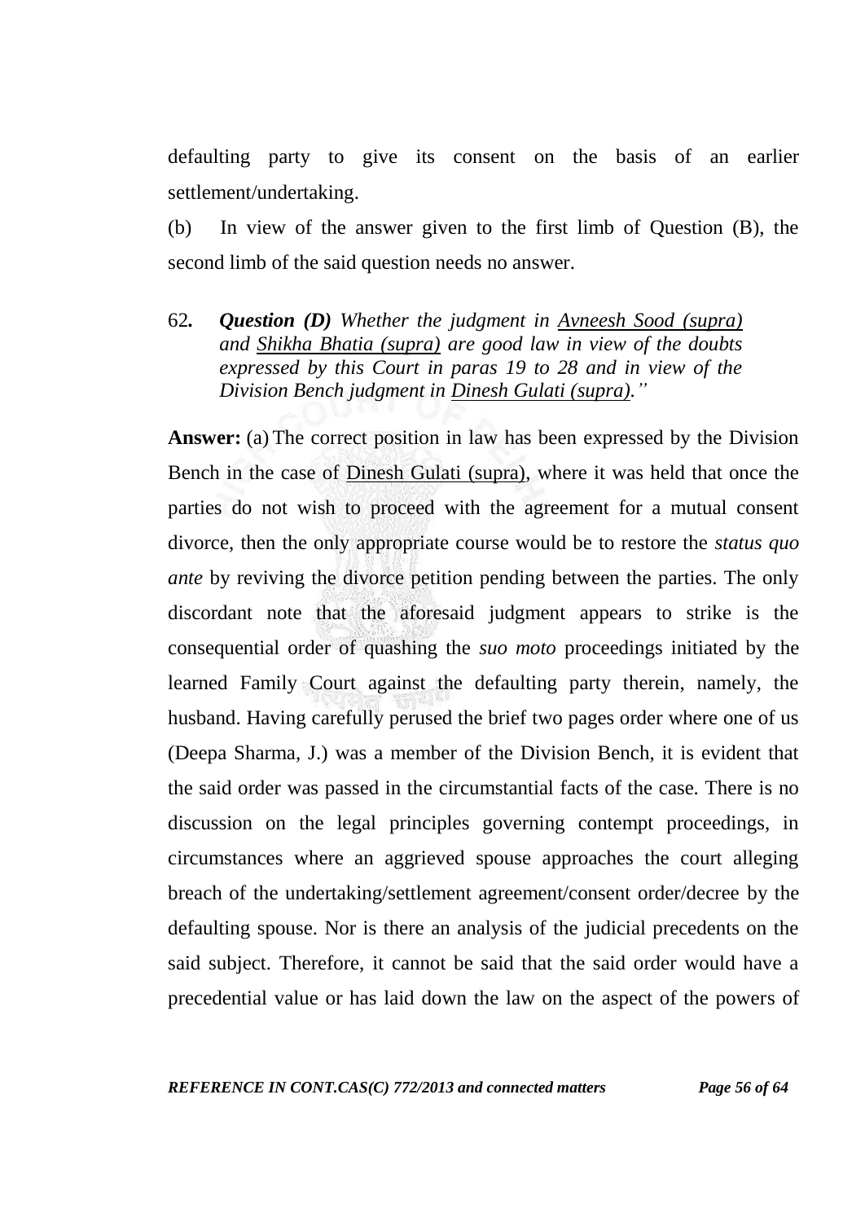defaulting party to give its consent on the basis of an earlier settlement/undertaking.

(b) In view of the answer given to the first limb of Question (B), the second limb of the said question needs no answer.

62**.** ***Question (D)*** *Whether the judgment in* *<u>Avneesh Sood (supra)</u>* *and* *<u>Shikha Bhatia (supra)</u>* *are good law in view of the doubts expressed by this Court in paras 19 to 28 and in view of the Division Bench judgment in* *<u>Dinesh Gulati (supra)</u>.*"

**Answer:** (a) The correct position in law has been expressed by the Division Bench in the case of <u>Dinesh Gulati (supra)</u>, where it was held that once the parties do not wish to proceed with the agreement for a mutual consent divorce, then the only appropriate course would be to restore the *status quo ante* by reviving the divorce petition pending between the parties. The only discordant note that the aforesaid judgment appears to strike is the consequential order of quashing the *suo moto* proceedings initiated by the learned Family Court against the defaulting party therein, namely, the husband. Having carefully perused the brief two pages order where one of us (Deepa Sharma, J.) was a member of the Division Bench, it is evident that the said order was passed in the circumstantial facts of the case. There is no discussion on the legal principles governing contempt proceedings, in circumstances where an aggrieved spouse approaches the court alleging breach of the undertaking/settlement agreement/consent order/decree by the defaulting spouse. Nor is there an analysis of the judicial precedents on the said subject. Therefore, it cannot be said that the said order would have a precedential value or has laid down the law on the aspect of the powers of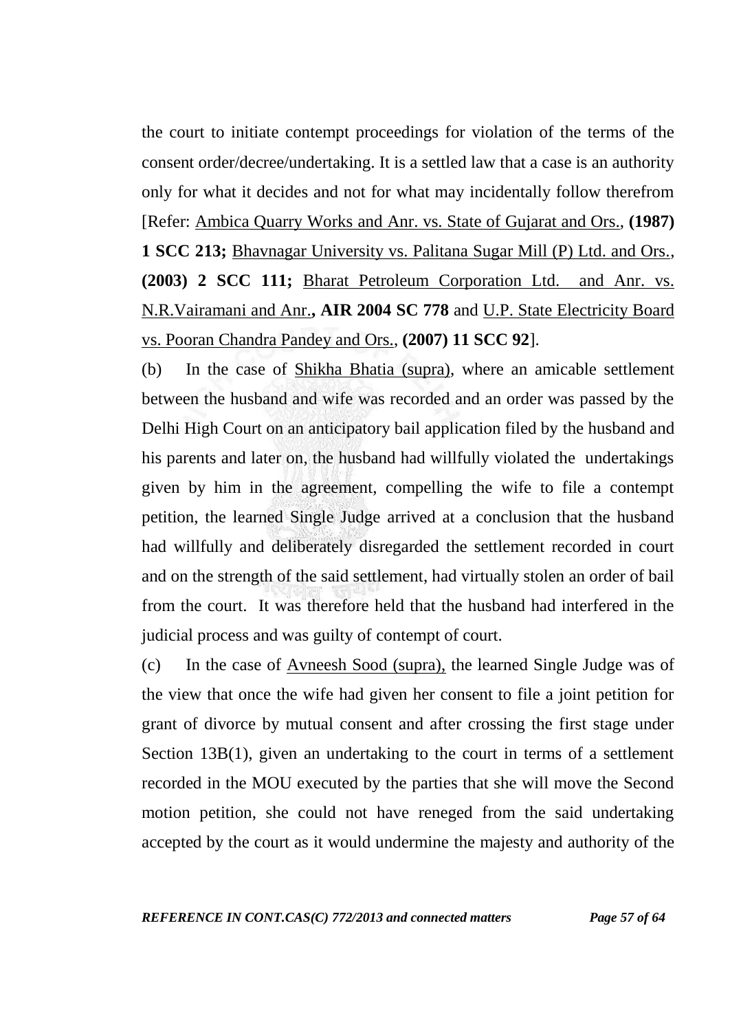the court to initiate contempt proceedings for violation of the terms of the consent order/decree/undertaking. It is a settled law that a case is an authority only for what it decides and not for what may incidentally follow therefrom [Refer: Ambica Quarry Works and Anr. vs. State of Gujarat and Ors., **(1987) 1 SCC 213;** Bhavnagar University vs. Palitana Sugar Mill (P) Ltd. and Ors., **(2003) 2 SCC 111;** Bharat Petroleum Corporation Ltd. and Anr. vs. N.R.Vairamani and Anr.**, AIR 2004 SC 778** and U.P. State Electricity Board vs. Pooran Chandra Pandey and Ors., **(2007) 11 SCC 92**].

(b) In the case of Shikha Bhatia (supra), where an amicable settlement between the husband and wife was recorded and an order was passed by the Delhi High Court on an anticipatory bail application filed by the husband and his parents and later on, the husband had willfully violated the undertakings given by him in the agreement, compelling the wife to file a contempt petition, the learned Single Judge arrived at a conclusion that the husband had willfully and deliberately disregarded the settlement recorded in court and on the strength of the said settlement, had virtually stolen an order of bail from the court. It was therefore held that the husband had interfered in the judicial process and was guilty of contempt of court.

(c) In the case of Avneesh Sood (supra), the learned Single Judge was of the view that once the wife had given her consent to file a joint petition for grant of divorce by mutual consent and after crossing the first stage under Section 13B(1), given an undertaking to the court in terms of a settlement recorded in the MOU executed by the parties that she will move the Second motion petition, she could not have reneged from the said undertaking accepted by the court as it would undermine the majesty and authority of the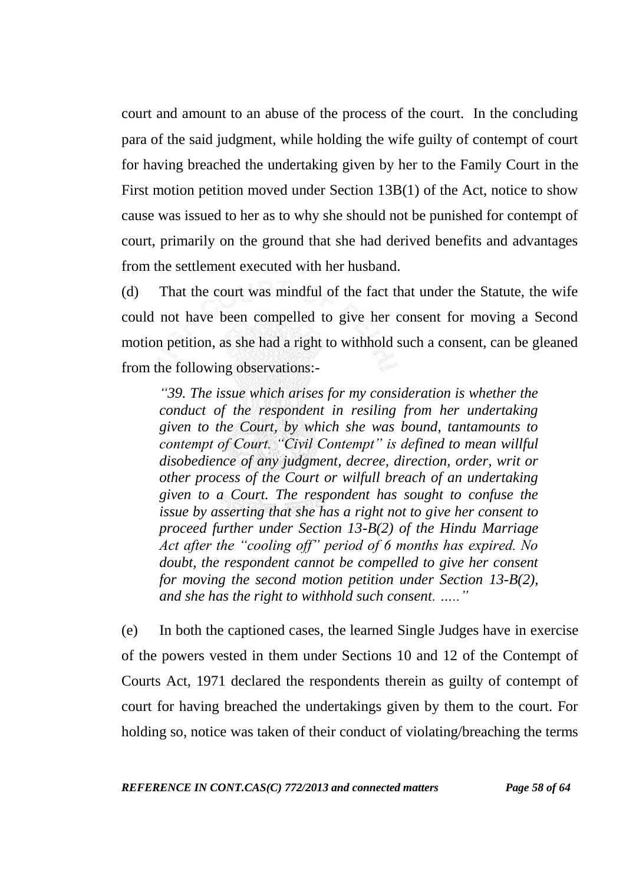court and amount to an abuse of the process of the court. In the concluding para of the said judgment, while holding the wife guilty of contempt of court for having breached the undertaking given by her to the Family Court in the First motion petition moved under Section 13B(1) of the Act, notice to show cause was issued to her as to why she should not be punished for contempt of court, primarily on the ground that she had derived benefits and advantages from the settlement executed with her husband.

(d) That the court was mindful of the fact that under the Statute, the wife could not have been compelled to give her consent for moving a Second motion petition, as she had a right to withhold such a consent, can be gleaned from the following observations:-

> *"39. The issue which arises for my consideration is whether the conduct of the respondent in resiling from her undertaking given to the Court, by which she was bound, tantamounts to contempt of Court. "Civil Contempt" is defined to mean willful disobedience of any judgment, decree, direction, order, writ or other process of the Court or wilfull breach of an undertaking given to a Court. The respondent has sought to confuse the issue by asserting that she has a right not to give her consent to proceed further under Section 13-B(2) of the Hindu Marriage Act after the "cooling off" period of 6 months has expired. No doubt, the respondent cannot be compelled to give her consent for moving the second motion petition under Section 13-B(2), and she has the right to withhold such consent. ….."*

(e) In both the captioned cases, the learned Single Judges have in exercise of the powers vested in them under Sections 10 and 12 of the Contempt of Courts Act, 1971 declared the respondents therein as guilty of contempt of court for having breached the undertakings given by them to the court. For holding so, notice was taken of their conduct of violating/breaching the terms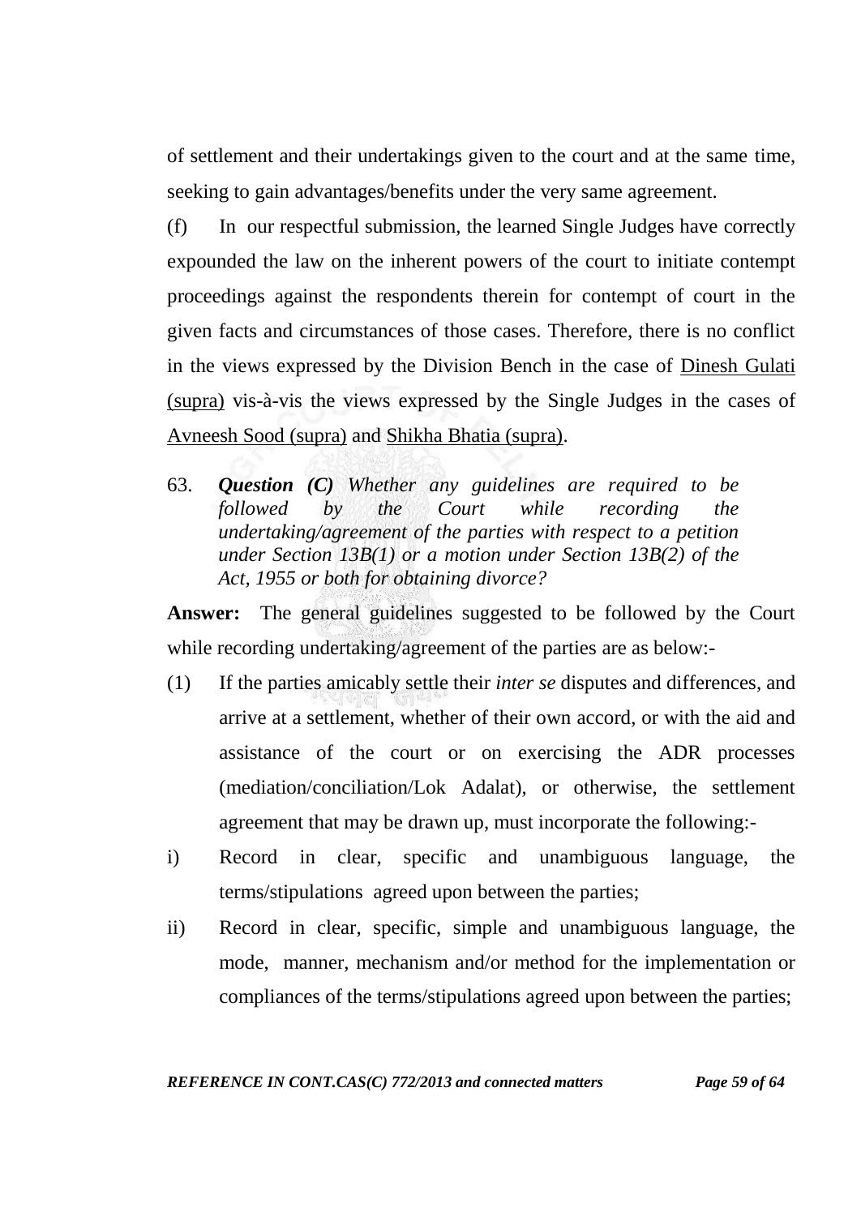of settlement and their undertakings given to the court and at the same time, seeking to gain advantages/benefits under the very same agreement.

(f) In our respectful submission, the learned Single Judges have correctly expounded the law on the inherent powers of the court to initiate contempt proceedings against the respondents therein for contempt of court in the given facts and circumstances of those cases. Therefore, there is no conflict in the views expressed by the Division Bench in the case of Dinesh Gulati (supra) vis-à-vis the views expressed by the Single Judges in the cases of Avneesh Sood (supra) and Shikha Bhatia (supra).

63. ***Question (C)*** *Whether any guidelines are required to be followed by the Court while recording the undertaking/agreement of the parties with respect to a petition under Section 13B(1) or a motion under Section 13B(2) of the Act, 1955 or both for obtaining divorce?*

**Answer:** The general guidelines suggested to be followed by the Court while recording undertaking/agreement of the parties are as below:-

(1) If the parties amicably settle their *inter se* disputes and differences, and arrive at a settlement, whether of their own accord, or with the aid and assistance of the court or on exercising the ADR processes (mediation/conciliation/Lok Adalat), or otherwise, the settlement agreement that may be drawn up, must incorporate the following:-

i) Record in clear, specific and unambiguous language, the terms/stipulations agreed upon between the parties;

ii) Record in clear, specific, simple and unambiguous language, the mode, manner, mechanism and/or method for the implementation or compliances of the terms/stipulations agreed upon between the parties;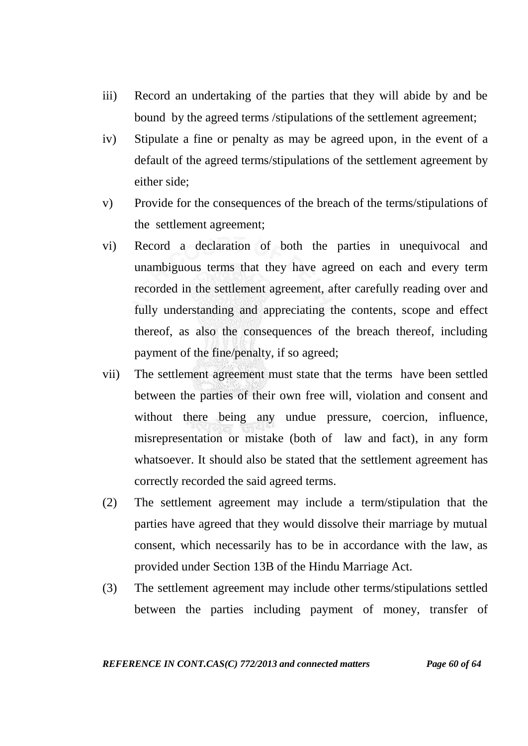iii) Record an undertaking of the parties that they will abide by and be bound by the agreed terms /stipulations of the settlement agreement;

iv) Stipulate a fine or penalty as may be agreed upon, in the event of a default of the agreed terms/stipulations of the settlement agreement by either side;

v) Provide for the consequences of the breach of the terms/stipulations of the settlement agreement;

vi) Record a declaration of both the parties in unequivocal and unambiguous terms that they have agreed on each and every term recorded in the settlement agreement, after carefully reading over and fully understanding and appreciating the contents, scope and effect thereof, as also the consequences of the breach thereof, including payment of the fine/penalty, if so agreed;

vii) The settlement agreement must state that the terms have been settled between the parties of their own free will, violation and consent and without there being any undue pressure, coercion, influence, misrepresentation or mistake (both of law and fact), in any form whatsoever. It should also be stated that the settlement agreement has correctly recorded the said agreed terms.

(2) The settlement agreement may include a term/stipulation that the parties have agreed that they would dissolve their marriage by mutual consent, which necessarily has to be in accordance with the law, as provided under Section 13B of the Hindu Marriage Act.

(3) The settlement agreement may include other terms/stipulations settled between the parties including payment of money, transfer of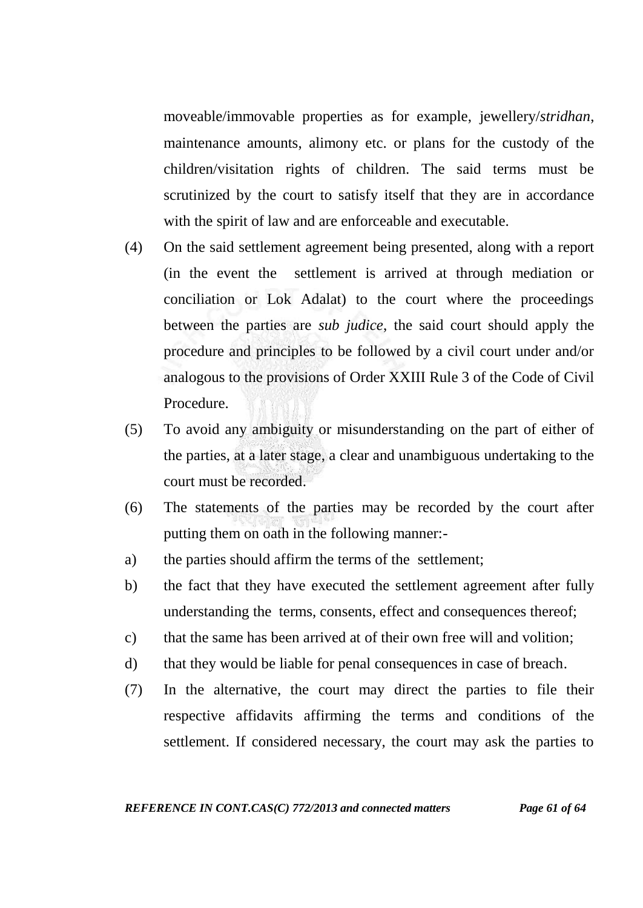moveable/immovable properties as for example, jewellery/*stridhan*, maintenance amounts, alimony etc. or plans for the custody of the children/visitation rights of children. The said terms must be scrutinized by the court to satisfy itself that they are in accordance with the spirit of law and are enforceable and executable.

(4) On the said settlement agreement being presented, along with a report (in the event the settlement is arrived at through mediation or conciliation or Lok Adalat) to the court where the proceedings between the parties are *sub judice*, the said court should apply the procedure and principles to be followed by a civil court under and/or analogous to the provisions of Order XXIII Rule 3 of the Code of Civil Procedure.

(5) To avoid any ambiguity or misunderstanding on the part of either of the parties, at a later stage, a clear and unambiguous undertaking to the court must be recorded.

(6) The statements of the parties may be recorded by the court after putting them on oath in the following manner:-

a) the parties should affirm the terms of the settlement;

b) the fact that they have executed the settlement agreement after fully understanding the terms, consents, effect and consequences thereof;

c) that the same has been arrived at of their own free will and volition;

d) that they would be liable for penal consequences in case of breach.

(7) In the alternative, the court may direct the parties to file their respective affidavits affirming the terms and conditions of the settlement. If considered necessary, the court may ask the parties to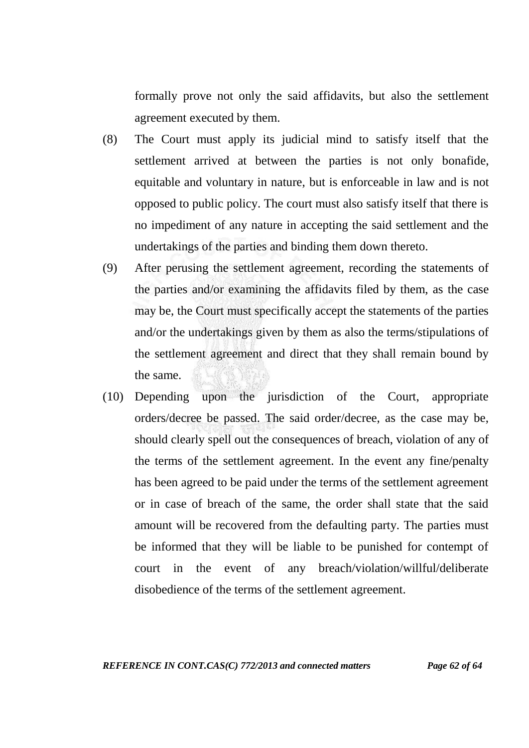formally prove not only the said affidavits, but also the settlement agreement executed by them.

(8) The Court must apply its judicial mind to satisfy itself that the settlement arrived at between the parties is not only bonafide, equitable and voluntary in nature, but is enforceable in law and is not opposed to public policy. The court must also satisfy itself that there is no impediment of any nature in accepting the said settlement and the undertakings of the parties and binding them down thereto.

(9) After perusing the settlement agreement, recording the statements of the parties and/or examining the affidavits filed by them, as the case may be, the Court must specifically accept the statements of the parties and/or the undertakings given by them as also the terms/stipulations of the settlement agreement and direct that they shall remain bound by the same.

(10) Depending upon the jurisdiction of the Court, appropriate orders/decree be passed. The said order/decree, as the case may be, should clearly spell out the consequences of breach, violation of any of the terms of the settlement agreement. In the event any fine/penalty has been agreed to be paid under the terms of the settlement agreement or in case of breach of the same, the order shall state that the said amount will be recovered from the defaulting party. The parties must be informed that they will be liable to be punished for contempt of court in the event of any breach/violation/willful/deliberate disobedience of the terms of the settlement agreement.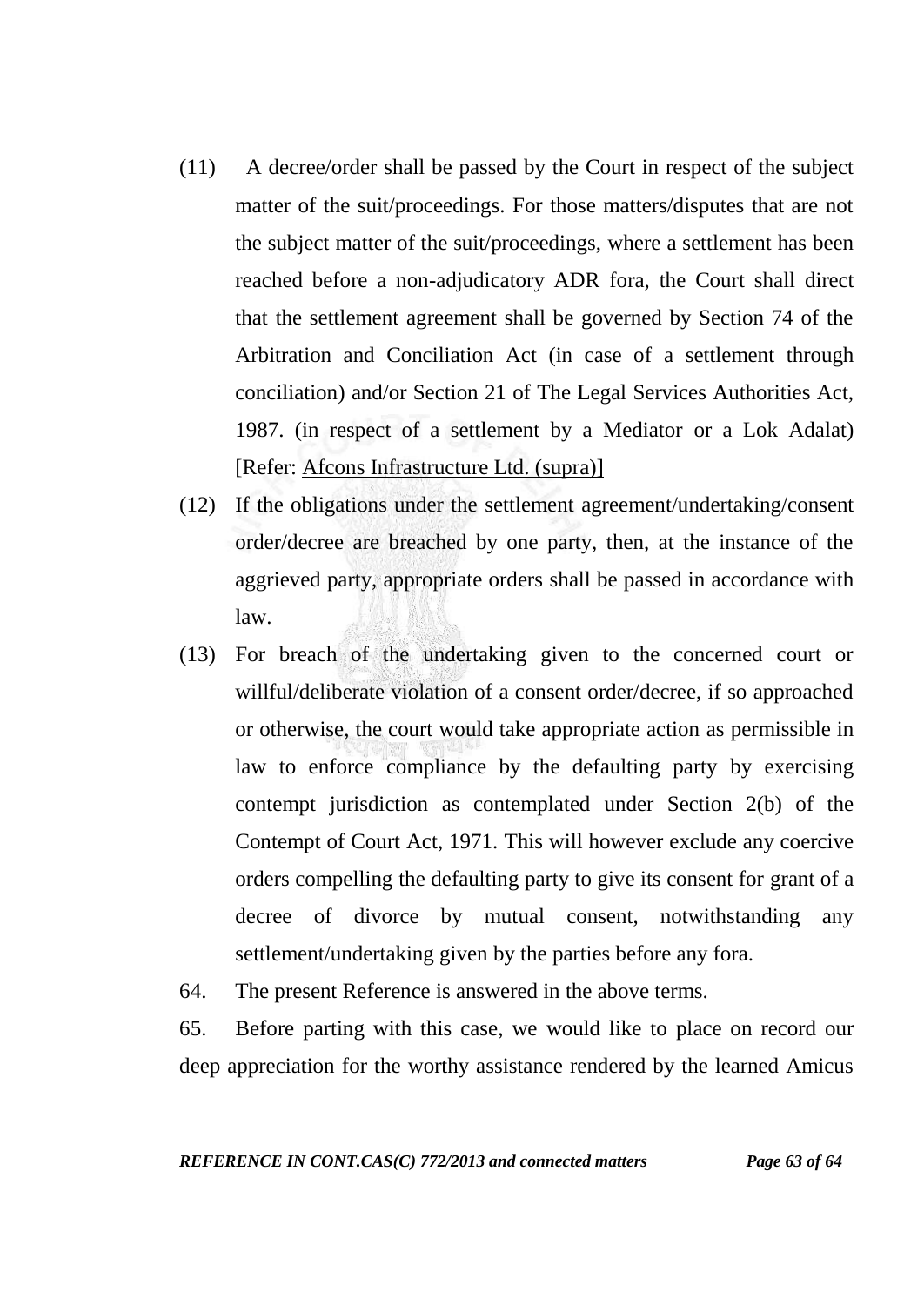(11) A decree/order shall be passed by the Court in respect of the subject matter of the suit/proceedings. For those matters/disputes that are not the subject matter of the suit/proceedings, where a settlement has been reached before a non-adjudicatory ADR fora, the Court shall direct that the settlement agreement shall be governed by Section 74 of the Arbitration and Conciliation Act (in case of a settlement through conciliation) and/or Section 21 of The Legal Services Authorities Act, 1987. (in respect of a settlement by a Mediator or a Lok Adalat) [Refer: Afcons Infrastructure Ltd. (supra)]

(12) If the obligations under the settlement agreement/undertaking/consent order/decree are breached by one party, then, at the instance of the aggrieved party, appropriate orders shall be passed in accordance with law.

(13) For breach of the undertaking given to the concerned court or willful/deliberate violation of a consent order/decree, if so approached or otherwise, the court would take appropriate action as permissible in law to enforce compliance by the defaulting party by exercising contempt jurisdiction as contemplated under Section 2(b) of the Contempt of Court Act, 1971. This will however exclude any coercive orders compelling the defaulting party to give its consent for grant of a decree of divorce by mutual consent, notwithstanding any settlement/undertaking given by the parties before any fora.

64. The present Reference is answered in the above terms.

65. Before parting with this case, we would like to place on record our deep appreciation for the worthy assistance rendered by the learned Amicus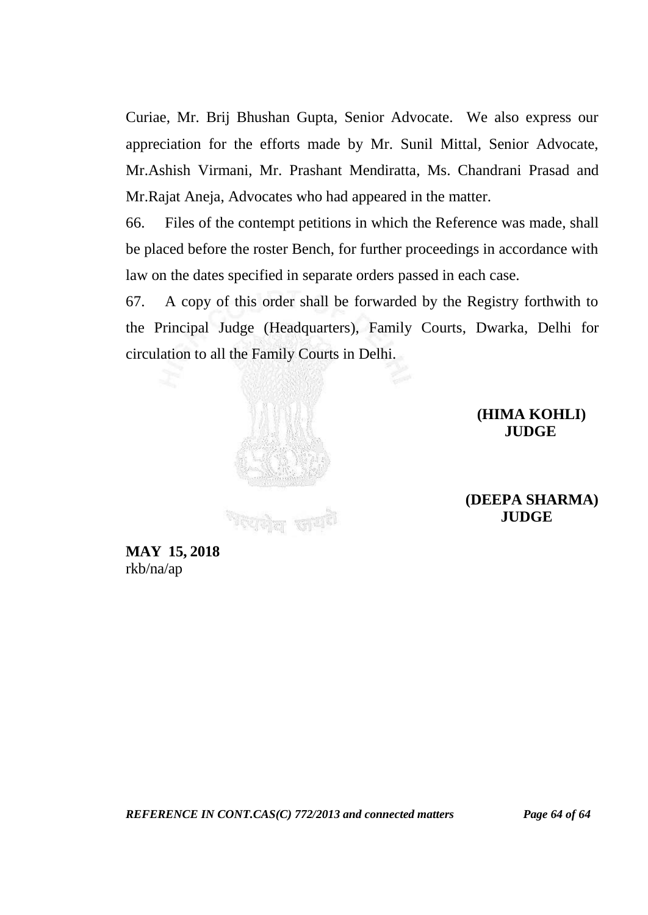Curiae, Mr. Brij Bhushan Gupta, Senior Advocate. We also express our appreciation for the efforts made by Mr. Sunil Mittal, Senior Advocate, Mr.Ashish Virmani, Mr. Prashant Mendiratta, Ms. Chandrani Prasad and Mr.Rajat Aneja, Advocates who had appeared in the matter.

66. Files of the contempt petitions in which the Reference was made, shall be placed before the roster Bench, for further proceedings in accordance with law on the dates specified in separate orders passed in each case.

67. A copy of this order shall be forwarded by the Registry forthwith to the Principal Judge (Headquarters), Family Courts, Dwarka, Delhi for circulation to all the Family Courts in Delhi.

**(HIMA KOHLI)**
**JUDGE**

**(DEEPA SHARMA)**
**JUDGE**

**MAY 15, 2018**
rkb/na/ap